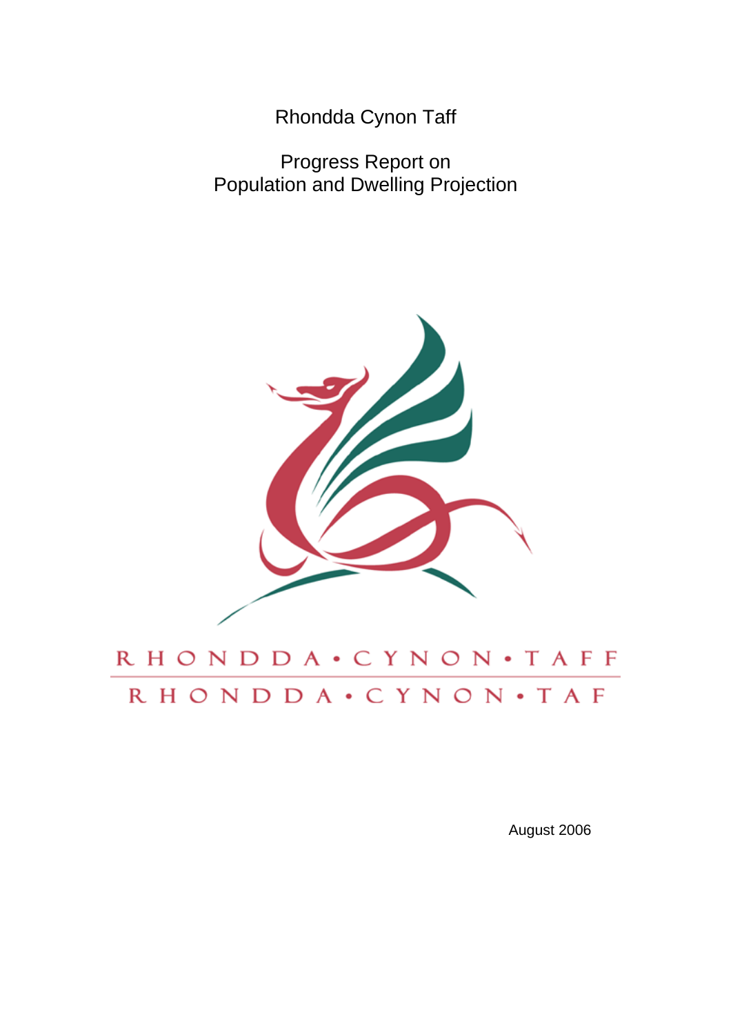# Rhondda Cynon Taff

## Progress Report on Population and Dwelling Projection

RHONDDA • CYNON • TAFF

RHONDDA • CYNON • TAF

August 2006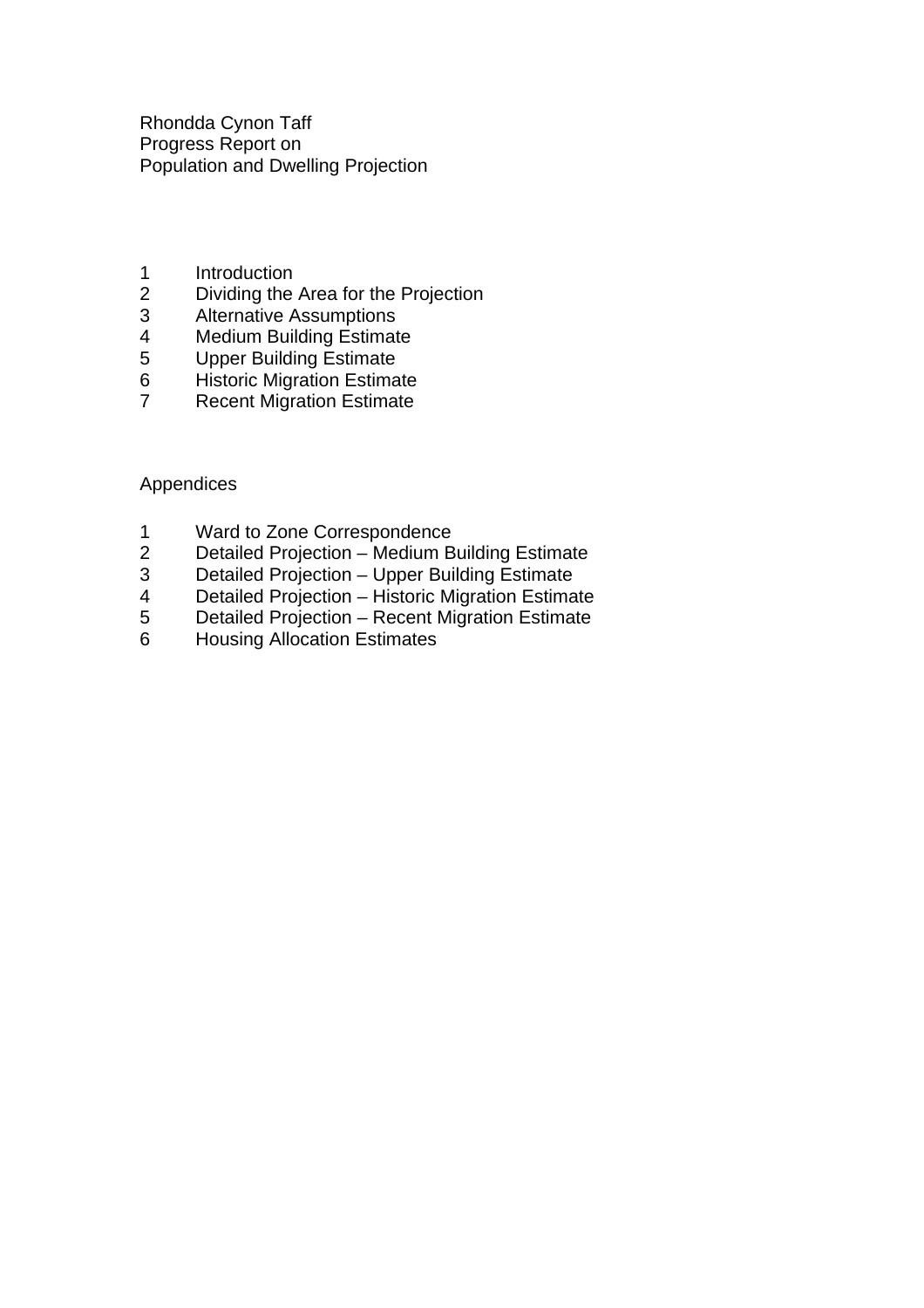Rhondda Cynon Taff
Progress Report on
Population and Dwelling Projection

1 Introduction
2 Dividing the Area for the Projection
3 Alternative Assumptions
4 Medium Building Estimate
5 Upper Building Estimate
6 Historic Migration Estimate
7 Recent Migration Estimate

Appendices

1 Ward to Zone Correspondence
2 Detailed Projection – Medium Building Estimate
3 Detailed Projection – Upper Building Estimate
4 Detailed Projection – Historic Migration Estimate
5 Detailed Projection – Recent Migration Estimate
6 Housing Allocation Estimates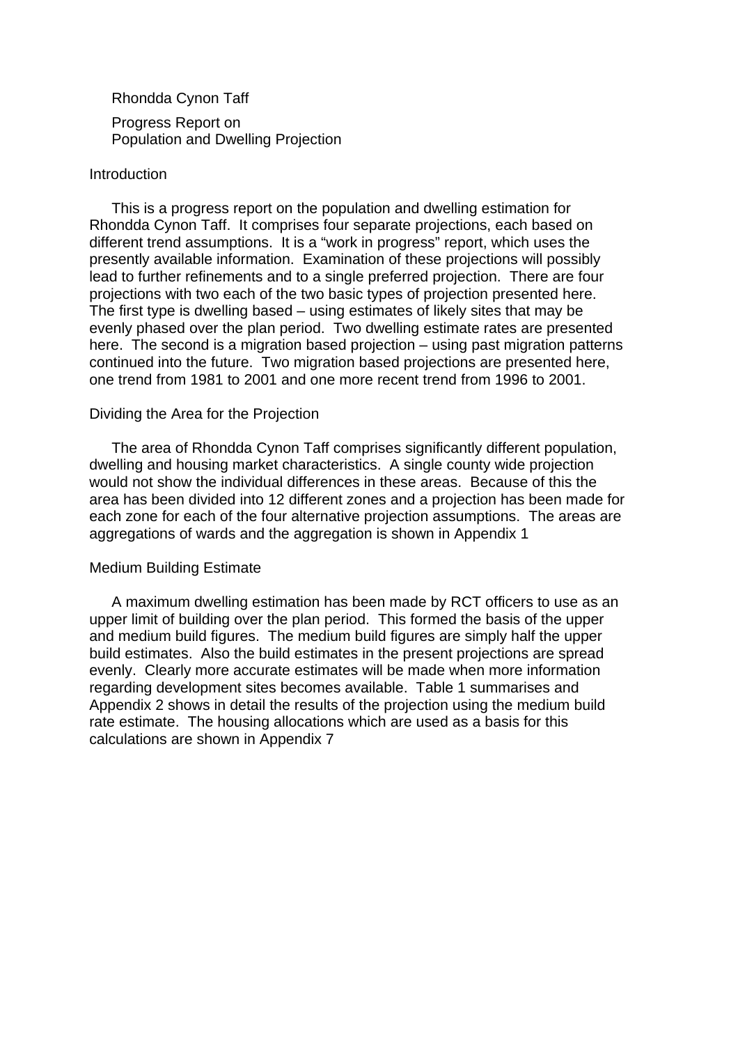Rhondda Cynon Taff

Progress Report on
Population and Dwelling Projection

## Introduction

This is a progress report on the population and dwelling estimation for Rhondda Cynon Taff. It comprises four separate projections, each based on different trend assumptions. It is a "work in progress" report, which uses the presently available information. Examination of these projections will possibly lead to further refinements and to a single preferred projection. There are four projections with two each of the two basic types of projection presented here. The first type is dwelling based – using estimates of likely sites that may be evenly phased over the plan period. Two dwelling estimate rates are presented here. The second is a migration based projection – using past migration patterns continued into the future. Two migration based projections are presented here, one trend from 1981 to 2001 and one more recent trend from 1996 to 2001.

## Dividing the Area for the Projection

The area of Rhondda Cynon Taff comprises significantly different population, dwelling and housing market characteristics. A single county wide projection would not show the individual differences in these areas. Because of this the area has been divided into 12 different zones and a projection has been made for each zone for each of the four alternative projection assumptions. The areas are aggregations of wards and the aggregation is shown in Appendix 1

## Medium Building Estimate

A maximum dwelling estimation has been made by RCT officers to use as an upper limit of building over the plan period. This formed the basis of the upper and medium build figures. The medium build figures are simply half the upper build estimates. Also the build estimates in the present projections are spread evenly. Clearly more accurate estimates will be made when more information regarding development sites becomes available. Table 1 summarises and Appendix 2 shows in detail the results of the projection using the medium build rate estimate. The housing allocations which are used as a basis for this calculations are shown in Appendix 7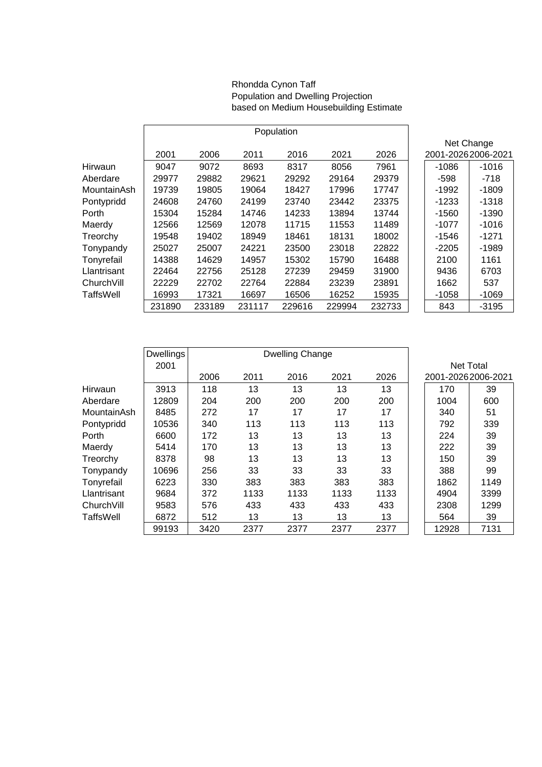Rhondda Cynon Taff
Population and Dwelling Projection
based on Medium Housebuilding Estimate

| | Population | | | | | | Net Change | |
|---|---|---|---|---|---|---|---|---|
| | 2001 | 2006 | 2011 | 2016 | 2021 | 2026 | 2001-2026 | 2006-2021 |
| Hirwaun | 9047 | 9072 | 8693 | 8317 | 8056 | 7961 | -1086 | -1016 |
| Aberdare | 29977 | 29882 | 29621 | 29292 | 29164 | 29379 | -598 | -718 |
| MountainAsh | 19739 | 19805 | 19064 | 18427 | 17996 | 17747 | -1992 | -1809 |
| Pontypridd | 24608 | 24760 | 24199 | 23740 | 23442 | 23375 | -1233 | -1318 |
| Porth | 15304 | 15284 | 14746 | 14233 | 13894 | 13744 | -1560 | -1390 |
| Maerdy | 12566 | 12569 | 12078 | 11715 | 11553 | 11489 | -1077 | -1016 |
| Treorchy | 19548 | 19402 | 18949 | 18461 | 18131 | 18002 | -1546 | -1271 |
| Tonypandy | 25027 | 25007 | 24221 | 23500 | 23018 | 22822 | -2205 | -1989 |
| Tonyrefail | 14388 | 14629 | 14957 | 15302 | 15790 | 16488 | 2100 | 1161 |
| Llantrisant | 22464 | 22756 | 25128 | 27239 | 29459 | 31900 | 9436 | 6703 |
| ChurchVill | 22229 | 22702 | 22764 | 22884 | 23239 | 23891 | 1662 | 537 |
| TaffsWell | 16993 | 17321 | 16697 | 16506 | 16252 | 15935 | -1058 | -1069 |
| | 231890 | 233189 | 231117 | 229616 | 229994 | 232733 | 843 | -3195 |

| | Dwellings 2001 | Dwelling Change | | | | | Net Total | |
|---|---|---|---|---|---|---|---|---|
| | | 2006 | 2011 | 2016 | 2021 | 2026 | 2001-2026 | 2006-2021 |
| Hirwaun | 3913 | 118 | 13 | 13 | 13 | 13 | 170 | 39 |
| Aberdare | 12809 | 204 | 200 | 200 | 200 | 200 | 1004 | 600 |
| MountainAsh | 8485 | 272 | 17 | 17 | 17 | 17 | 340 | 51 |
| Pontypridd | 10536 | 340 | 113 | 113 | 113 | 113 | 792 | 339 |
| Porth | 6600 | 172 | 13 | 13 | 13 | 13 | 224 | 39 |
| Maerdy | 5414 | 170 | 13 | 13 | 13 | 13 | 222 | 39 |
| Treorchy | 8378 | 98 | 13 | 13 | 13 | 13 | 150 | 39 |
| Tonypandy | 10696 | 256 | 33 | 33 | 33 | 33 | 388 | 99 |
| Tonyrefail | 6223 | 330 | 383 | 383 | 383 | 383 | 1862 | 1149 |
| Llantrisant | 9684 | 372 | 1133 | 1133 | 1133 | 1133 | 4904 | 3399 |
| ChurchVill | 9583 | 576 | 433 | 433 | 433 | 433 | 2308 | 1299 |
| TaffsWell | 6872 | 512 | 13 | 13 | 13 | 13 | 564 | 39 |
| | 99193 | 3420 | 2377 | 2377 | 2377 | 2377 | 12928 | 7131 |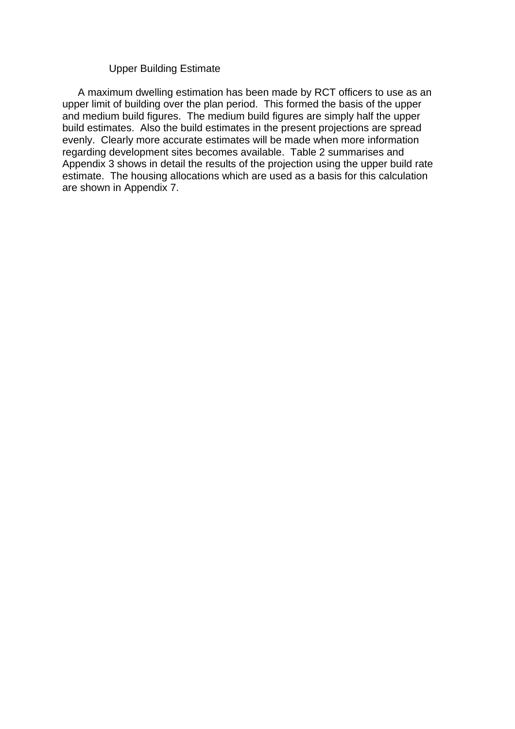### Upper Building Estimate

A maximum dwelling estimation has been made by RCT officers to use as an upper limit of building over the plan period. This formed the basis of the upper and medium build figures. The medium build figures are simply half the upper build estimates. Also the build estimates in the present projections are spread evenly. Clearly more accurate estimates will be made when more information regarding development sites becomes available. Table 2 summarises and Appendix 3 shows in detail the results of the projection using the upper build rate estimate. The housing allocations which are used as a basis for this calculation are shown in Appendix 7.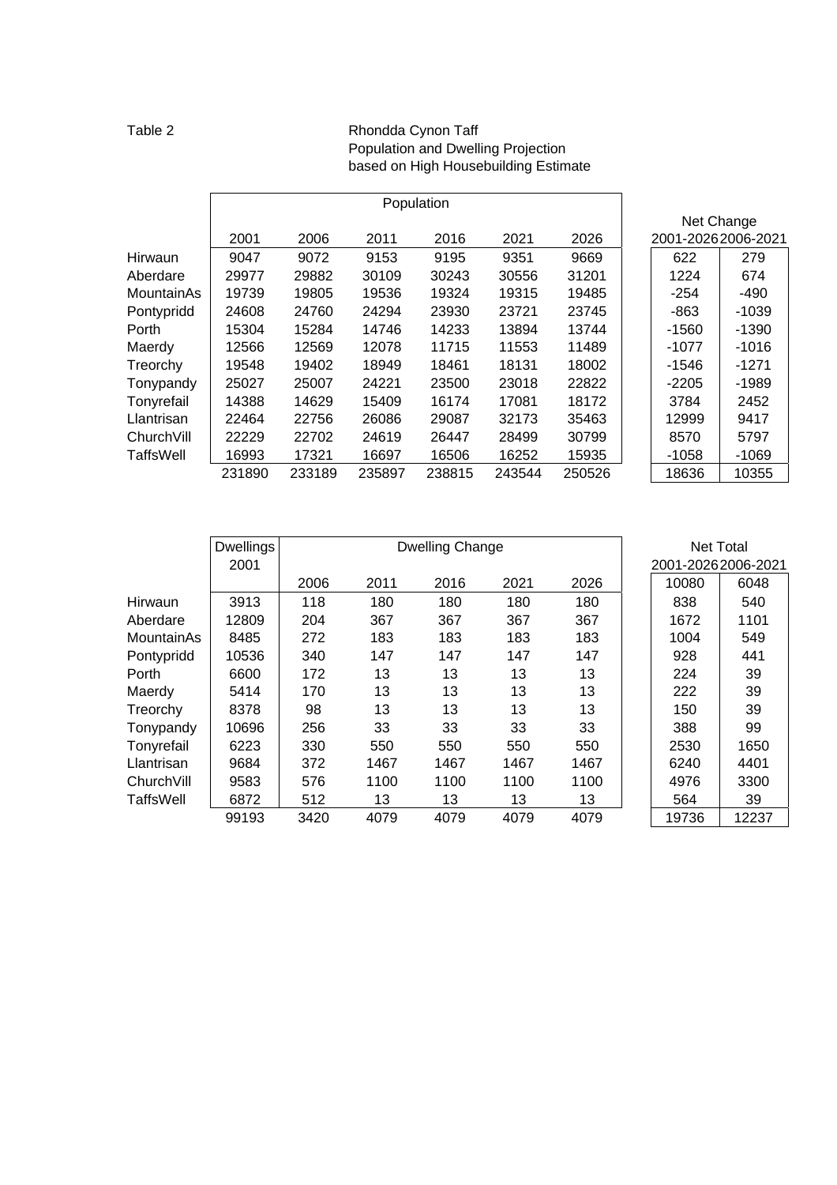Table 2

Rhondda Cynon Taff
Population and Dwelling Projection
based on High Housebuilding Estimate

| | Population | | | | | | Net Change | |
|---|---|---|---|---|---|---|---|---|
| | 2001 | 2006 | 2011 | 2016 | 2021 | 2026 | 2001-2026 | 2006-2021 |
| Hirwaun | 9047 | 9072 | 9153 | 9195 | 9351 | 9669 | 622 | 279 |
| Aberdare | 29977 | 29882 | 30109 | 30243 | 30556 | 31201 | 1224 | 674 |
| MountainAs | 19739 | 19805 | 19536 | 19324 | 19315 | 19485 | -254 | -490 |
| Pontypridd | 24608 | 24760 | 24294 | 23930 | 23721 | 23745 | -863 | -1039 |
| Porth | 15304 | 15284 | 14746 | 14233 | 13894 | 13744 | -1560 | -1390 |
| Maerdy | 12566 | 12569 | 12078 | 11715 | 11553 | 11489 | -1077 | -1016 |
| Treorchy | 19548 | 19402 | 18949 | 18461 | 18131 | 18002 | -1546 | -1271 |
| Tonypandy | 25027 | 25007 | 24221 | 23500 | 23018 | 22822 | -2205 | -1989 |
| Tonyrefail | 14388 | 14629 | 15409 | 16174 | 17081 | 18172 | 3784 | 2452 |
| Llantrisan | 22464 | 22756 | 26086 | 29087 | 32173 | 35463 | 12999 | 9417 |
| ChurchVill | 22229 | 22702 | 24619 | 26447 | 28499 | 30799 | 8570 | 5797 |
| TaffsWell | 16993 | 17321 | 16697 | 16506 | 16252 | 15935 | -1058 | -1069 |
| | 231890 | 233189 | 235897 | 238815 | 243544 | 250526 | 18636 | 10355 |

| | Dwellings 2001 | Dwelling Change | | | | | Net Total | |
|---|---|---|---|---|---|---|---|---|
| | | | | | | | 2001-2026 | 2006-2021 |
| | | 2006 | 2011 | 2016 | 2021 | 2026 | 10080 | 6048 |
| Hirwaun | 3913 | 118 | 180 | 180 | 180 | 180 | 838 | 540 |
| Aberdare | 12809 | 204 | 367 | 367 | 367 | 367 | 1672 | 1101 |
| MountainAs | 8485 | 272 | 183 | 183 | 183 | 183 | 1004 | 549 |
| Pontypridd | 10536 | 340 | 147 | 147 | 147 | 147 | 928 | 441 |
| Porth | 6600 | 172 | 13 | 13 | 13 | 13 | 224 | 39 |
| Maerdy | 5414 | 170 | 13 | 13 | 13 | 13 | 222 | 39 |
| Treorchy | 8378 | 98 | 13 | 13 | 13 | 13 | 150 | 39 |
| Tonypandy | 10696 | 256 | 33 | 33 | 33 | 33 | 388 | 99 |
| Tonyrefail | 6223 | 330 | 550 | 550 | 550 | 550 | 2530 | 1650 |
| Llantrisan | 9684 | 372 | 1467 | 1467 | 1467 | 1467 | 6240 | 4401 |
| ChurchVill | 9583 | 576 | 1100 | 1100 | 1100 | 1100 | 4976 | 3300 |
| TaffsWell | 6872 | 512 | 13 | 13 | 13 | 13 | 564 | 39 |
| | 99193 | 3420 | 4079 | 4079 | 4079 | 4079 | 19736 | 12237 |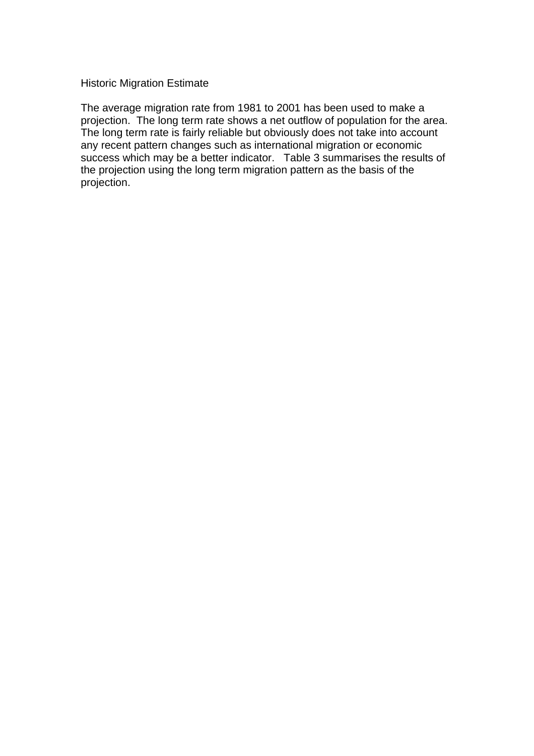## Historic Migration Estimate

The average migration rate from 1981 to 2001 has been used to make a projection. The long term rate shows a net outflow of population for the area. The long term rate is fairly reliable but obviously does not take into account any recent pattern changes such as international migration or economic success which may be a better indicator. Table 3 summarises the results of the projection using the long term migration pattern as the basis of the projection.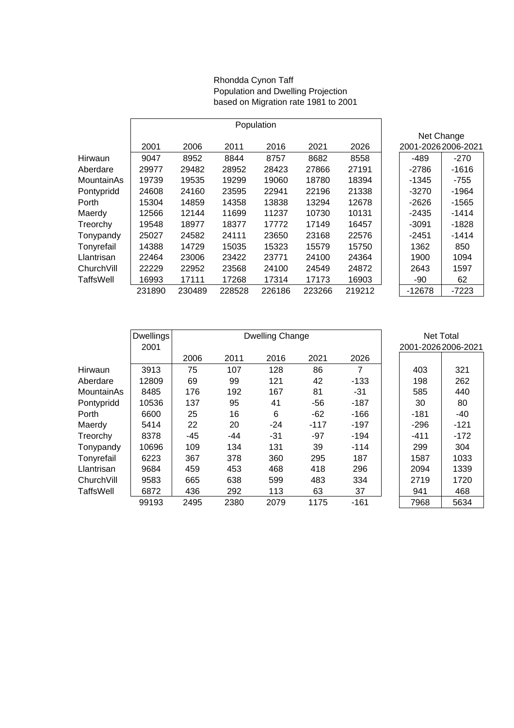Rhondda Cynon Taff
Population and Dwelling Projection
based on Migration rate 1981 to 2001

| | Population | | | | | | Net Change | |
|---|---|---|---|---|---|---|---|---|
| | 2001 | 2006 | 2011 | 2016 | 2021 | 2026 | 2001-2026 | 2006-2021 |
| Hirwaun | 9047 | 8952 | 8844 | 8757 | 8682 | 8558 | -489 | -270 |
| Aberdare | 29977 | 29482 | 28952 | 28423 | 27866 | 27191 | -2786 | -1616 |
| MountainAs | 19739 | 19535 | 19299 | 19060 | 18780 | 18394 | -1345 | -755 |
| Pontypridd | 24608 | 24160 | 23595 | 22941 | 22196 | 21338 | -3270 | -1964 |
| Porth | 15304 | 14859 | 14358 | 13838 | 13294 | 12678 | -2626 | -1565 |
| Maerdy | 12566 | 12144 | 11699 | 11237 | 10730 | 10131 | -2435 | -1414 |
| Treorchy | 19548 | 18977 | 18377 | 17772 | 17149 | 16457 | -3091 | -1828 |
| Tonypandy | 25027 | 24582 | 24111 | 23650 | 23168 | 22576 | -2451 | -1414 |
| Tonyrefail | 14388 | 14729 | 15035 | 15323 | 15579 | 15750 | 1362 | 850 |
| Llantrisan | 22464 | 23006 | 23422 | 23771 | 24100 | 24364 | 1900 | 1094 |
| ChurchVill | 22229 | 22952 | 23568 | 24100 | 24549 | 24872 | 2643 | 1597 |
| TaffsWell | 16993 | 17111 | 17268 | 17314 | 17173 | 16903 | -90 | 62 |
| | 231890 | 230489 | 228528 | 226186 | 223266 | 219212 | -12678 | -7223 |

| | Dwellings 2001 | Dwelling Change | | | | | Net Total | |
|---|---|---|---|---|---|---|---|---|
| | | 2006 | 2011 | 2016 | 2021 | 2026 | 2001-2026 | 2006-2021 |
| Hirwaun | 3913 | 75 | 107 | 128 | 86 | 7 | 403 | 321 |
| Aberdare | 12809 | 69 | 99 | 121 | 42 | -133 | 198 | 262 |
| MountainAs | 8485 | 176 | 192 | 167 | 81 | -31 | 585 | 440 |
| Pontypridd | 10536 | 137 | 95 | 41 | -56 | -187 | 30 | 80 |
| Porth | 6600 | 25 | 16 | 6 | -62 | -166 | -181 | -40 |
| Maerdy | 5414 | 22 | 20 | -24 | -117 | -197 | -296 | -121 |
| Treorchy | 8378 | -45 | -44 | -31 | -97 | -194 | -411 | -172 |
| Tonypandy | 10696 | 109 | 134 | 131 | 39 | -114 | 299 | 304 |
| Tonyrefail | 6223 | 367 | 378 | 360 | 295 | 187 | 1587 | 1033 |
| Llantrisan | 9684 | 459 | 453 | 468 | 418 | 296 | 2094 | 1339 |
| ChurchVill | 9583 | 665 | 638 | 599 | 483 | 334 | 2719 | 1720 |
| TaffsWell | 6872 | 436 | 292 | 113 | 63 | 37 | 941 | 468 |
| | 99193 | 2495 | 2380 | 2079 | 1175 | -161 | 7968 | 5634 |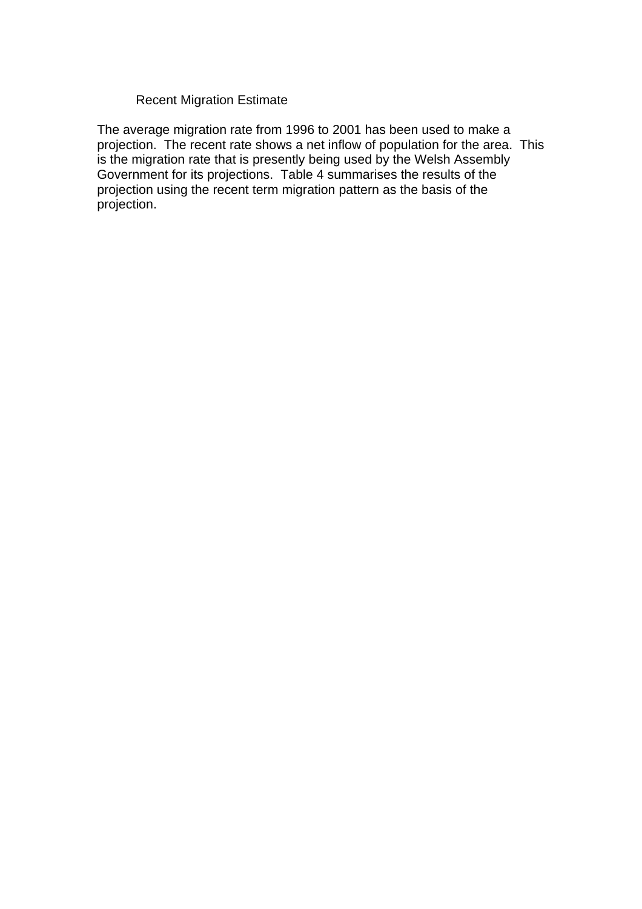### Recent Migration Estimate

The average migration rate from 1996 to 2001 has been used to make a projection. The recent rate shows a net inflow of population for the area. This is the migration rate that is presently being used by the Welsh Assembly Government for its projections. Table 4 summarises the results of the projection using the recent term migration pattern as the basis of the projection.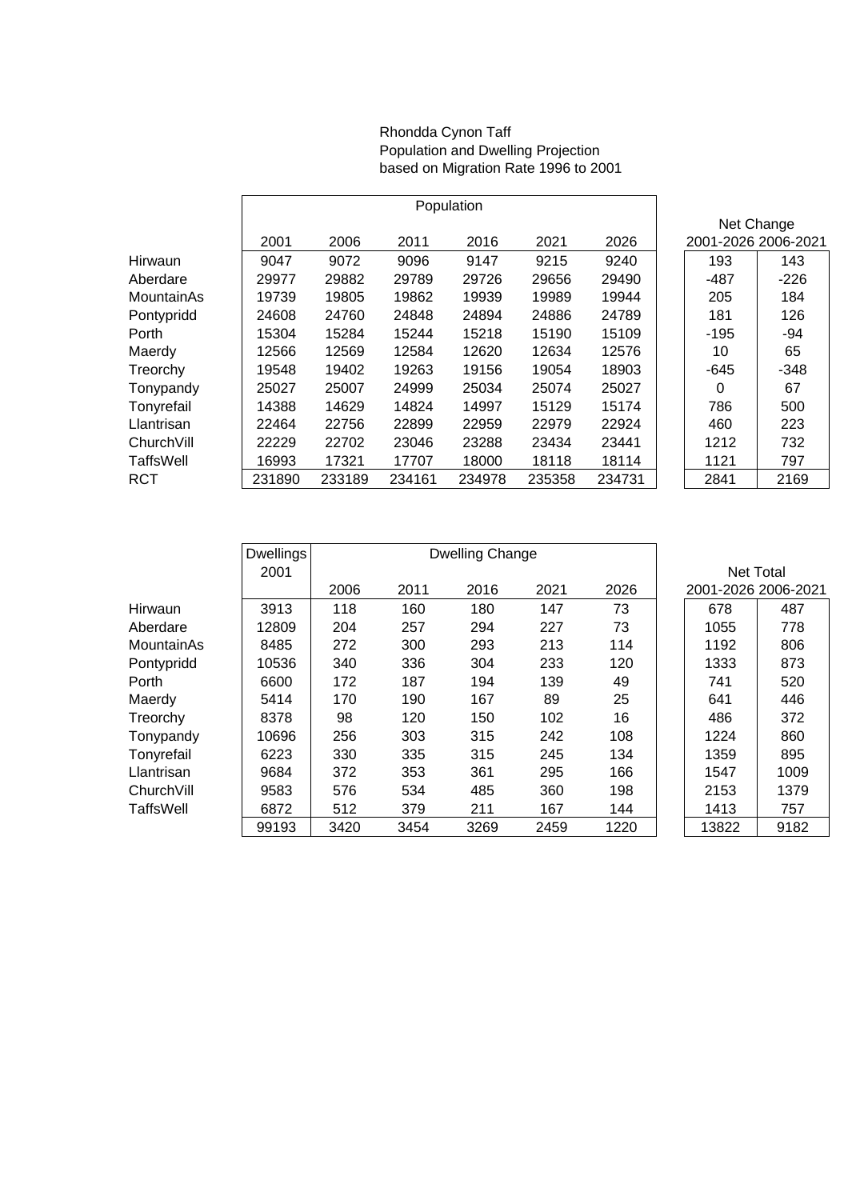Rhondda Cynon Taff
Population and Dwelling Projection
based on Migration Rate 1996 to 2001

| | Population | | | | | | Net Change | |
|---|---|---|---|---|---|---|---|---|
| | 2001 | 2006 | 2011 | 2016 | 2021 | 2026 | 2001-2026 | 2006-2021 |
| Hirwaun | 9047 | 9072 | 9096 | 9147 | 9215 | 9240 | 193 | 143 |
| Aberdare | 29977 | 29882 | 29789 | 29726 | 29656 | 29490 | -487 | -226 |
| MountainAs | 19739 | 19805 | 19862 | 19939 | 19989 | 19944 | 205 | 184 |
| Pontypridd | 24608 | 24760 | 24848 | 24894 | 24886 | 24789 | 181 | 126 |
| Porth | 15304 | 15284 | 15244 | 15218 | 15190 | 15109 | -195 | -94 |
| Maerdy | 12566 | 12569 | 12584 | 12620 | 12634 | 12576 | 10 | 65 |
| Treorchy | 19548 | 19402 | 19263 | 19156 | 19054 | 18903 | -645 | -348 |
| Tonypandy | 25027 | 25007 | 24999 | 25034 | 25074 | 25027 | 0 | 67 |
| Tonyrefail | 14388 | 14629 | 14824 | 14997 | 15129 | 15174 | 786 | 500 |
| Llantrisan | 22464 | 22756 | 22899 | 22959 | 22979 | 22924 | 460 | 223 |
| ChurchVill | 22229 | 22702 | 23046 | 23288 | 23434 | 23441 | 1212 | 732 |
| TaffsWell | 16993 | 17321 | 17707 | 18000 | 18118 | 18114 | 1121 | 797 |
| RCT | 231890 | 233189 | 234161 | 234978 | 235358 | 234731 | 2841 | 2169 |

| | Dwellings 2001 | Dwelling Change | | | | | Net Total | |
|---|---|---|---|---|---|---|---|---|
| | | 2006 | 2011 | 2016 | 2021 | 2026 | 2001-2026 | 2006-2021 |
| Hirwaun | 3913 | 118 | 160 | 180 | 147 | 73 | 678 | 487 |
| Aberdare | 12809 | 204 | 257 | 294 | 227 | 73 | 1055 | 778 |
| MountainAs | 8485 | 272 | 300 | 293 | 213 | 114 | 1192 | 806 |
| Pontypridd | 10536 | 340 | 336 | 304 | 233 | 120 | 1333 | 873 |
| Porth | 6600 | 172 | 187 | 194 | 139 | 49 | 741 | 520 |
| Maerdy | 5414 | 170 | 190 | 167 | 89 | 25 | 641 | 446 |
| Treorchy | 8378 | 98 | 120 | 150 | 102 | 16 | 486 | 372 |
| Tonypandy | 10696 | 256 | 303 | 315 | 242 | 108 | 1224 | 860 |
| Tonyrefail | 6223 | 330 | 335 | 315 | 245 | 134 | 1359 | 895 |
| Llantrisan | 9684 | 372 | 353 | 361 | 295 | 166 | 1547 | 1009 |
| ChurchVill | 9583 | 576 | 534 | 485 | 360 | 198 | 2153 | 1379 |
| TaffsWell | 6872 | 512 | 379 | 211 | 167 | 144 | 1413 | 757 |
| | 99193 | 3420 | 3454 | 3269 | 2459 | 1220 | 13822 | 9182 |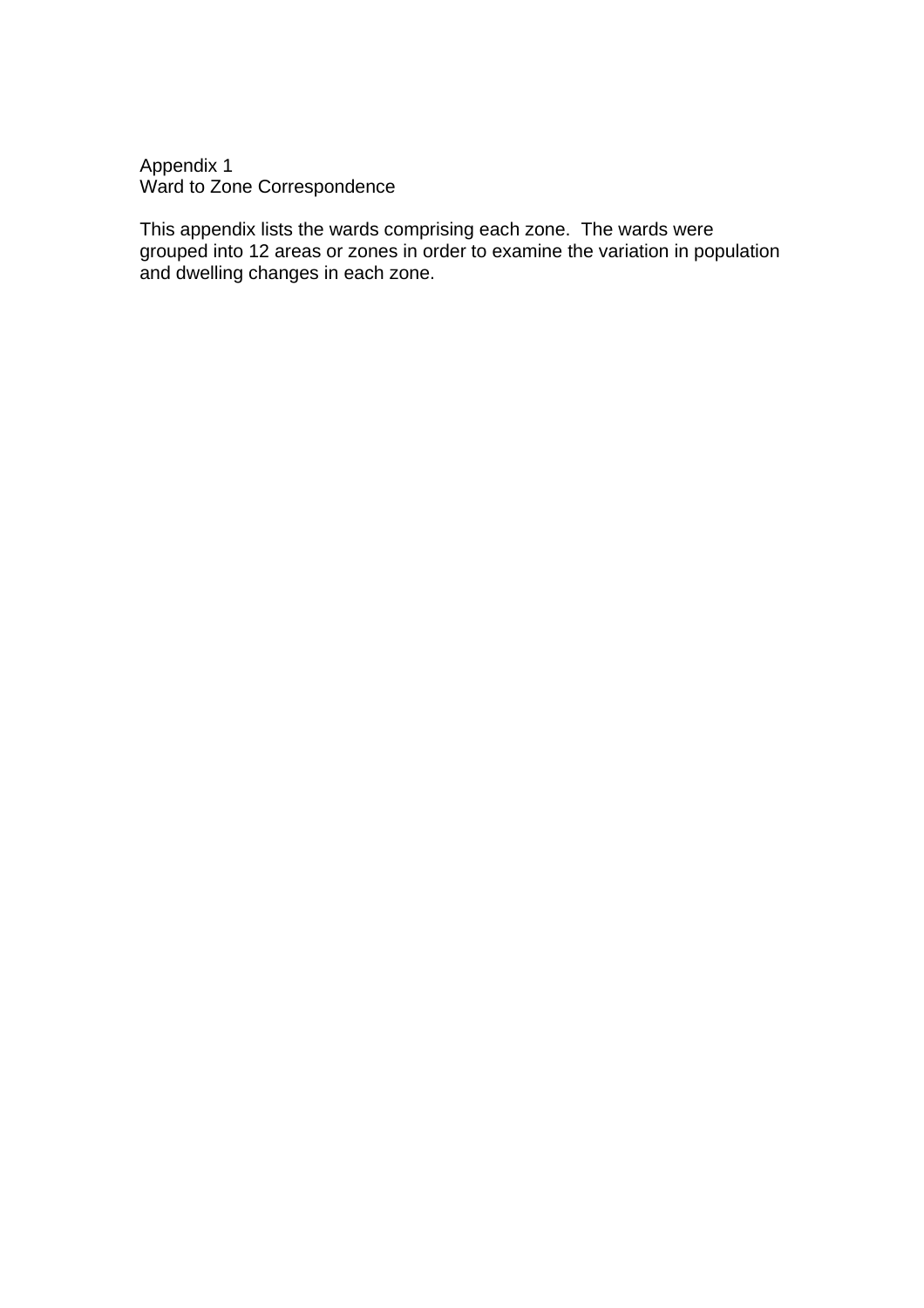# Appendix 1

## Ward to Zone Correspondence

This appendix lists the wards comprising each zone. The wards were grouped into 12 areas or zones in order to examine the variation in population and dwelling changes in each zone.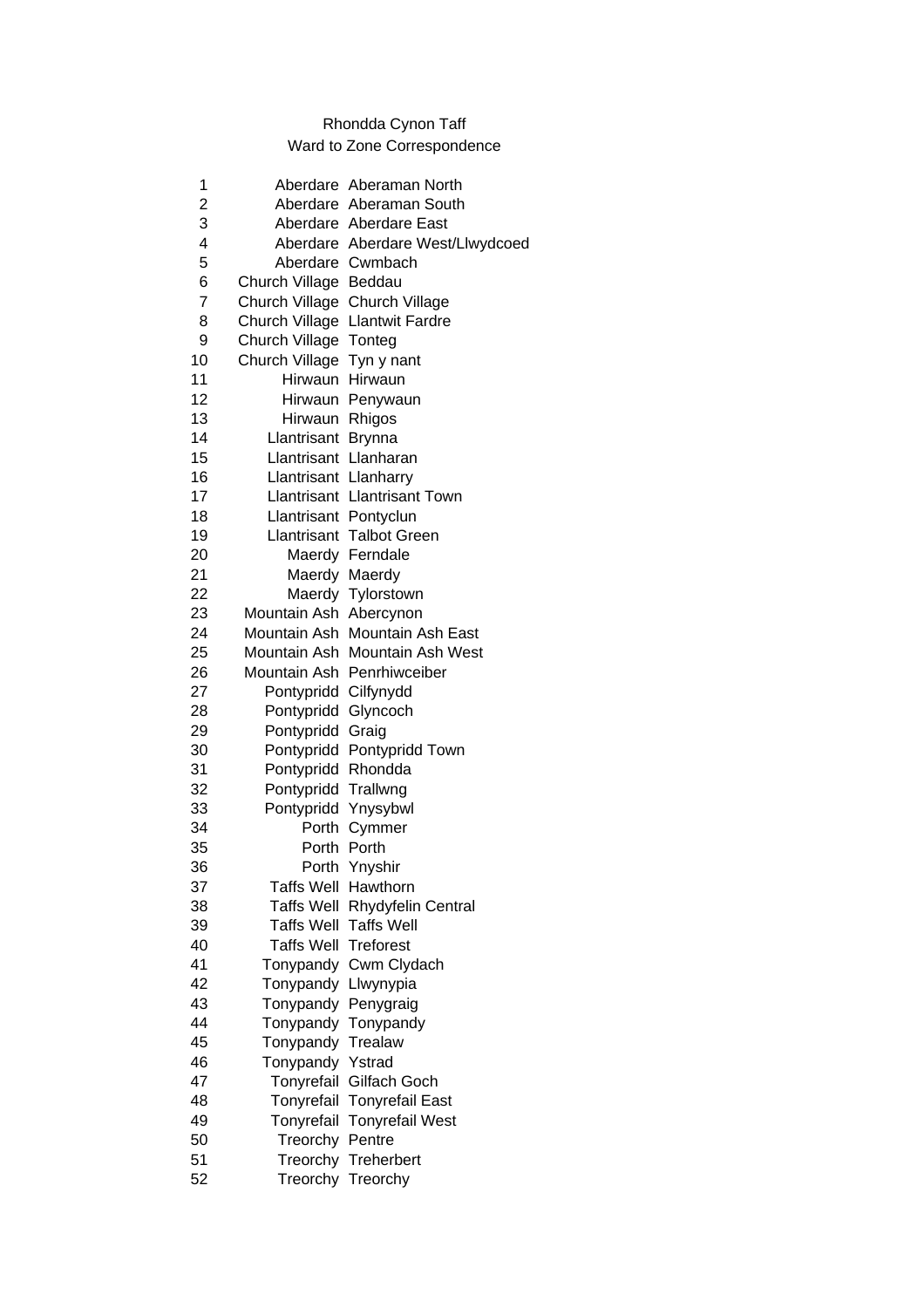Rhondda Cynon Taff

Ward to Zone Correspondence

| | | |
|---|---|---|
| 1 | Aberdare | Aberaman North |
| 2 | Aberdare | Aberaman South |
| 3 | Aberdare | Aberdare East |
| 4 | Aberdare | Aberdare West/Llwydcoed |
| 5 | Aberdare | Cwmbach |
| 6 | Church Village | Beddau |
| 7 | Church Village | Church Village |
| 8 | Church Village | Llantwit Fardre |
| 9 | Church Village | Tonteg |
| 10 | Church Village | Tyn y nant |
| 11 | Hirwaun | Hirwaun |
| 12 | Hirwaun | Penywaun |
| 13 | Hirwaun | Rhigos |
| 14 | Llantrisant | Brynna |
| 15 | Llantrisant | Llanharan |
| 16 | Llantrisant | Llanharry |
| 17 | Llantrisant | Llantrisant Town |
| 18 | Llantrisant | Pontyclun |
| 19 | Llantrisant | Talbot Green |
| 20 | Maerdy | Ferndale |
| 21 | Maerdy | Maerdy |
| 22 | Maerdy | Tylorstown |
| 23 | Mountain Ash | Abercynon |
| 24 | Mountain Ash | Mountain Ash East |
| 25 | Mountain Ash | Mountain Ash West |
| 26 | Mountain Ash | Penrhiwceiber |
| 27 | Pontypridd | Cilfynydd |
| 28 | Pontypridd | Glyncoch |
| 29 | Pontypridd | Graig |
| 30 | Pontypridd | Pontypridd Town |
| 31 | Pontypridd | Rhondda |
| 32 | Pontypridd | Trallwng |
| 33 | Pontypridd | Ynysybwl |
| 34 | Porth | Cymmer |
| 35 | Porth | Porth |
| 36 | Porth | Ynyshir |
| 37 | Taffs Well | Hawthorn |
| 38 | Taffs Well | Rhydyfelin Central |
| 39 | Taffs Well | Taffs Well |
| 40 | Taffs Well | Treforest |
| 41 | Tonypandy | Cwm Clydach |
| 42 | Tonypandy | Llwynypia |
| 43 | Tonypandy | Penygraig |
| 44 | Tonypandy | Tonypandy |
| 45 | Tonypandy | Trealaw |
| 46 | Tonypandy | Ystrad |
| 47 | Tonyrefail | Gilfach Goch |
| 48 | Tonyrefail | Tonyrefail East |
| 49 | Tonyrefail | Tonyrefail West |
| 50 | Treorchy | Pentre |
| 51 | Treorchy | Treherbert |
| 52 | Treorchy | Treorchy |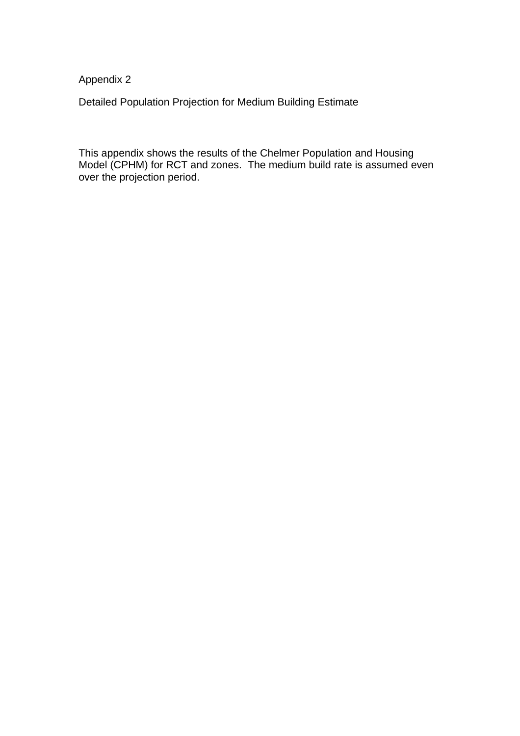# Appendix 2

## Detailed Population Projection for Medium Building Estimate

This appendix shows the results of the Chelmer Population and Housing Model (CPHM) for RCT and zones. The medium build rate is assumed even over the projection period.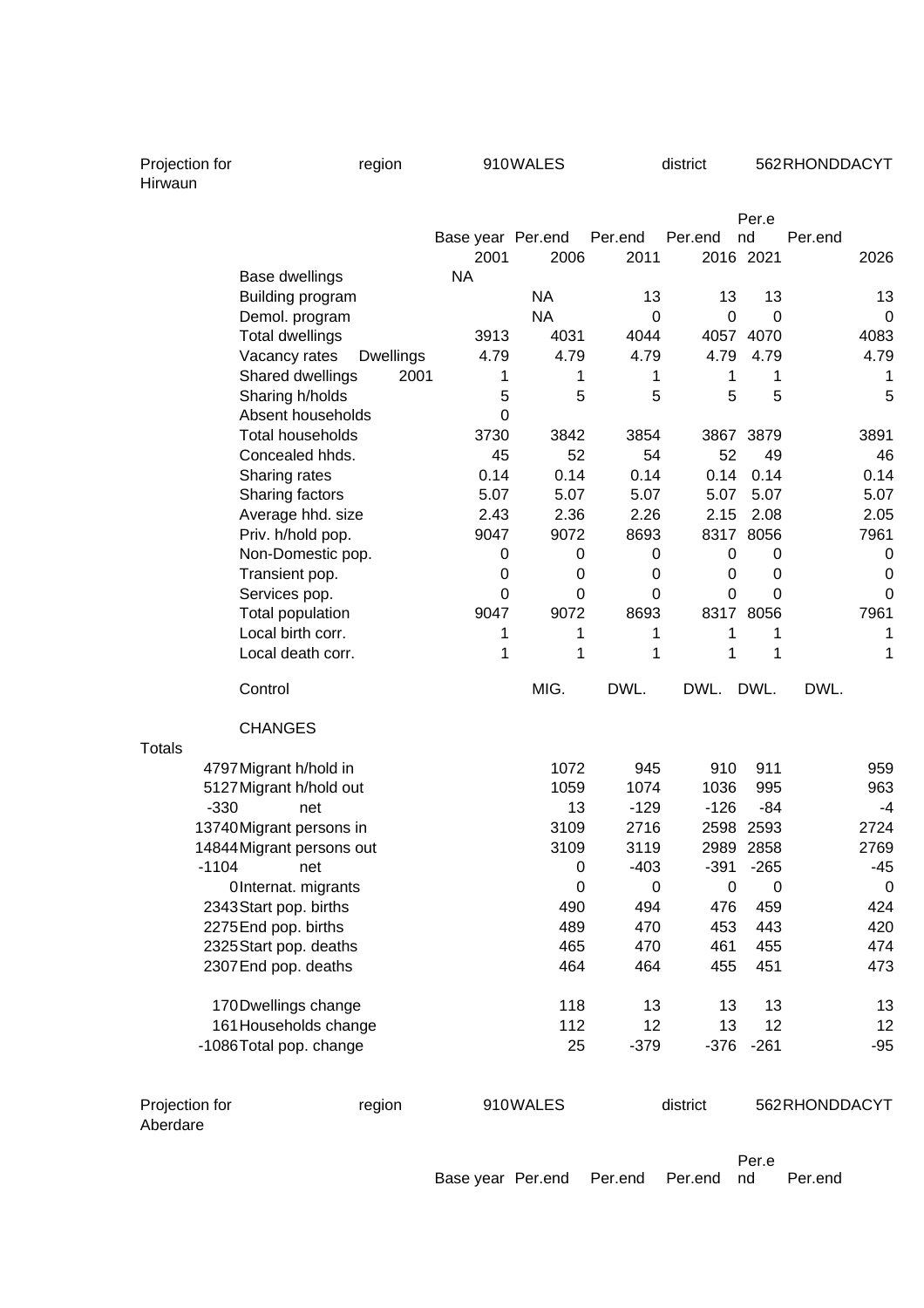Projection for Hirwaun region 910 WALES district 562 RHONDDACYT

| | | Base year 2001 | Per.end 2006 | Per.end 2011 | Per.end 2016 | Per.end 2021 | Per.end 2026 |
|---|---|---|---|---|---|---|---|
| Base dwellings | | NA | | | | | |
| Building program | | | NA | 13 | 13 | 13 | 13 |
| Demol. program | | | NA | 0 | 0 | 0 | 0 |
| Total dwellings | | 3913 | 4031 | 4044 | 4057 | 4070 | 4083 |
| Vacancy rates | Dwellings | 4.79 | 4.79 | 4.79 | 4.79 | 4.79 | 4.79 |
| Shared dwellings | 2001 | 1 | 1 | 1 | 1 | 1 | 1 |
| Sharing h/holds | | 5 | 5 | 5 | 5 | 5 | 5 |
| Absent households | | 0 | | | | | |
| Total households | | 3730 | 3842 | 3854 | 3867 | 3879 | 3891 |
| Concealed hhds. | | 45 | 52 | 54 | 52 | 49 | 46 |
| Sharing rates | | 0.14 | 0.14 | 0.14 | 0.14 | 0.14 | 0.14 |
| Sharing factors | | 5.07 | 5.07 | 5.07 | 5.07 | 5.07 | 5.07 |
| Average hhd. size | | 2.43 | 2.36 | 2.26 | 2.15 | 2.08 | 2.05 |
| Priv. h/hold pop. | | 9047 | 9072 | 8693 | 8317 | 8056 | 7961 |
| Non-Domestic pop. | | 0 | 0 | 0 | 0 | 0 | 0 |
| Transient pop. | | 0 | 0 | 0 | 0 | 0 | 0 |
| Services pop. | | 0 | 0 | 0 | 0 | 0 | 0 |
| Total population | | 9047 | 9072 | 8693 | 8317 | 8056 | 7961 |
| Local birth corr. | | 1 | 1 | 1 | 1 | 1 | 1 |
| Local death corr. | | 1 | 1 | 1 | 1 | 1 | 1 |
| Control | | | MIG. | DWL. | DWL. | DWL. | DWL. |

CHANGES

| Totals | | 2006 | 2011 | 2016 | 2021 | 2026 |
|---|---|---|---|---|---|---|
| 4797 | Migrant h/hold in | 1072 | 945 | 910 | 911 | 959 |
| 5127 | Migrant h/hold out | 1059 | 1074 | 1036 | 995 | 963 |
| -330 | net | 13 | -129 | -126 | -84 | -4 |
| 13740 | Migrant persons in | 3109 | 2716 | 2598 | 2593 | 2724 |
| 14844 | Migrant persons out | 3109 | 3119 | 2989 | 2858 | 2769 |
| -1104 | net | 0 | -403 | -391 | -265 | -45 |
| 0 | Internat. migrants | 0 | 0 | 0 | 0 | 0 |
| 2343 | Start pop. births | 490 | 494 | 476 | 459 | 424 |
| 2275 | End pop. births | 489 | 470 | 453 | 443 | 420 |
| 2325 | Start pop. deaths | 465 | 470 | 461 | 455 | 474 |
| 2307 | End pop. deaths | 464 | 464 | 455 | 451 | 473 |
| 170 | Dwellings change | 118 | 13 | 13 | 13 | 13 |
| 161 | Households change | 112 | 12 | 13 | 12 | 12 |
| -1086 | Total pop. change | 25 | -379 | -376 | -261 | -95 |

Projection for Aberdare region 910 WALES district 562 RHONDDACYT

| Base year | Per.end | Per.end | Per.end | Per.end | Per.end |
|---|---|---|---|---|---|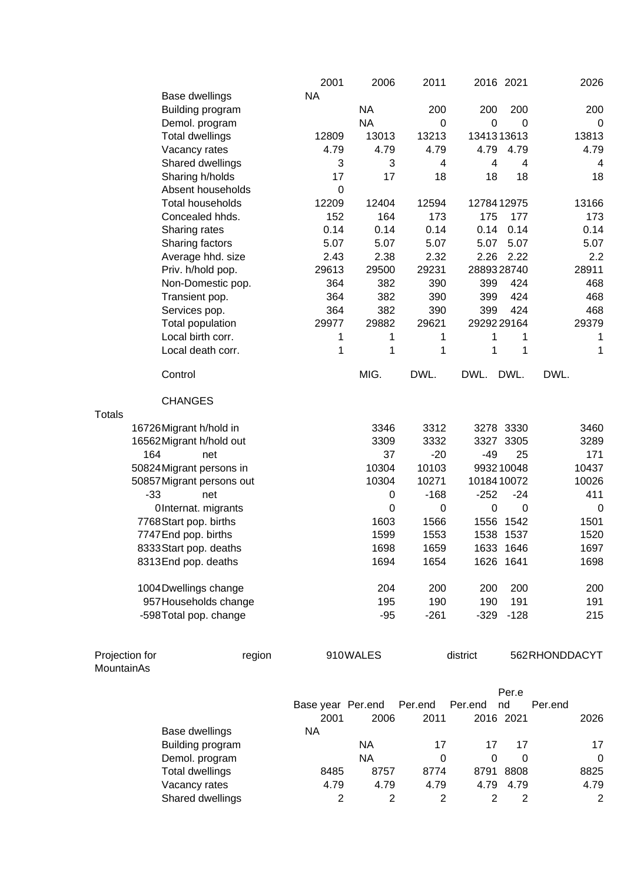| | 2001 | 2006 | 2011 | 2016 | 2021 | 2026 |
|---|---|---|---|---|---|---|
| Base dwellings | NA | | | | | |
| Building program | | NA | 200 | 200 | 200 | 200 |
| Demol. program | | NA | 0 | 0 | 0 | 0 |
| Total dwellings | 12809 | 13013 | 13213 | 13413 | 13613 | 13813 |
| Vacancy rates | 4.79 | 4.79 | 4.79 | 4.79 | 4.79 | 4.79 |
| Shared dwellings | 3 | 3 | 4 | 4 | 4 | 4 |
| Sharing h/holds | 17 | 17 | 18 | 18 | 18 | 18 |
| Absent households | 0 | | | | | |
| Total households | 12209 | 12404 | 12594 | 12784 | 12975 | 13166 |
| Concealed hhds. | 152 | 164 | 173 | 175 | 177 | 173 |
| Sharing rates | 0.14 | 0.14 | 0.14 | 0.14 | 0.14 | 0.14 |
| Sharing factors | 5.07 | 5.07 | 5.07 | 5.07 | 5.07 | 5.07 |
| Average hhd. size | 2.43 | 2.38 | 2.32 | 2.26 | 2.22 | 2.2 |
| Priv. h/hold pop. | 29613 | 29500 | 29231 | 28893 | 28740 | 28911 |
| Non-Domestic pop. | 364 | 382 | 390 | 399 | 424 | 468 |
| Transient pop. | 364 | 382 | 390 | 399 | 424 | 468 |
| Services pop. | 364 | 382 | 390 | 399 | 424 | 468 |
| Total population | 29977 | 29882 | 29621 | 29292 | 29164 | 29379 |
| Local birth corr. | 1 | 1 | 1 | 1 | 1 | 1 |
| Local death corr. | 1 | 1 | 1 | 1 | 1 | 1 |
| Control | | MIG. | DWL. | DWL. | DWL. | DWL. |

CHANGES

| Totals | | 2006 | 2011 | 2016 | 2021 | 2026 |
|---|---|---|---|---|---|---|
| 16726 | Migrant h/hold in | 3346 | 3312 | 3278 | 3330 | 3460 |
| 16562 | Migrant h/hold out | 3309 | 3332 | 3327 | 3305 | 3289 |
| 164 | net | 37 | -20 | -49 | 25 | 171 |
| 50824 | Migrant persons in | 10304 | 10103 | 9932 | 10048 | 10437 |
| 50857 | Migrant persons out | 10304 | 10271 | 10184 | 10072 | 10026 |
| -33 | net | 0 | -168 | -252 | -24 | 411 |
| 0 | Internat. migrants | 0 | 0 | 0 | 0 | 0 |
| 7768 | Start pop. births | 1603 | 1566 | 1556 | 1542 | 1501 |
| 7747 | End pop. births | 1599 | 1553 | 1538 | 1537 | 1520 |
| 8333 | Start pop. deaths | 1698 | 1659 | 1633 | 1646 | 1697 |
| 8313 | End pop. deaths | 1694 | 1654 | 1626 | 1641 | 1698 |
| 1004 | Dwellings change | 204 | 200 | 200 | 200 | 200 |
| 957 | Households change | 195 | 190 | 190 | 191 | 191 |
| -598 | Total pop. change | -95 | -261 | -329 | -128 | 215 |

Projection for MountainAs region 910 WALES district 562 RHONDDACYT

| | Base year 2001 | Per.end 2006 | Per.end 2011 | Per.end 2016 | Per.end 2021 | Per.end 2026 |
|---|---|---|---|---|---|---|
| Base dwellings | NA | | | | | |
| Building program | | NA | 17 | 17 | 17 | 17 |
| Demol. program | | NA | 0 | 0 | 0 | 0 |
| Total dwellings | 8485 | 8757 | 8774 | 8791 | 8808 | 8825 |
| Vacancy rates | 4.79 | 4.79 | 4.79 | 4.79 | 4.79 | 4.79 |
| Shared dwellings | 2 | 2 | 2 | 2 | 2 | 2 |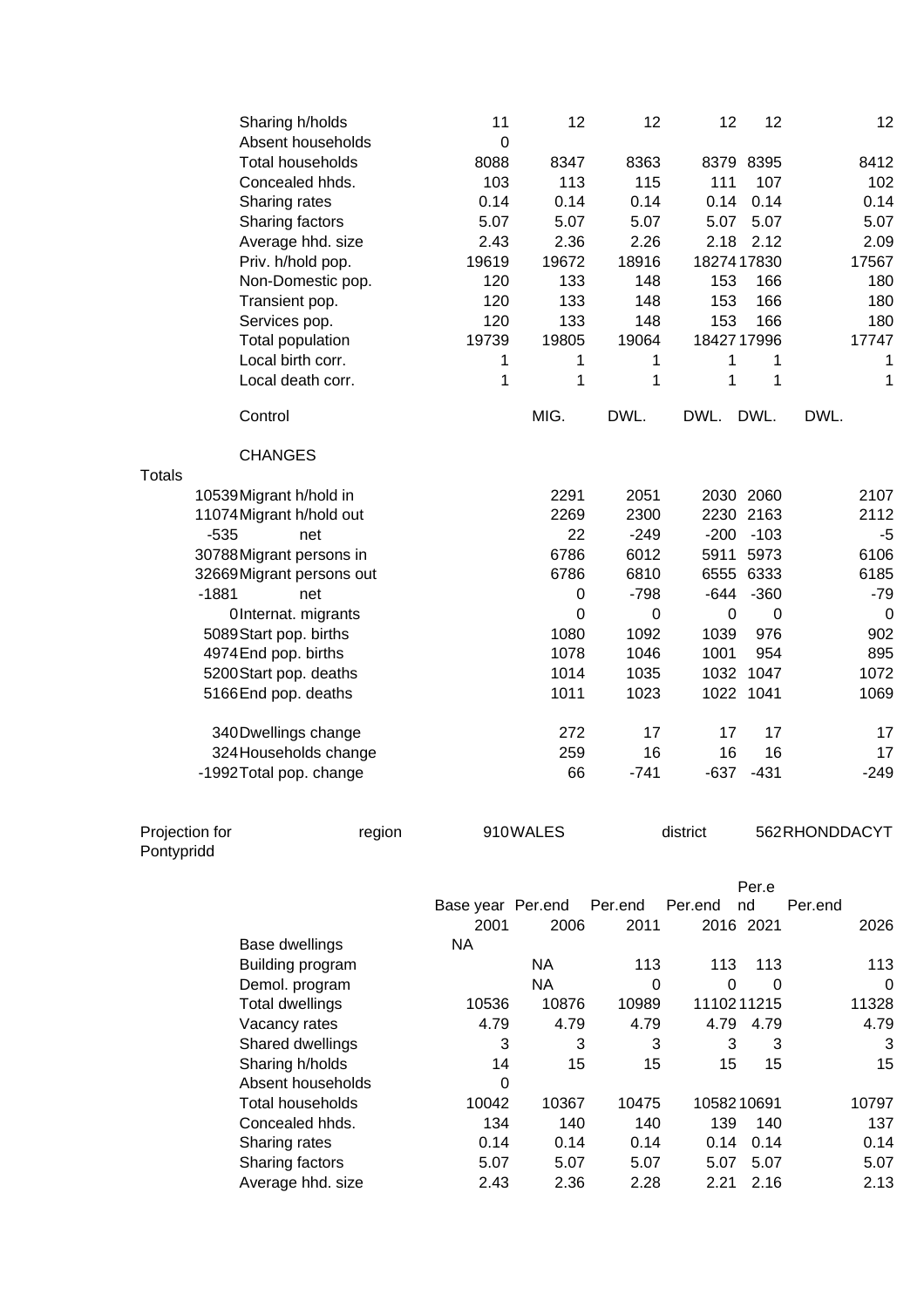| | | | | | | |
|---|---|---|---|---|---|---|
| Sharing h/holds | 11 | 12 | 12 | 12 | 12 | 12 |
| Absent households | 0 | | | | | |
| Total households | 8088 | 8347 | 8363 | 8379 | 8395 | 8412 |
| Concealed hhds. | 103 | 113 | 115 | 111 | 107 | 102 |
| Sharing rates | 0.14 | 0.14 | 0.14 | 0.14 | 0.14 | 0.14 |
| Sharing factors | 5.07 | 5.07 | 5.07 | 5.07 | 5.07 | 5.07 |
| Average hhd. size | 2.43 | 2.36 | 2.26 | 2.18 | 2.12 | 2.09 |
| Priv. h/hold pop. | 19619 | 19672 | 18916 | 18274 | 17830 | 17567 |
| Non-Domestic pop. | 120 | 133 | 148 | 153 | 166 | 180 |
| Transient pop. | 120 | 133 | 148 | 153 | 166 | 180 |
| Services pop. | 120 | 133 | 148 | 153 | 166 | 180 |
| Total population | 19739 | 19805 | 19064 | 18427 | 17996 | 17747 |
| Local birth corr. | 1 | 1 | 1 | 1 | 1 | 1 |
| Local death corr. | 1 | 1 | 1 | 1 | 1 | 1 |
| Control | | MIG. | DWL. | DWL. | DWL. | DWL. |

CHANGES

| Totals | | | | | | |
|---|---|---|---|---|---|---|
| 10539 | Migrant h/hold in | 2291 | 2051 | 2030 | 2060 | 2107 |
| 11074 | Migrant h/hold out | 2269 | 2300 | 2230 | 2163 | 2112 |
| -535 | net | 22 | -249 | -200 | -103 | -5 |
| 30788 | Migrant persons in | 6786 | 6012 | 5911 | 5973 | 6106 |
| 32669 | Migrant persons out | 6786 | 6810 | 6555 | 6333 | 6185 |
| -1881 | net | 0 | -798 | -644 | -360 | -79 |
| 0 | Internat. migrants | 0 | 0 | 0 | 0 | 0 |
| 5089 | Start pop. births | 1080 | 1092 | 1039 | 976 | 902 |
| 4974 | End pop. births | 1078 | 1046 | 1001 | 954 | 895 |
| 5200 | Start pop. deaths | 1014 | 1035 | 1032 | 1047 | 1072 |
| 5166 | End pop. deaths | 1011 | 1023 | 1022 | 1041 | 1069 |
| 340 | Dwellings change | 272 | 17 | 17 | 17 | 17 |
| 324 | Households change | 259 | 16 | 16 | 16 | 17 |
| -1992 | Total pop. change | 66 | -741 | -637 | -431 | -249 |

Projection for Pontypridd — region 910 WALES — district 562 RHONDDACYT

| | Base year 2001 | Per.end 2006 | Per.end 2011 | Per.end 2016 | Per.end 2021 | Per.end 2026 |
|---|---|---|---|---|---|---|
| Base dwellings | NA | | | | | |
| Building program | | NA | 113 | 113 | 113 | 113 |
| Demol. program | | NA | 0 | 0 | 0 | 0 |
| Total dwellings | 10536 | 10876 | 10989 | 11102 | 11215 | 11328 |
| Vacancy rates | 4.79 | 4.79 | 4.79 | 4.79 | 4.79 | 4.79 |
| Shared dwellings | 3 | 3 | 3 | 3 | 3 | 3 |
| Sharing h/holds | 14 | 15 | 15 | 15 | 15 | 15 |
| Absent households | 0 | | | | | |
| Total households | 10042 | 10367 | 10475 | 10582 | 10691 | 10797 |
| Concealed hhds. | 134 | 140 | 140 | 139 | 140 | 137 |
| Sharing rates | 0.14 | 0.14 | 0.14 | 0.14 | 0.14 | 0.14 |
| Sharing factors | 5.07 | 5.07 | 5.07 | 5.07 | 5.07 | 5.07 |
| Average hhd. size | 2.43 | 2.36 | 2.28 | 2.21 | 2.16 | 2.13 |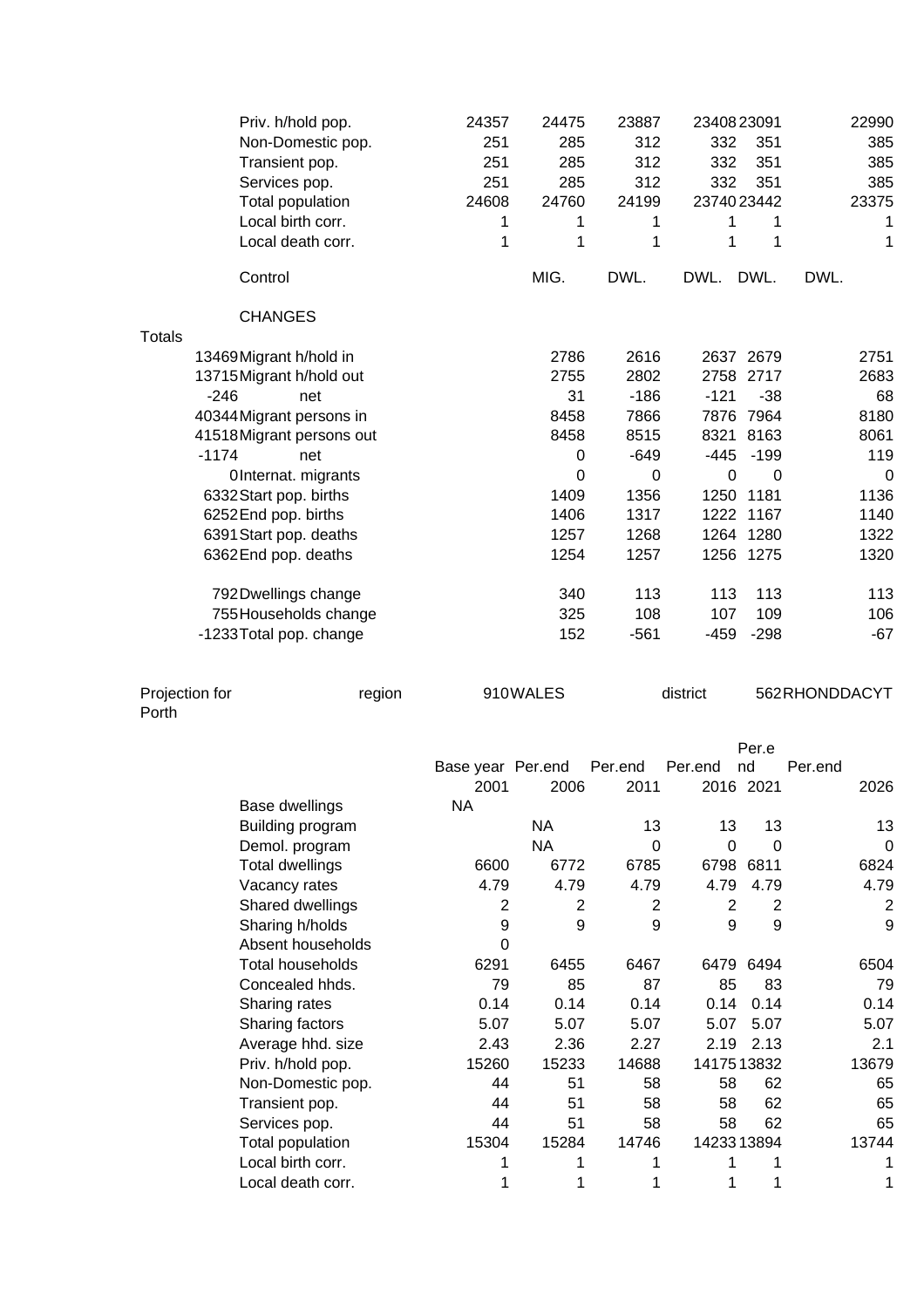| | | | | | | | |
|---|---|---|---|---|---|---|---|
| | Priv. h/hold pop. | 24357 | 24475 | 23887 | 23408 | 23091 | 22990 |
| | Non-Domestic pop. | 251 | 285 | 312 | 332 | 351 | 385 |
| | Transient pop. | 251 | 285 | 312 | 332 | 351 | 385 |
| | Services pop. | 251 | 285 | 312 | 332 | 351 | 385 |
| | Total population | 24608 | 24760 | 24199 | 23740 | 23442 | 23375 |
| | Local birth corr. | 1 | 1 | 1 | 1 | 1 | 1 |
| | Local death corr. | 1 | 1 | 1 | 1 | 1 | 1 |
| | Control | | MIG. | DWL. | DWL. | DWL. | DWL. |
| | CHANGES | | | | | | |
| Totals | | | | | | | |
| 13469 | Migrant h/hold in | | 2786 | 2616 | 2637 | 2679 | 2751 |
| 13715 | Migrant h/hold out | | 2755 | 2802 | 2758 | 2717 | 2683 |
| -246 | net | | 31 | -186 | -121 | -38 | 68 |
| 40344 | Migrant persons in | | 8458 | 7866 | 7876 | 7964 | 8180 |
| 41518 | Migrant persons out | | 8458 | 8515 | 8321 | 8163 | 8061 |
| -1174 | net | | 0 | -649 | -445 | -199 | 119 |
| 0 | Internat. migrants | | 0 | 0 | 0 | 0 | 0 |
| 6332 | Start pop. births | | 1409 | 1356 | 1250 | 1181 | 1136 |
| 6252 | End pop. births | | 1406 | 1317 | 1222 | 1167 | 1140 |
| 6391 | Start pop. deaths | | 1257 | 1268 | 1264 | 1280 | 1322 |
| 6362 | End pop. deaths | | 1254 | 1257 | 1256 | 1275 | 1320 |
| 792 | Dwellings change | | 340 | 113 | 113 | 113 | 113 |
| 755 | Households change | | 325 | 108 | 107 | 109 | 106 |
| -1233 | Total pop. change | | 152 | -561 | -459 | -298 | -67 |

Projection for Porth | region | 910 WALES | district | 562 RHONDDACYT

| | Base year 2001 | Per.end 2006 | Per.end 2011 | Per.end 2016 | Per.end 2021 | Per.end 2026 |
|---|---|---|---|---|---|---|
| Base dwellings | NA | | | | | |
| Building program | | NA | 13 | 13 | 13 | 13 |
| Demol. program | | NA | 0 | 0 | 0 | 0 |
| Total dwellings | 6600 | 6772 | 6785 | 6798 | 6811 | 6824 |
| Vacancy rates | 4.79 | 4.79 | 4.79 | 4.79 | 4.79 | 4.79 |
| Shared dwellings | 2 | 2 | 2 | 2 | 2 | 2 |
| Sharing h/holds | 9 | 9 | 9 | 9 | 9 | 9 |
| Absent households | 0 | | | | | |
| Total households | 6291 | 6455 | 6467 | 6479 | 6494 | 6504 |
| Concealed hhds. | 79 | 85 | 87 | 85 | 83 | 79 |
| Sharing rates | 0.14 | 0.14 | 0.14 | 0.14 | 0.14 | 0.14 |
| Sharing factors | 5.07 | 5.07 | 5.07 | 5.07 | 5.07 | 5.07 |
| Average hhd. size | 2.43 | 2.36 | 2.27 | 2.19 | 2.13 | 2.1 |
| Priv. h/hold pop. | 15260 | 15233 | 14688 | 14175 | 13832 | 13679 |
| Non-Domestic pop. | 44 | 51 | 58 | 58 | 62 | 65 |
| Transient pop. | 44 | 51 | 58 | 58 | 62 | 65 |
| Services pop. | 44 | 51 | 58 | 58 | 62 | 65 |
| Total population | 15304 | 15284 | 14746 | 14233 | 13894 | 13744 |
| Local birth corr. | 1 | 1 | 1 | 1 | 1 | 1 |
| Local death corr. | 1 | 1 | 1 | 1 | 1 | 1 |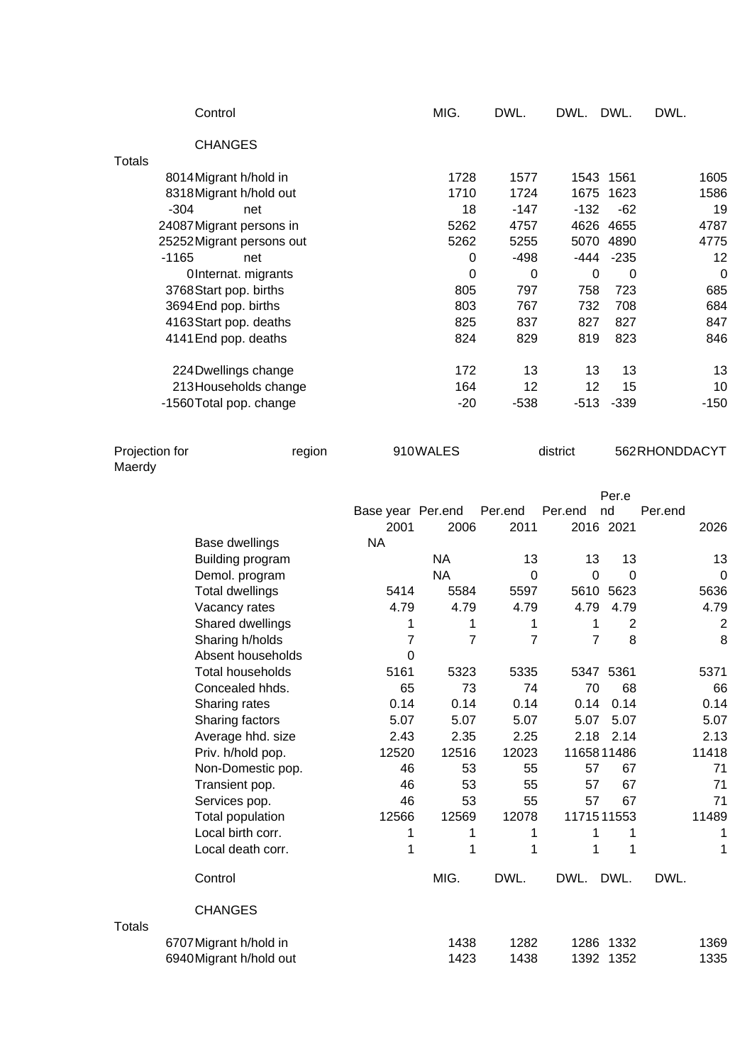| | Control | MIG. | DWL. | DWL. | DWL. | DWL. |
|---|---|---|---|---|---|---|
| | CHANGES | | | | | |
| Totals | | | | | | |
| 8014 | Migrant h/hold in | 1728 | 1577 | 1543 | 1561 | 1605 |
| 8318 | Migrant h/hold out | 1710 | 1724 | 1675 | 1623 | 1586 |
| -304 | net | 18 | -147 | -132 | -62 | 19 |
| 24087 | Migrant persons in | 5262 | 4757 | 4626 | 4655 | 4787 |
| 25252 | Migrant persons out | 5262 | 5255 | 5070 | 4890 | 4775 |
| -1165 | net | 0 | -498 | -444 | -235 | 12 |
| 0 | Internat. migrants | 0 | 0 | 0 | 0 | 0 |
| 3768 | Start pop. births | 805 | 797 | 758 | 723 | 685 |
| 3694 | End pop. births | 803 | 767 | 732 | 708 | 684 |
| 4163 | Start pop. deaths | 825 | 837 | 827 | 827 | 847 |
| 4141 | End pop. deaths | 824 | 829 | 819 | 823 | 846 |
| 224 | Dwellings change | 172 | 13 | 13 | 13 | 13 |
| 213 | Households change | 164 | 12 | 12 | 15 | 10 |
| -1560 | Total pop. change | -20 | -538 | -513 | -339 | -150 |

Projection for Maerdy region 910 WALES district 562 RHONDDACYT

| | | Base year 2001 | Per.end 2006 | Per.end 2011 | Per.end 2016 | Per.end 2021 | Per.end 2026 |
|---|---|---|---|---|---|---|---|
| | Base dwellings | NA | | | | | |
| | Building program | | NA | 13 | 13 | 13 | 13 |
| | Demol. program | | NA | 0 | 0 | 0 | 0 |
| | Total dwellings | 5414 | 5584 | 5597 | 5610 | 5623 | 5636 |
| | Vacancy rates | 4.79 | 4.79 | 4.79 | 4.79 | 4.79 | 4.79 |
| | Shared dwellings | 1 | 1 | 1 | 1 | 2 | 2 |
| | Sharing h/holds | 7 | 7 | 7 | 7 | 8 | 8 |
| | Absent households | 0 | | | | | |
| | Total households | 5161 | 5323 | 5335 | 5347 | 5361 | 5371 |
| | Concealed hhds. | 65 | 73 | 74 | 70 | 68 | 66 |
| | Sharing rates | 0.14 | 0.14 | 0.14 | 0.14 | 0.14 | 0.14 |
| | Sharing factors | 5.07 | 5.07 | 5.07 | 5.07 | 5.07 | 5.07 |
| | Average hhd. size | 2.43 | 2.35 | 2.25 | 2.18 | 2.14 | 2.13 |
| | Priv. h/hold pop. | 12520 | 12516 | 12023 | 11658 | 11486 | 11418 |
| | Non-Domestic pop. | 46 | 53 | 55 | 57 | 67 | 71 |
| | Transient pop. | 46 | 53 | 55 | 57 | 67 | 71 |
| | Services pop. | 46 | 53 | 55 | 57 | 67 | 71 |
| | Total population | 12566 | 12569 | 12078 | 11715 | 11553 | 11489 |
| | Local birth corr. | 1 | 1 | 1 | 1 | 1 | 1 |
| | Local death corr. | 1 | 1 | 1 | 1 | 1 | 1 |
| | Control | | MIG. | DWL. | DWL. | DWL. | DWL. |
| | CHANGES | | | | | | |
| Totals | | | | | | | |
| 6707 | Migrant h/hold in | | 1438 | 1282 | 1286 | 1332 | 1369 |
| 6940 | Migrant h/hold out | | 1423 | 1438 | 1392 | 1352 | 1335 |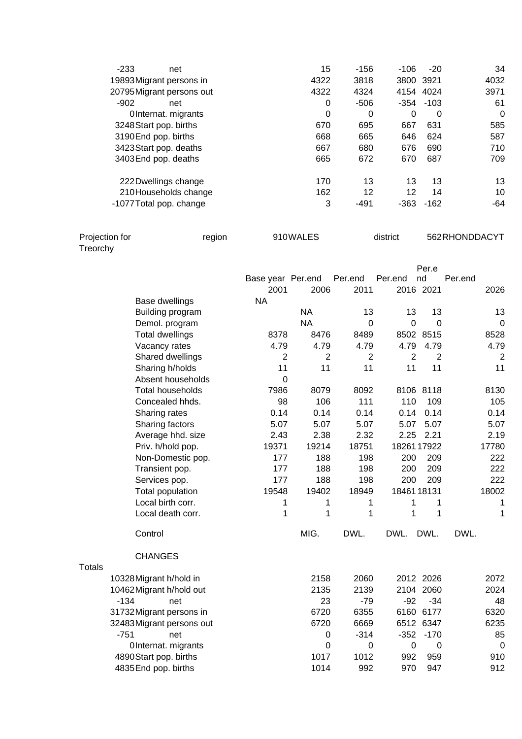| | | | | | | |
|---|---|---|---|---|---|---|
| -233 | net | 15 | -156 | -106 | -20 | 34 |
| 19893 | Migrant persons in | 4322 | 3818 | 3800 | 3921 | 4032 |
| 20795 | Migrant persons out | 4322 | 4324 | 4154 | 4024 | 3971 |
| -902 | net | 0 | -506 | -354 | -103 | 61 |
| 0 | Internat. migrants | 0 | 0 | 0 | 0 | 0 |
| 3248 | Start pop. births | 670 | 695 | 667 | 631 | 585 |
| 3190 | End pop. births | 668 | 665 | 646 | 624 | 587 |
| 3423 | Start pop. deaths | 667 | 680 | 676 | 690 | 710 |
| 3403 | End pop. deaths | 665 | 672 | 670 | 687 | 709 |
| | | | | | | |
| 222 | Dwellings change | 170 | 13 | 13 | 13 | 13 |
| 210 | Households change | 162 | 12 | 12 | 14 | 10 |
| -1077 | Total pop. change | 3 | -491 | -363 | -162 | -64 |

Projection for Treorchy region 910 WALES district 562 RHONDDACYT

| | Base year 2001 | Per.end 2006 | Per.end 2011 | Per.end 2016 | Per.end 2021 | Per.end 2026 |
|---|---|---|---|---|---|---|
| Base dwellings | NA | | | | | |
| Building program | | NA | 13 | 13 | 13 | 13 |
| Demol. program | | NA | 0 | 0 | 0 | 0 |
| Total dwellings | 8378 | 8476 | 8489 | 8502 | 8515 | 8528 |
| Vacancy rates | 4.79 | 4.79 | 4.79 | 4.79 | 4.79 | 4.79 |
| Shared dwellings | 2 | 2 | 2 | 2 | 2 | 2 |
| Sharing h/holds | 11 | 11 | 11 | 11 | 11 | 11 |
| Absent households | 0 | | | | | |
| Total households | 7986 | 8079 | 8092 | 8106 | 8118 | 8130 |
| Concealed hhds. | 98 | 106 | 111 | 110 | 109 | 105 |
| Sharing rates | 0.14 | 0.14 | 0.14 | 0.14 | 0.14 | 0.14 |
| Sharing factors | 5.07 | 5.07 | 5.07 | 5.07 | 5.07 | 5.07 |
| Average hhd. size | 2.43 | 2.38 | 2.32 | 2.25 | 2.21 | 2.19 |
| Priv. h/hold pop. | 19371 | 19214 | 18751 | 18261 | 17922 | 17780 |
| Non-Domestic pop. | 177 | 188 | 198 | 200 | 209 | 222 |
| Transient pop. | 177 | 188 | 198 | 200 | 209 | 222 |
| Services pop. | 177 | 188 | 198 | 200 | 209 | 222 |
| Total population | 19548 | 19402 | 18949 | 18461 | 18131 | 18002 |
| Local birth corr. | 1 | 1 | 1 | 1 | 1 | 1 |
| Local death corr. | 1 | 1 | 1 | 1 | 1 | 1 |
| | | | | | | |
| Control | | MIG. | DWL. | DWL. | DWL. | DWL. |

CHANGES

| Totals | | | | | | |
|---|---|---|---|---|---|---|
| 10328 | Migrant h/hold in | 2158 | 2060 | 2012 | 2026 | 2072 |
| 10462 | Migrant h/hold out | 2135 | 2139 | 2104 | 2060 | 2024 |
| -134 | net | 23 | -79 | -92 | -34 | 48 |
| 31732 | Migrant persons in | 6720 | 6355 | 6160 | 6177 | 6320 |
| 32483 | Migrant persons out | 6720 | 6669 | 6512 | 6347 | 6235 |
| -751 | net | 0 | -314 | -352 | -170 | 85 |
| 0 | Internat. migrants | 0 | 0 | 0 | 0 | 0 |
| 4890 | Start pop. births | 1017 | 1012 | 992 | 959 | 910 |
| 4835 | End pop. births | 1014 | 992 | 970 | 947 | 912 |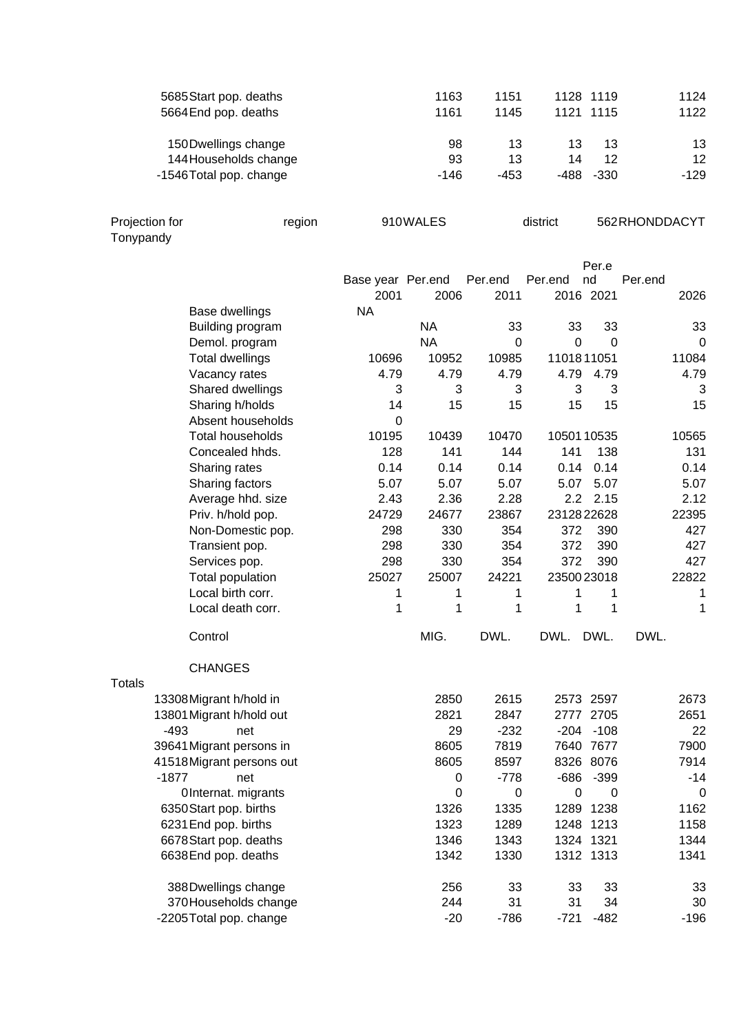| Totals | | 2006 | 2011 | 2016 | 2021 | 2026 |
|---|---|---|---|---|---|---|
| 5685 | Start pop. deaths | 1163 | 1151 | 1128 | 1119 | 1124 |
| 5664 | End pop. deaths | 1161 | 1145 | 1121 | 1115 | 1122 |
| 150 | Dwellings change | 98 | 13 | 13 | 13 | 13 |
| 144 | Households change | 93 | 13 | 14 | 12 | 12 |
| -1546 | Total pop. change | -146 | -453 | -488 | -330 | -129 |

Projection for Tonypandy | region 910 WALES | district 562 RHONDDACYT

| | Base year 2001 | Per.end 2006 | Per.end 2011 | Per.end 2016 | Per.end 2021 | Per.end 2026 |
|---|---|---|---|---|---|---|
| Base dwellings | NA | | | | | |
| Building program | | NA | 33 | 33 | 33 | 33 |
| Demol. program | | NA | 0 | 0 | 0 | 0 |
| Total dwellings | 10696 | 10952 | 10985 | 11018 | 11051 | 11084 |
| Vacancy rates | 4.79 | 4.79 | 4.79 | 4.79 | 4.79 | 4.79 |
| Shared dwellings | 3 | 3 | 3 | 3 | 3 | 3 |
| Sharing h/holds | 14 | 15 | 15 | 15 | 15 | 15 |
| Absent households | 0 | | | | | |
| Total households | 10195 | 10439 | 10470 | 10501 | 10535 | 10565 |
| Concealed hhds. | 128 | 141 | 144 | 141 | 138 | 131 |
| Sharing rates | 0.14 | 0.14 | 0.14 | 0.14 | 0.14 | 0.14 |
| Sharing factors | 5.07 | 5.07 | 5.07 | 5.07 | 5.07 | 5.07 |
| Average hhd. size | 2.43 | 2.36 | 2.28 | 2.2 | 2.15 | 2.12 |
| Priv. h/hold pop. | 24729 | 24677 | 23867 | 23128 | 22628 | 22395 |
| Non-Domestic pop. | 298 | 330 | 354 | 372 | 390 | 427 |
| Transient pop. | 298 | 330 | 354 | 372 | 390 | 427 |
| Services pop. | 298 | 330 | 354 | 372 | 390 | 427 |
| Total population | 25027 | 25007 | 24221 | 23500 | 23018 | 22822 |
| Local birth corr. | 1 | 1 | 1 | 1 | 1 | 1 |
| Local death corr. | 1 | 1 | 1 | 1 | 1 | 1 |
| Control | | MIG. | DWL. | DWL. | DWL. | DWL. |

CHANGES

| Totals | | 2006 | 2011 | 2016 | 2021 | 2026 |
|---|---|---|---|---|---|---|
| 13308 | Migrant h/hold in | 2850 | 2615 | 2573 | 2597 | 2673 |
| 13801 | Migrant h/hold out | 2821 | 2847 | 2777 | 2705 | 2651 |
| -493 | net | 29 | -232 | -204 | -108 | 22 |
| 39641 | Migrant persons in | 8605 | 7819 | 7640 | 7677 | 7900 |
| 41518 | Migrant persons out | 8605 | 8597 | 8326 | 8076 | 7914 |
| -1877 | net | 0 | -778 | -686 | -399 | -14 |
| 0 | Internat. migrants | 0 | 0 | 0 | 0 | 0 |
| 6350 | Start pop. births | 1326 | 1335 | 1289 | 1238 | 1162 |
| 6231 | End pop. births | 1323 | 1289 | 1248 | 1213 | 1158 |
| 6678 | Start pop. deaths | 1346 | 1343 | 1324 | 1321 | 1344 |
| 6638 | End pop. deaths | 1342 | 1330 | 1312 | 1313 | 1341 |
| 388 | Dwellings change | 256 | 33 | 33 | 33 | 33 |
| 370 | Households change | 244 | 31 | 31 | 34 | 30 |
| -2205 | Total pop. change | -20 | -786 | -721 | -482 | -196 |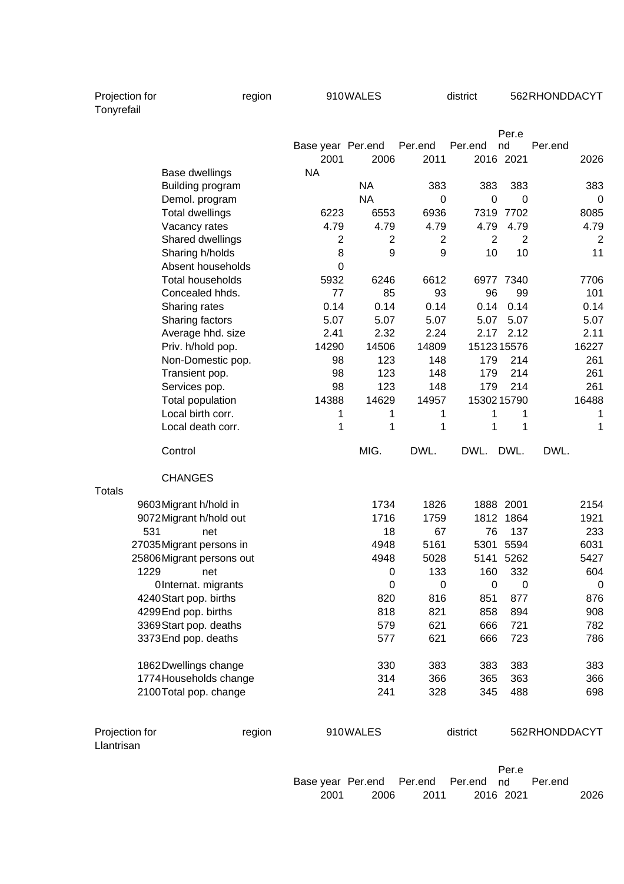Projection for Tonyrefail | region 910 WALES | district 562 RHONDDACYT

| | | Base year 2001 | Per.end 2006 | Per.end 2011 | Per.end 2016 | Per.end 2021 | Per.end 2026 |
|---|---|---|---|---|---|---|---|
| | Base dwellings | NA | | | | | |
| | Building program | | NA | 383 | 383 | 383 | 383 |
| | Demol. program | | NA | 0 | 0 | 0 | 0 |
| | Total dwellings | 6223 | 6553 | 6936 | 7319 | 7702 | 8085 |
| | Vacancy rates | 4.79 | 4.79 | 4.79 | 4.79 | 4.79 | 4.79 |
| | Shared dwellings | 2 | 2 | 2 | 2 | 2 | 2 |
| | Sharing h/holds | 8 | 9 | 9 | 10 | 10 | 11 |
| | Absent households | 0 | | | | | |
| | Total households | 5932 | 6246 | 6612 | 6977 | 7340 | 7706 |
| | Concealed hhds. | 77 | 85 | 93 | 96 | 99 | 101 |
| | Sharing rates | 0.14 | 0.14 | 0.14 | 0.14 | 0.14 | 0.14 |
| | Sharing factors | 5.07 | 5.07 | 5.07 | 5.07 | 5.07 | 5.07 |
| | Average hhd. size | 2.41 | 2.32 | 2.24 | 2.17 | 2.12 | 2.11 |
| | Priv. h/hold pop. | 14290 | 14506 | 14809 | 15123 | 15576 | 16227 |
| | Non-Domestic pop. | 98 | 123 | 148 | 179 | 214 | 261 |
| | Transient pop. | 98 | 123 | 148 | 179 | 214 | 261 |
| | Services pop. | 98 | 123 | 148 | 179 | 214 | 261 |
| | Total population | 14388 | 14629 | 14957 | 15302 | 15790 | 16488 |
| | Local birth corr. | 1 | 1 | 1 | 1 | 1 | 1 |
| | Local death corr. | 1 | 1 | 1 | 1 | 1 | 1 |
| | Control | | MIG. | DWL. | DWL. | DWL. | DWL. |
| | CHANGES | | | | | | |
| Totals | | | | | | | |
| 9603 | Migrant h/hold in | | 1734 | 1826 | 1888 | 2001 | 2154 |
| 9072 | Migrant h/hold out | | 1716 | 1759 | 1812 | 1864 | 1921 |
| 531 | net | | 18 | 67 | 76 | 137 | 233 |
| 27035 | Migrant persons in | | 4948 | 5161 | 5301 | 5594 | 6031 |
| 25806 | Migrant persons out | | 4948 | 5028 | 5141 | 5262 | 5427 |
| 1229 | net | | 0 | 133 | 160 | 332 | 604 |
| 0 | Internat. migrants | | 0 | 0 | 0 | 0 | 0 |
| 4240 | Start pop. births | | 820 | 816 | 851 | 877 | 876 |
| 4299 | End pop. births | | 818 | 821 | 858 | 894 | 908 |
| 3369 | Start pop. deaths | | 579 | 621 | 666 | 721 | 782 |
| 3373 | End pop. deaths | | 577 | 621 | 666 | 723 | 786 |
| 1862 | Dwellings change | | 330 | 383 | 383 | 383 | 383 |
| 1774 | Households change | | 314 | 366 | 365 | 363 | 366 |
| 2100 | Total pop. change | | 241 | 328 | 345 | 488 | 698 |

Projection for Llantrisan | region 910 WALES | district 562 RHONDDACYT

| Base year | Per.end | Per.end | Per.end | Per.end | Per.end |
|---|---|---|---|---|---|
| 2001 | 2006 | 2011 | 2016 | 2021 | 2026 |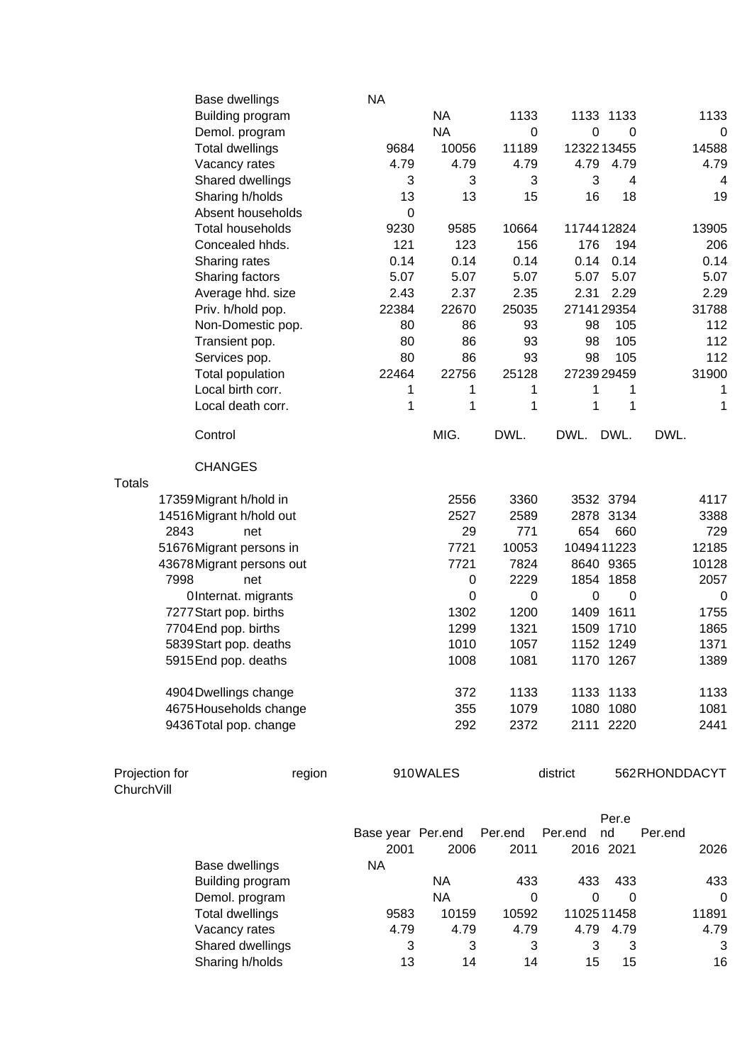| | | | | | | |
|---|---|---|---|---|---|---|
| Base dwellings | NA | | | | | |
| Building program | | NA | 1133 | 1133 | 1133 | 1133 |
| Demol. program | | NA | 0 | 0 | 0 | 0 |
| Total dwellings | 9684 | 10056 | 11189 | 12322 | 13455 | 14588 |
| Vacancy rates | 4.79 | 4.79 | 4.79 | 4.79 | 4.79 | 4.79 |
| Shared dwellings | 3 | 3 | 3 | 3 | 4 | 4 |
| Sharing h/holds | 13 | 13 | 15 | 16 | 18 | 19 |
| Absent households | 0 | | | | | |
| Total households | 9230 | 9585 | 10664 | 11744 | 12824 | 13905 |
| Concealed hhds. | 121 | 123 | 156 | 176 | 194 | 206 |
| Sharing rates | 0.14 | 0.14 | 0.14 | 0.14 | 0.14 | 0.14 |
| Sharing factors | 5.07 | 5.07 | 5.07 | 5.07 | 5.07 | 5.07 |
| Average hhd. size | 2.43 | 2.37 | 2.35 | 2.31 | 2.29 | 2.29 |
| Priv. h/hold pop. | 22384 | 22670 | 25035 | 27141 | 29354 | 31788 |
| Non-Domestic pop. | 80 | 86 | 93 | 98 | 105 | 112 |
| Transient pop. | 80 | 86 | 93 | 98 | 105 | 112 |
| Services pop. | 80 | 86 | 93 | 98 | 105 | 112 |
| Total population | 22464 | 22756 | 25128 | 27239 | 29459 | 31900 |
| Local birth corr. | 1 | 1 | 1 | 1 | 1 | 1 |
| Local death corr. | 1 | 1 | 1 | 1 | 1 | 1 |
| Control | | MIG. | DWL. | DWL. | DWL. | DWL. |

CHANGES

| Totals | | | | | | |
|---|---|---|---|---|---|---|
| 17359 | Migrant h/hold in | 2556 | 3360 | 3532 | 3794 | 4117 |
| 14516 | Migrant h/hold out | 2527 | 2589 | 2878 | 3134 | 3388 |
| 2843 | net | 29 | 771 | 654 | 660 | 729 |
| 51676 | Migrant persons in | 7721 | 10053 | 10494 | 11223 | 12185 |
| 43678 | Migrant persons out | 7721 | 7824 | 8640 | 9365 | 10128 |
| 7998 | net | 0 | 2229 | 1854 | 1858 | 2057 |
| 0 | Internat. migrants | 0 | 0 | 0 | 0 | 0 |
| 7277 | Start pop. births | 1302 | 1200 | 1409 | 1611 | 1755 |
| 7704 | End pop. births | 1299 | 1321 | 1509 | 1710 | 1865 |
| 5839 | Start pop. deaths | 1010 | 1057 | 1152 | 1249 | 1371 |
| 5915 | End pop. deaths | 1008 | 1081 | 1170 | 1267 | 1389 |
| 4904 | Dwellings change | 372 | 1133 | 1133 | 1133 | 1133 |
| 4675 | Households change | 355 | 1079 | 1080 | 1080 | 1081 |
| 9436 | Total pop. change | 292 | 2372 | 2111 | 2220 | 2441 |

Projection for ChurchVill — region 910 WALES — district 562 RHONDDACYT

| | Base year 2001 | Per.end 2006 | Per.end 2011 | Per.end 2016 | Per.end 2021 | Per.end 2026 |
|---|---|---|---|---|---|---|
| Base dwellings | NA | | | | | |
| Building program | | NA | 433 | 433 | 433 | 433 |
| Demol. program | | NA | 0 | 0 | 0 | 0 |
| Total dwellings | 9583 | 10159 | 10592 | 11025 | 11458 | 11891 |
| Vacancy rates | 4.79 | 4.79 | 4.79 | 4.79 | 4.79 | 4.79 |
| Shared dwellings | 3 | 3 | 3 | 3 | 3 | 3 |
| Sharing h/holds | 13 | 14 | 14 | 15 | 15 | 16 |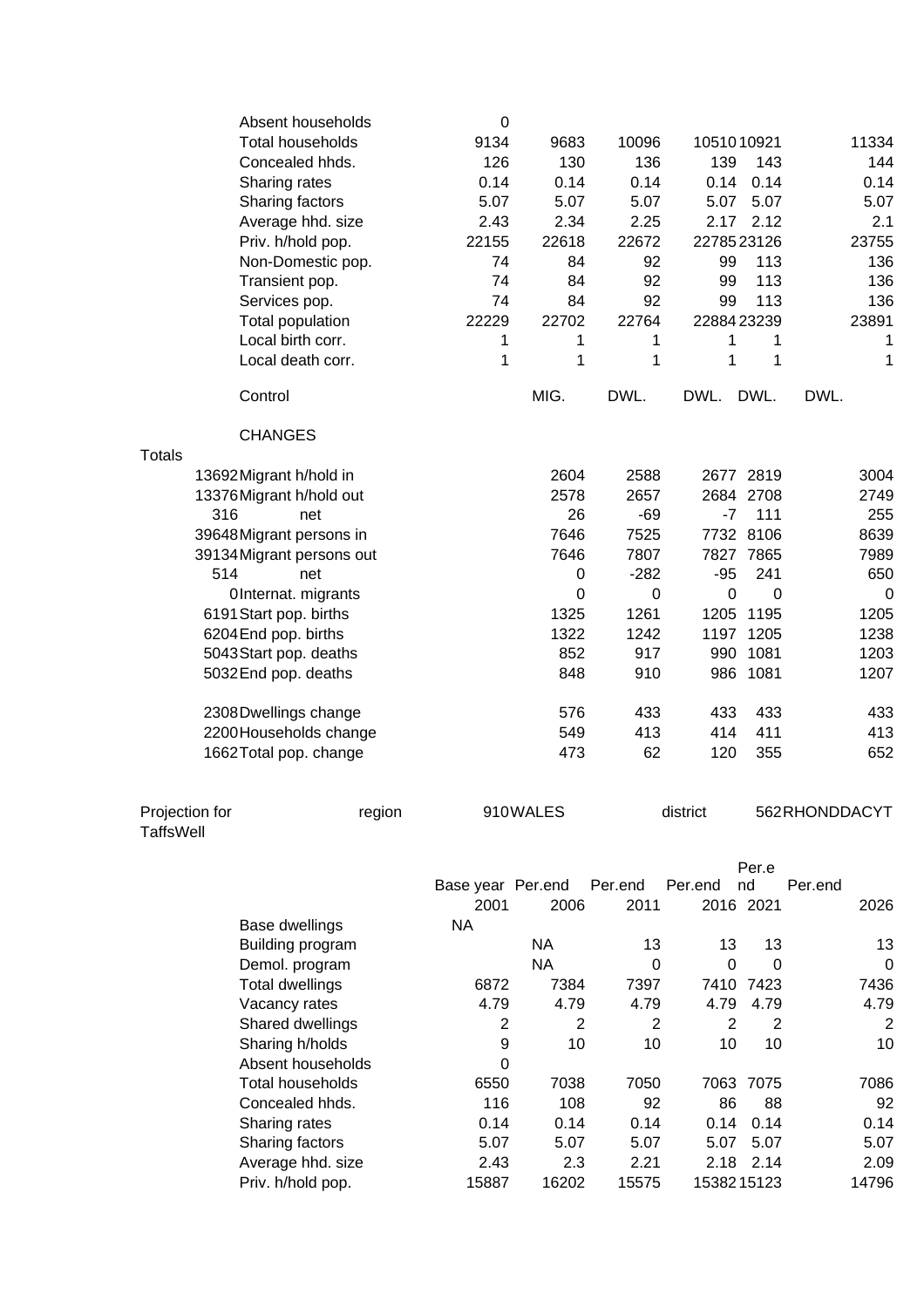| | Base year | Per.end | Per.end | Per.end | Per.end | Per.end |
|---|---|---|---|---|---|---|
| Absent households | 0 | | | | | |
| Total households | 9134 | 9683 | 10096 | 10510 | 10921 | 11334 |
| Concealed hhds. | 126 | 130 | 136 | 139 | 143 | 144 |
| Sharing rates | 0.14 | 0.14 | 0.14 | 0.14 | 0.14 | 0.14 |
| Sharing factors | 5.07 | 5.07 | 5.07 | 5.07 | 5.07 | 5.07 |
| Average hhd. size | 2.43 | 2.34 | 2.25 | 2.17 | 2.12 | 2.1 |
| Priv. h/hold pop. | 22155 | 22618 | 22672 | 22785 | 23126 | 23755 |
| Non-Domestic pop. | 74 | 84 | 92 | 99 | 113 | 136 |
| Transient pop. | 74 | 84 | 92 | 99 | 113 | 136 |
| Services pop. | 74 | 84 | 92 | 99 | 113 | 136 |
| Total population | 22229 | 22702 | 22764 | 22884 | 23239 | 23891 |
| Local birth corr. | 1 | 1 | 1 | 1 | 1 | 1 |
| Local death corr. | 1 | 1 | 1 | 1 | 1 | 1 |
| Control | | MIG. | DWL. | DWL. | DWL. | DWL. |

CHANGES

| Totals | | | | | | |
|---|---|---|---|---|---|---|
| 13692 | Migrant h/hold in | 2604 | 2588 | 2677 | 2819 | 3004 |
| 13376 | Migrant h/hold out | 2578 | 2657 | 2684 | 2708 | 2749 |
| 316 | net | 26 | -69 | -7 | 111 | 255 |
| 39648 | Migrant persons in | 7646 | 7525 | 7732 | 8106 | 8639 |
| 39134 | Migrant persons out | 7646 | 7807 | 7827 | 7865 | 7989 |
| 514 | net | 0 | -282 | -95 | 241 | 650 |
| 0 | Internat. migrants | 0 | 0 | 0 | 0 | 0 |
| 6191 | Start pop. births | 1325 | 1261 | 1205 | 1195 | 1205 |
| 6204 | End pop. births | 1322 | 1242 | 1197 | 1205 | 1238 |
| 5043 | Start pop. deaths | 852 | 917 | 990 | 1081 | 1203 |
| 5032 | End pop. deaths | 848 | 910 | 986 | 1081 | 1207 |
| 2308 | Dwellings change | 576 | 433 | 433 | 433 | 433 |
| 2200 | Households change | 549 | 413 | 414 | 411 | 413 |
| 1662 | Total pop. change | 473 | 62 | 120 | 355 | 652 |

Projection for TaffsWell &nbsp;&nbsp; region 910 WALES &nbsp;&nbsp; district 562 RHONDDACYT

| | Base year 2001 | Per.end 2006 | Per.end 2011 | Per.end 2016 | Per.end 2021 | Per.end 2026 |
|---|---|---|---|---|---|---|
| Base dwellings | NA | | | | | |
| Building program | | NA | 13 | 13 | 13 | 13 |
| Demol. program | | NA | 0 | 0 | 0 | 0 |
| Total dwellings | 6872 | 7384 | 7397 | 7410 | 7423 | 7436 |
| Vacancy rates | 4.79 | 4.79 | 4.79 | 4.79 | 4.79 | 4.79 |
| Shared dwellings | 2 | 2 | 2 | 2 | 2 | 2 |
| Sharing h/holds | 9 | 10 | 10 | 10 | 10 | 10 |
| Absent households | 0 | | | | | |
| Total households | 6550 | 7038 | 7050 | 7063 | 7075 | 7086 |
| Concealed hhds. | 116 | 108 | 92 | 86 | 88 | 92 |
| Sharing rates | 0.14 | 0.14 | 0.14 | 0.14 | 0.14 | 0.14 |
| Sharing factors | 5.07 | 5.07 | 5.07 | 5.07 | 5.07 | 5.07 |
| Average hhd. size | 2.43 | 2.3 | 2.21 | 2.18 | 2.14 | 2.09 |
| Priv. h/hold pop. | 15887 | 16202 | 15575 | 15382 | 15123 | 14796 |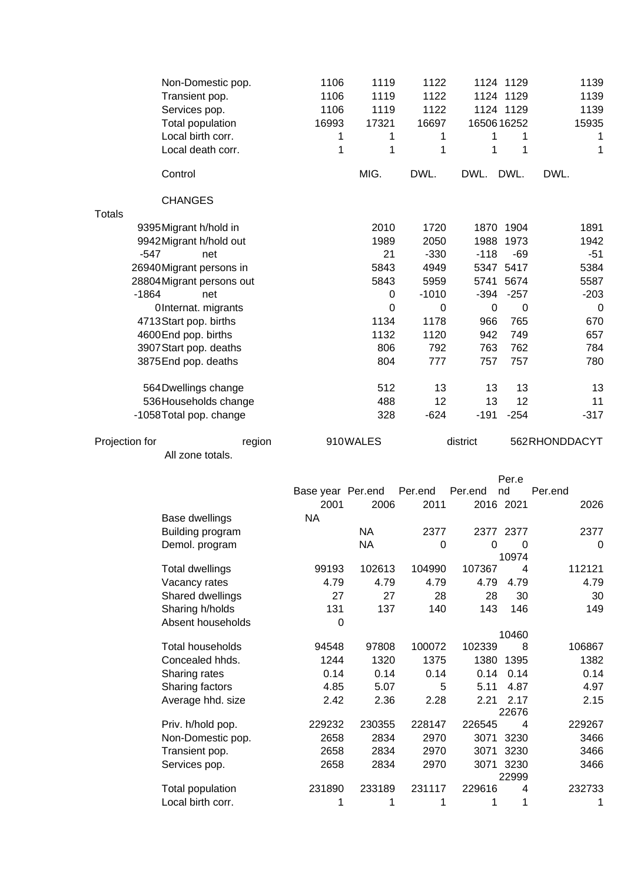| | | | | | | |
|---|---|---|---|---|---|---|
| Non-Domestic pop. | 1106 | 1119 | 1122 | 1124 | 1129 | 1139 |
| Transient pop. | 1106 | 1119 | 1122 | 1124 | 1129 | 1139 |
| Services pop. | 1106 | 1119 | 1122 | 1124 | 1129 | 1139 |
| Total population | 16993 | 17321 | 16697 | 16506 | 16252 | 15935 |
| Local birth corr. | 1 | 1 | 1 | 1 | 1 | 1 |
| Local death corr. | 1 | 1 | 1 | 1 | 1 | 1 |
| Control | | MIG. | DWL. | DWL. | DWL. | DWL. |

CHANGES

| Totals | | | | | | |
|---|---|---|---|---|---|---|
| 9395 | Migrant h/hold in | 2010 | 1720 | 1870 | 1904 | 1891 |
| 9942 | Migrant h/hold out | 1989 | 2050 | 1988 | 1973 | 1942 |
| -547 | net | 21 | -330 | -118 | -69 | -51 |
| 26940 | Migrant persons in | 5843 | 4949 | 5347 | 5417 | 5384 |
| 28804 | Migrant persons out | 5843 | 5959 | 5741 | 5674 | 5587 |
| -1864 | net | 0 | -1010 | -394 | -257 | -203 |
| 0 | Internat. migrants | 0 | 0 | 0 | 0 | 0 |
| 4713 | Start pop. births | 1134 | 1178 | 966 | 765 | 670 |
| 4600 | End pop. births | 1132 | 1120 | 942 | 749 | 657 |
| 3907 | Start pop. deaths | 806 | 792 | 763 | 762 | 784 |
| 3875 | End pop. deaths | 804 | 777 | 757 | 757 | 780 |
| 564 | Dwellings change | 512 | 13 | 13 | 13 | 13 |
| 536 | Households change | 488 | 12 | 13 | 12 | 11 |
| -1058 | Total pop. change | 328 | -624 | -191 | -254 | -317 |

Projection for region 910 WALES district 562 RHONDDACYT

All zone totals.

| | Base year 2001 | Per.end 2006 | Per.end 2011 | Per.end 2016 | Per.end 2021 | Per.end 2026 |
|---|---|---|---|---|---|---|
| Base dwellings | NA | | | | | |
| Building program | | NA | 2377 | 2377 | 2377 | 2377 |
| Demol. program | | NA | 0 | 0 | 0 | 0 |
| Total dwellings | 99193 | 102613 | 104990 | 107367 | 109744 | 112121 |
| Vacancy rates | 4.79 | 4.79 | 4.79 | 4.79 | 4.79 | 4.79 |
| Shared dwellings | 27 | 27 | 28 | 28 | 30 | 30 |
| Sharing h/holds | 131 | 137 | 140 | 143 | 146 | 149 |
| Absent households | 0 | | | | | |
| Total households | 94548 | 97808 | 100072 | 102339 | 104608 | 106867 |
| Concealed hhds. | 1244 | 1320 | 1375 | 1380 | 1395 | 1382 |
| Sharing rates | 0.14 | 0.14 | 0.14 | 0.14 | 0.14 | 0.14 |
| Sharing factors | 4.85 | 5.07 | 5 | 5.11 | 4.87 | 4.97 |
| Average hhd. size | 2.42 | 2.36 | 2.28 | 2.21 | 2.17 | 2.15 |
| Priv. h/hold pop. | 229232 | 230355 | 228147 | 226545 | 226764 | 229267 |
| Non-Domestic pop. | 2658 | 2834 | 2970 | 3071 | 3230 | 3466 |
| Transient pop. | 2658 | 2834 | 2970 | 3071 | 3230 | 3466 |
| Services pop. | 2658 | 2834 | 2970 | 3071 | 3230 | 3466 |
| Total population | 231890 | 233189 | 231117 | 229616 | 229994 | 232733 |
| Local birth corr. | 1 | 1 | 1 | 1 | 1 | 1 |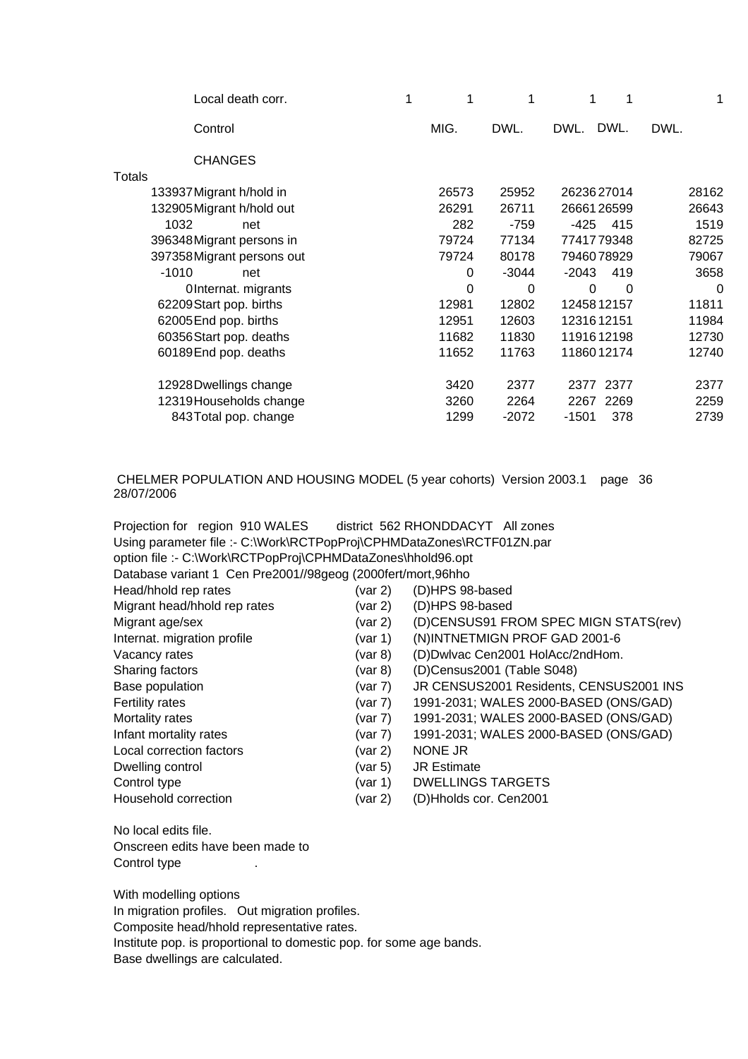| Totals | | 1 | 1 | 1 | 1 | 1 | 1 |
|---|---|---|---|---|---|---|---|
| | Local death corr. | 1 | 1 | 1 | 1 | 1 | 1 |
| | Control | | MIG. | DWL. | DWL. | DWL. | DWL. |
| | CHANGES | | | | | | |
| 133937 | Migrant h/hold in | | 26573 | 25952 | 26236 | 27014 | 28162 |
| 132905 | Migrant h/hold out | | 26291 | 26711 | 26661 | 26599 | 26643 |
| 1032 | net | | 282 | -759 | -425 | 415 | 1519 |
| 396348 | Migrant persons in | | 79724 | 77134 | 77417 | 79348 | 82725 |
| 397358 | Migrant persons out | | 79724 | 80178 | 79460 | 78929 | 79067 |
| -1010 | net | | 0 | -3044 | -2043 | 419 | 3658 |
| 0 | Internat. migrants | | 0 | 0 | 0 | 0 | 0 |
| 62209 | Start pop. births | | 12981 | 12802 | 12458 | 12157 | 11811 |
| 62005 | End pop. births | | 12951 | 12603 | 12316 | 12151 | 11984 |
| 60356 | Start pop. deaths | | 11682 | 11830 | 11916 | 12198 | 12730 |
| 60189 | End pop. deaths | | 11652 | 11763 | 11860 | 12174 | 12740 |
| 12928 | Dwellings change | | 3420 | 2377 | 2377 | 2377 | 2377 |
| 12319 | Households change | | 3260 | 2264 | 2267 | 2269 | 2259 |
| 843 | Total pop. change | | 1299 | -2072 | -1501 | 378 | 2739 |

CHELMER POPULATION AND HOUSING MODEL (5 year cohorts) Version 2003.1 page 36
28/07/2006

Projection for region 910 WALES district 562 RHONDDACYT All zones
Using parameter file :- C:\Work\RCTPopProj\CPHMDataZones\RCTF01ZN.par
option file :- C:\Work\RCTPopProj\CPHMDataZones\hhold96.opt
Database variant 1 Cen Pre2001//98geog (2000fert/mort,96hho

| | | |
|---|---|---|
| Head/hhold rep rates | (var 2) | (D)HPS 98-based |
| Migrant head/hhold rep rates | (var 2) | (D)HPS 98-based |
| Migrant age/sex | (var 2) | (D)CENSUS91 FROM SPEC MIGN STATS(rev) |
| Internat. migration profile | (var 1) | (N)INTNETMIGN PROF GAD 2001-6 |
| Vacancy rates | (var 8) | (D)Dwlvac Cen2001 HolAcc/2ndHom. |
| Sharing factors | (var 8) | (D)Census2001 (Table S048) |
| Base population | (var 7) | JR CENSUS2001 Residents, CENSUS2001 INS |
| Fertility rates | (var 7) | 1991-2031; WALES 2000-BASED (ONS/GAD) |
| Mortality rates | (var 7) | 1991-2031; WALES 2000-BASED (ONS/GAD) |
| Infant mortality rates | (var 7) | 1991-2031; WALES 2000-BASED (ONS/GAD) |
| Local correction factors | (var 2) | NONE JR |
| Dwelling control | (var 5) | JR Estimate |
| Control type | (var 1) | DWELLINGS TARGETS |
| Household correction | (var 2) | (D)Hholds cor. Cen2001 |

No local edits file.
Onscreen edits have been made to
Control type .

With modelling options
In migration profiles. Out migration profiles.
Composite head/hhold representative rates.
Institute pop. is proportional to domestic pop. for some age bands.
Base dwellings are calculated.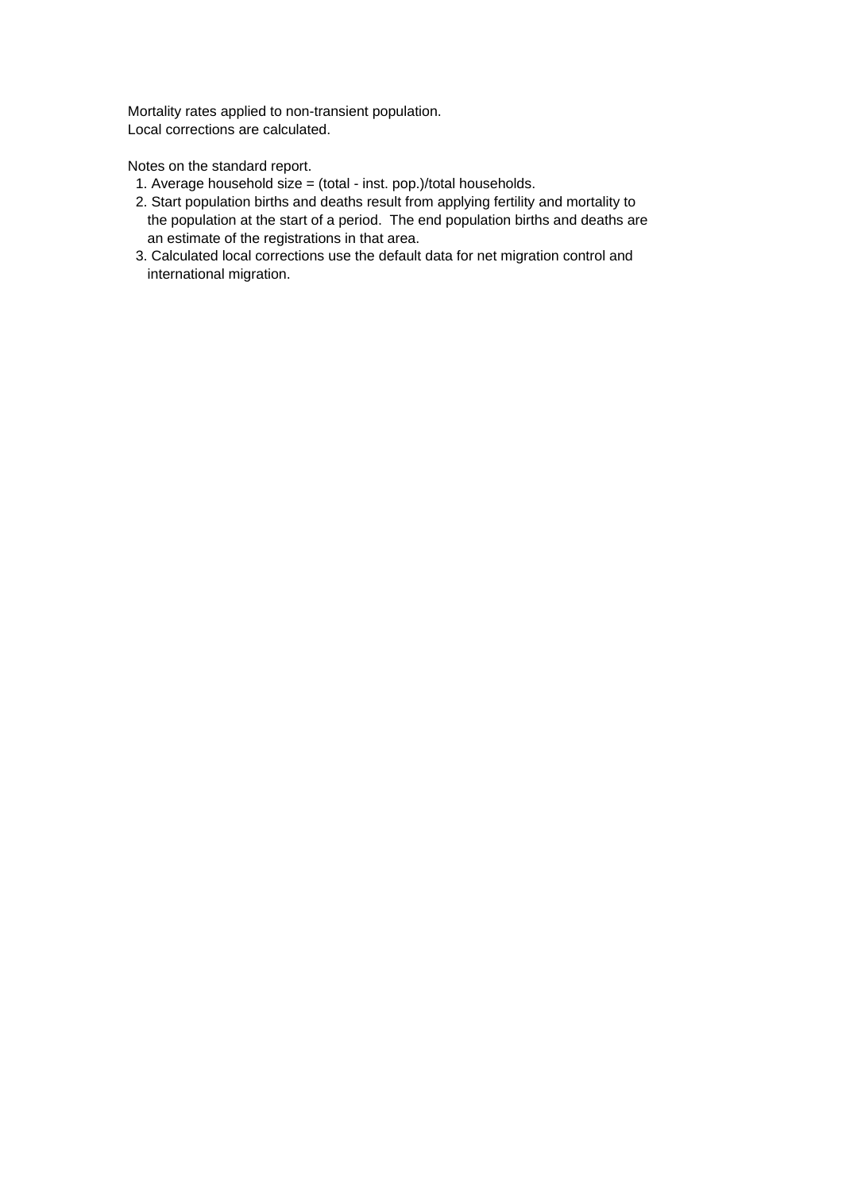Mortality rates applied to non-transient population.
Local corrections are calculated.

Notes on the standard report.

1. Average household size = (total - inst. pop.)/total households.
2. Start population births and deaths result from applying fertility and mortality to the population at the start of a period. The end population births and deaths are an estimate of the registrations in that area.
3. Calculated local corrections use the default data for net migration control and international migration.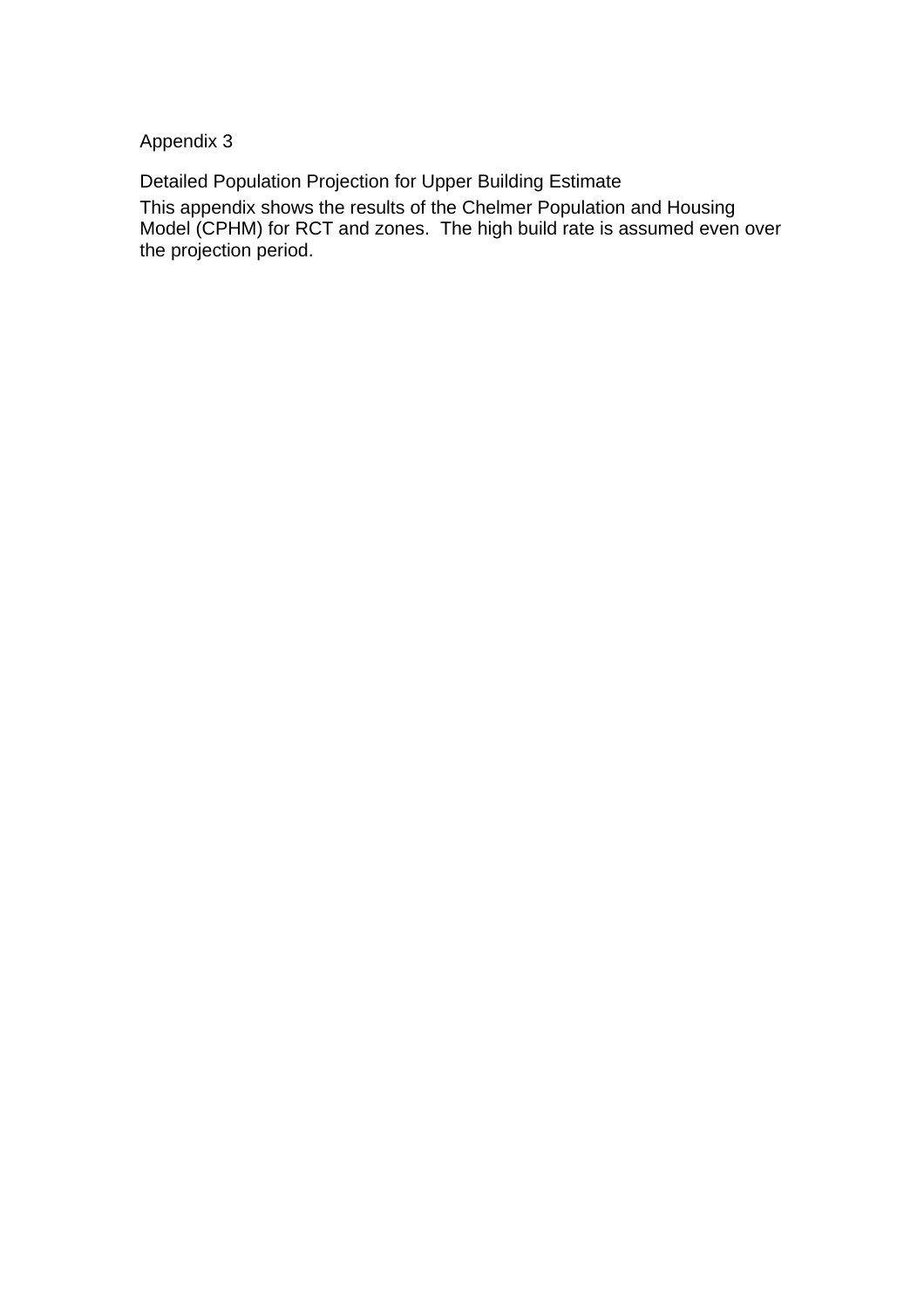# Appendix 3

## Detailed Population Projection for Upper Building Estimate

This appendix shows the results of the Chelmer Population and Housing Model (CPHM) for RCT and zones. The high build rate is assumed even over the projection period.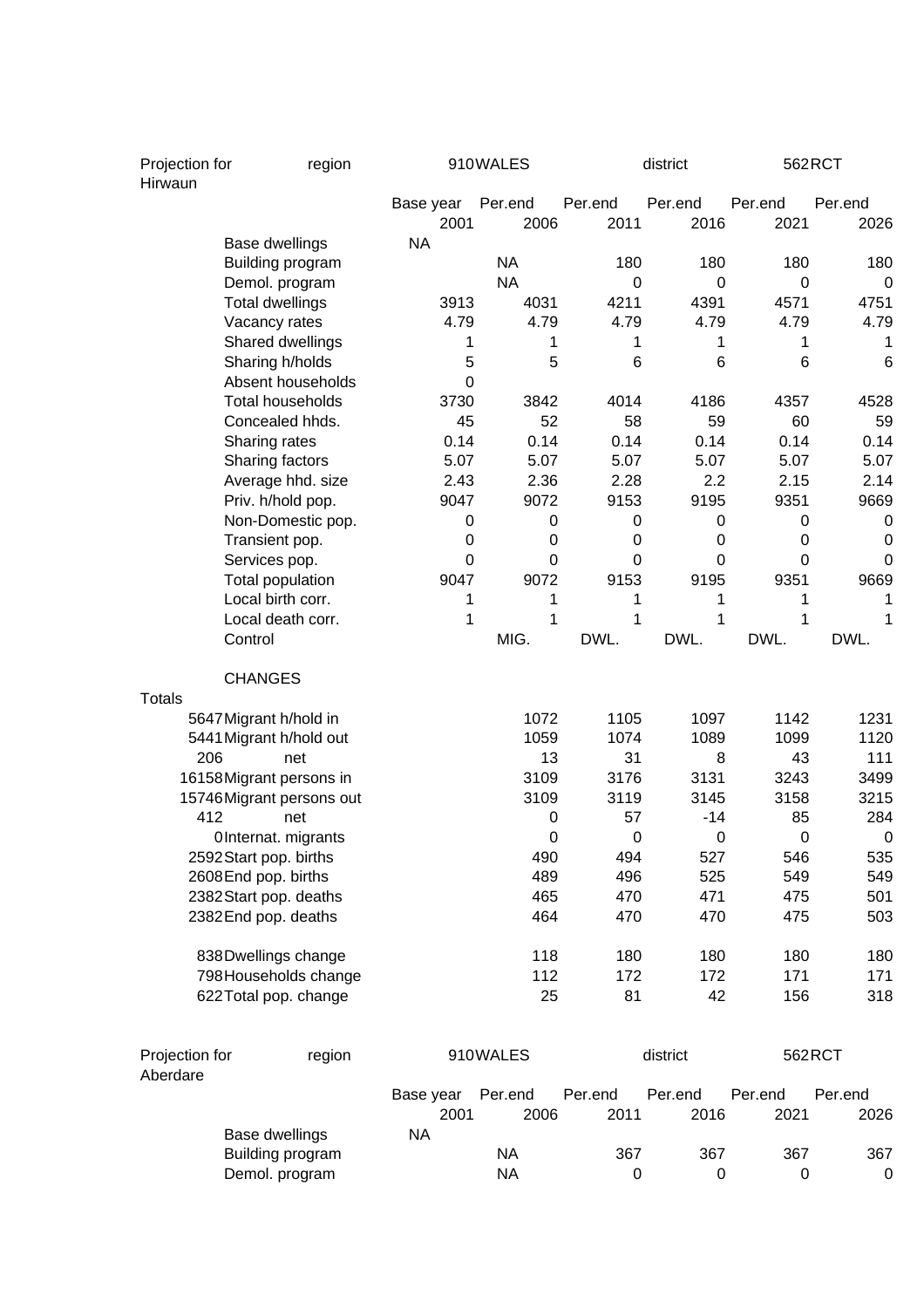| Projection for Hirwaun | region | 910 WALES | | district | 562 RCT | | |
|---|---|---|---|---|---|---|---|
| | | Base year 2001 | Per.end 2006 | Per.end 2011 | Per.end 2016 | Per.end 2021 | Per.end 2026 |
| | Base dwellings | NA | | | | | |
| | Building program | | NA | 180 | 180 | 180 | 180 |
| | Demol. program | | NA | 0 | 0 | 0 | 0 |
| | Total dwellings | 3913 | 4031 | 4211 | 4391 | 4571 | 4751 |
| | Vacancy rates | 4.79 | 4.79 | 4.79 | 4.79 | 4.79 | 4.79 |
| | Shared dwellings | 1 | 1 | 1 | 1 | 1 | 1 |
| | Sharing h/holds | 5 | 5 | 6 | 6 | 6 | 6 |
| | Absent households | 0 | | | | | |
| | Total households | 3730 | 3842 | 4014 | 4186 | 4357 | 4528 |
| | Concealed hhds. | 45 | 52 | 58 | 59 | 60 | 59 |
| | Sharing rates | 0.14 | 0.14 | 0.14 | 0.14 | 0.14 | 0.14 |
| | Sharing factors | 5.07 | 5.07 | 5.07 | 5.07 | 5.07 | 5.07 |
| | Average hhd. size | 2.43 | 2.36 | 2.28 | 2.2 | 2.15 | 2.14 |
| | Priv. h/hold pop. | 9047 | 9072 | 9153 | 9195 | 9351 | 9669 |
| | Non-Domestic pop. | 0 | 0 | 0 | 0 | 0 | 0 |
| | Transient pop. | 0 | 0 | 0 | 0 | 0 | 0 |
| | Services pop. | 0 | 0 | 0 | 0 | 0 | 0 |
| | Total population | 9047 | 9072 | 9153 | 9195 | 9351 | 9669 |
| | Local birth corr. | 1 | 1 | 1 | 1 | 1 | 1 |
| | Local death corr. | 1 | 1 | 1 | 1 | 1 | 1 |
| | Control | | MIG. | DWL. | DWL. | DWL. | DWL. |
| | CHANGES | | | | | | |
| Totals | | | | | | | |
| 5647 | Migrant h/hold in | | 1072 | 1105 | 1097 | 1142 | 1231 |
| 5441 | Migrant h/hold out | | 1059 | 1074 | 1089 | 1099 | 1120 |
| 206 | net | | 13 | 31 | 8 | 43 | 111 |
| 16158 | Migrant persons in | | 3109 | 3176 | 3131 | 3243 | 3499 |
| 15746 | Migrant persons out | | 3109 | 3119 | 3145 | 3158 | 3215 |
| 412 | net | | 0 | 57 | -14 | 85 | 284 |
| 0 | Internat. migrants | | 0 | 0 | 0 | 0 | 0 |
| 2592 | Start pop. births | | 490 | 494 | 527 | 546 | 535 |
| 2608 | End pop. births | | 489 | 496 | 525 | 549 | 549 |
| 2382 | Start pop. deaths | | 465 | 470 | 471 | 475 | 501 |
| 2382 | End pop. deaths | | 464 | 470 | 470 | 475 | 503 |
| 838 | Dwellings change | | 118 | 180 | 180 | 180 | 180 |
| 798 | Households change | | 112 | 172 | 172 | 171 | 171 |
| 622 | Total pop. change | | 25 | 81 | 42 | 156 | 318 |

| Projection for Aberdare | region | 910 WALES | | district | 562 RCT | | |
|---|---|---|---|---|---|---|---|
| | | Base year 2001 | Per.end 2006 | Per.end 2011 | Per.end 2016 | Per.end 2021 | Per.end 2026 |
| | Base dwellings | NA | | | | | |
| | Building program | | NA | 367 | 367 | 367 | 367 |
| | Demol. program | | NA | 0 | 0 | 0 | 0 |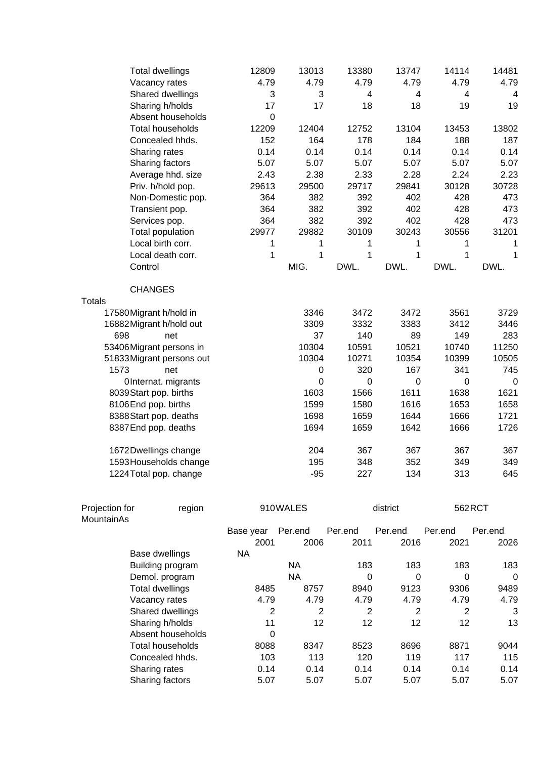| | Base year | Per.end | Per.end | Per.end | Per.end | Per.end |
|---|---|---|---|---|---|---|
| Total dwellings | 12809 | 13013 | 13380 | 13747 | 14114 | 14481 |
| Vacancy rates | 4.79 | 4.79 | 4.79 | 4.79 | 4.79 | 4.79 |
| Shared dwellings | 3 | 3 | 4 | 4 | 4 | 4 |
| Sharing h/holds | 17 | 17 | 18 | 18 | 19 | 19 |
| Absent households | 0 | | | | | |
| Total households | 12209 | 12404 | 12752 | 13104 | 13453 | 13802 |
| Concealed hhds. | 152 | 164 | 178 | 184 | 188 | 187 |
| Sharing rates | 0.14 | 0.14 | 0.14 | 0.14 | 0.14 | 0.14 |
| Sharing factors | 5.07 | 5.07 | 5.07 | 5.07 | 5.07 | 5.07 |
| Average hhd. size | 2.43 | 2.38 | 2.33 | 2.28 | 2.24 | 2.23 |
| Priv. h/hold pop. | 29613 | 29500 | 29717 | 29841 | 30128 | 30728 |
| Non-Domestic pop. | 364 | 382 | 392 | 402 | 428 | 473 |
| Transient pop. | 364 | 382 | 392 | 402 | 428 | 473 |
| Services pop. | 364 | 382 | 392 | 402 | 428 | 473 |
| Total population | 29977 | 29882 | 30109 | 30243 | 30556 | 31201 |
| Local birth corr. | 1 | 1 | 1 | 1 | 1 | 1 |
| Local death corr. | 1 | 1 | 1 | 1 | 1 | 1 |
| Control | | MIG. | DWL. | DWL. | DWL. | DWL. |

CHANGES

| Totals | | | | | | |
|---|---|---|---|---|---|---|
| 17580 | Migrant h/hold in | 3346 | 3472 | 3472 | 3561 | 3729 |
| 16882 | Migrant h/hold out | 3309 | 3332 | 3383 | 3412 | 3446 |
| 698 | net | 37 | 140 | 89 | 149 | 283 |
| 53406 | Migrant persons in | 10304 | 10591 | 10521 | 10740 | 11250 |
| 51833 | Migrant persons out | 10304 | 10271 | 10354 | 10399 | 10505 |
| 1573 | net | 0 | 320 | 167 | 341 | 745 |
| 0 | Internat. migrants | 0 | 0 | 0 | 0 | 0 |
| 8039 | Start pop. births | 1603 | 1566 | 1611 | 1638 | 1621 |
| 8106 | End pop. births | 1599 | 1580 | 1616 | 1653 | 1658 |
| 8388 | Start pop. deaths | 1698 | 1659 | 1644 | 1666 | 1721 |
| 8387 | End pop. deaths | 1694 | 1659 | 1642 | 1666 | 1726 |
| 1672 | Dwellings change | 204 | 367 | 367 | 367 | 367 |
| 1593 | Households change | 195 | 348 | 352 | 349 | 349 |
| 1224 | Total pop. change | -95 | 227 | 134 | 313 | 645 |

Projection for MountainAs region 910 WALES district 562 RCT

| | Base year | Per.end | Per.end | Per.end | Per.end | Per.end |
|---|---|---|---|---|---|---|
| | 2001 | 2006 | 2011 | 2016 | 2021 | 2026 |
| Base dwellings | NA | | | | | |
| Building program | | NA | 183 | 183 | 183 | 183 |
| Demol. program | | NA | 0 | 0 | 0 | 0 |
| Total dwellings | 8485 | 8757 | 8940 | 9123 | 9306 | 9489 |
| Vacancy rates | 4.79 | 4.79 | 4.79 | 4.79 | 4.79 | 4.79 |
| Shared dwellings | 2 | 2 | 2 | 2 | 2 | 3 |
| Sharing h/holds | 11 | 12 | 12 | 12 | 12 | 13 |
| Absent households | 0 | | | | | |
| Total households | 8088 | 8347 | 8523 | 8696 | 8871 | 9044 |
| Concealed hhds. | 103 | 113 | 120 | 119 | 117 | 115 |
| Sharing rates | 0.14 | 0.14 | 0.14 | 0.14 | 0.14 | 0.14 |
| Sharing factors | 5.07 | 5.07 | 5.07 | 5.07 | 5.07 | 5.07 |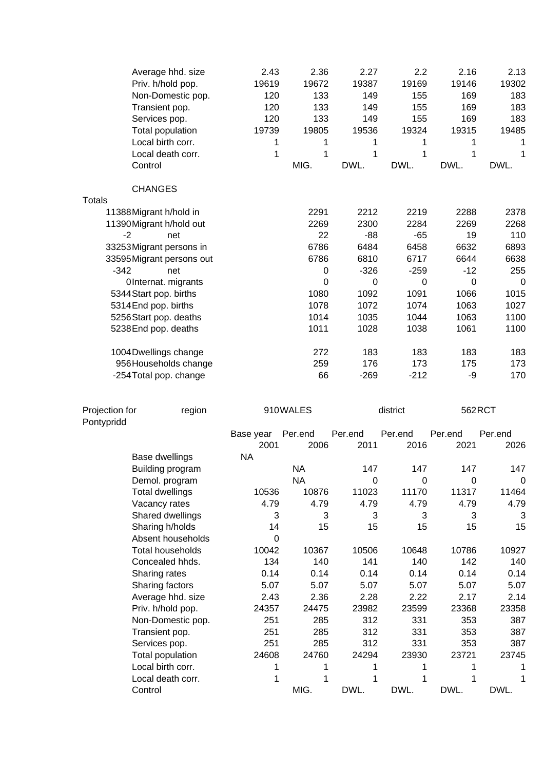| | | | | | | |
|---|---|---|---|---|---|---|
| Average hhd. size | 2.43 | 2.36 | 2.27 | 2.2 | 2.16 | 2.13 |
| Priv. h/hold pop. | 19619 | 19672 | 19387 | 19169 | 19146 | 19302 |
| Non-Domestic pop. | 120 | 133 | 149 | 155 | 169 | 183 |
| Transient pop. | 120 | 133 | 149 | 155 | 169 | 183 |
| Services pop. | 120 | 133 | 149 | 155 | 169 | 183 |
| Total population | 19739 | 19805 | 19536 | 19324 | 19315 | 19485 |
| Local birth corr. | 1 | 1 | 1 | 1 | 1 | 1 |
| Local death corr. | 1 | 1 | 1 | 1 | 1 | 1 |
| Control | | MIG. | DWL. | DWL. | DWL. | DWL. |

CHANGES

| Totals | | | | | | |
|---|---|---|---|---|---|---|
| 11388 | Migrant h/hold in | 2291 | 2212 | 2219 | 2288 | 2378 |
| 11390 | Migrant h/hold out | 2269 | 2300 | 2284 | 2269 | 2268 |
| -2 | net | 22 | -88 | -65 | 19 | 110 |
| 33253 | Migrant persons in | 6786 | 6484 | 6458 | 6632 | 6893 |
| 33595 | Migrant persons out | 6786 | 6810 | 6717 | 6644 | 6638 |
| -342 | net | 0 | -326 | -259 | -12 | 255 |
| 0 | Internat. migrants | 0 | 0 | 0 | 0 | 0 |
| 5344 | Start pop. births | 1080 | 1092 | 1091 | 1066 | 1015 |
| 5314 | End pop. births | 1078 | 1072 | 1074 | 1063 | 1027 |
| 5256 | Start pop. deaths | 1014 | 1035 | 1044 | 1063 | 1100 |
| 5238 | End pop. deaths | 1011 | 1028 | 1038 | 1061 | 1100 |
| 1004 | Dwellings change | 272 | 183 | 183 | 183 | 183 |
| 956 | Households change | 259 | 176 | 173 | 175 | 173 |
| -254 | Total pop. change | 66 | -269 | -212 | -9 | 170 |

Projection for Pontypridd region 910 WALES district 562 RCT

| | Base year 2001 | Per.end 2006 | Per.end 2011 | Per.end 2016 | Per.end 2021 | Per.end 2026 |
|---|---|---|---|---|---|---|
| Base dwellings | NA | | | | | |
| Building program | | NA | 147 | 147 | 147 | 147 |
| Demol. program | | NA | 0 | 0 | 0 | 0 |
| Total dwellings | 10536 | 10876 | 11023 | 11170 | 11317 | 11464 |
| Vacancy rates | 4.79 | 4.79 | 4.79 | 4.79 | 4.79 | 4.79 |
| Shared dwellings | 3 | 3 | 3 | 3 | 3 | 3 |
| Sharing h/holds | 14 | 15 | 15 | 15 | 15 | 15 |
| Absent households | 0 | | | | | |
| Total households | 10042 | 10367 | 10506 | 10648 | 10786 | 10927 |
| Concealed hhds. | 134 | 140 | 141 | 140 | 142 | 140 |
| Sharing rates | 0.14 | 0.14 | 0.14 | 0.14 | 0.14 | 0.14 |
| Sharing factors | 5.07 | 5.07 | 5.07 | 5.07 | 5.07 | 5.07 |
| Average hhd. size | 2.43 | 2.36 | 2.28 | 2.22 | 2.17 | 2.14 |
| Priv. h/hold pop. | 24357 | 24475 | 23982 | 23599 | 23368 | 23358 |
| Non-Domestic pop. | 251 | 285 | 312 | 331 | 353 | 387 |
| Transient pop. | 251 | 285 | 312 | 331 | 353 | 387 |
| Services pop. | 251 | 285 | 312 | 331 | 353 | 387 |
| Total population | 24608 | 24760 | 24294 | 23930 | 23721 | 23745 |
| Local birth corr. | 1 | 1 | 1 | 1 | 1 | 1 |
| Local death corr. | 1 | 1 | 1 | 1 | 1 | 1 |
| Control | | MIG. | DWL. | DWL. | DWL. | DWL. |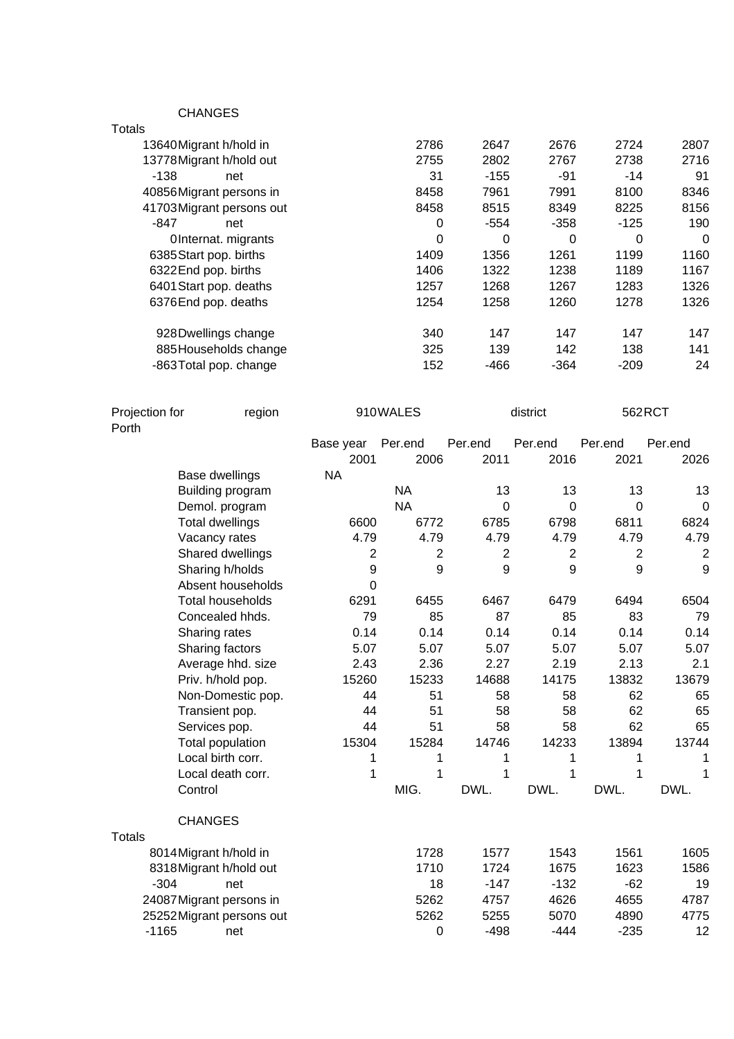CHANGES

Totals

| Total | Item | | | | | |
|---|---|---|---|---|---|---|
| 13640 | Migrant h/hold in | 2786 | 2647 | 2676 | 2724 | 2807 |
| 13778 | Migrant h/hold out | 2755 | 2802 | 2767 | 2738 | 2716 |
| -138 | net | 31 | -155 | -91 | -14 | 91 |
| 40856 | Migrant persons in | 8458 | 7961 | 7991 | 8100 | 8346 |
| 41703 | Migrant persons out | 8458 | 8515 | 8349 | 8225 | 8156 |
| -847 | net | 0 | -554 | -358 | -125 | 190 |
| 0 | Internat. migrants | 0 | 0 | 0 | 0 | 0 |
| 6385 | Start pop. births | 1409 | 1356 | 1261 | 1199 | 1160 |
| 6322 | End pop. births | 1406 | 1322 | 1238 | 1189 | 1167 |
| 6401 | Start pop. deaths | 1257 | 1268 | 1267 | 1283 | 1326 |
| 6376 | End pop. deaths | 1254 | 1258 | 1260 | 1278 | 1326 |
| | | | | | | |
| 928 | Dwellings change | 340 | 147 | 147 | 147 | 147 |
| 885 | Households change | 325 | 139 | 142 | 138 | 141 |
| -863 | Total pop. change | 152 | -466 | -364 | -209 | 24 |

Projection for Porth — region 910 WALES — district 562 RCT

| | Base year 2001 | Per.end 2006 | Per.end 2011 | Per.end 2016 | Per.end 2021 | Per.end 2026 |
|---|---|---|---|---|---|---|
| Base dwellings | NA | | | | | |
| Building program | | NA | 13 | 13 | 13 | 13 |
| Demol. program | | NA | 0 | 0 | 0 | 0 |
| Total dwellings | 6600 | 6772 | 6785 | 6798 | 6811 | 6824 |
| Vacancy rates | 4.79 | 4.79 | 4.79 | 4.79 | 4.79 | 4.79 |
| Shared dwellings | 2 | 2 | 2 | 2 | 2 | 2 |
| Sharing h/holds | 9 | 9 | 9 | 9 | 9 | 9 |
| Absent households | 0 | | | | | |
| Total households | 6291 | 6455 | 6467 | 6479 | 6494 | 6504 |
| Concealed hhds. | 79 | 85 | 87 | 85 | 83 | 79 |
| Sharing rates | 0.14 | 0.14 | 0.14 | 0.14 | 0.14 | 0.14 |
| Sharing factors | 5.07 | 5.07 | 5.07 | 5.07 | 5.07 | 5.07 |
| Average hhd. size | 2.43 | 2.36 | 2.27 | 2.19 | 2.13 | 2.1 |
| Priv. h/hold pop. | 15260 | 15233 | 14688 | 14175 | 13832 | 13679 |
| Non-Domestic pop. | 44 | 51 | 58 | 58 | 62 | 65 |
| Transient pop. | 44 | 51 | 58 | 58 | 62 | 65 |
| Services pop. | 44 | 51 | 58 | 58 | 62 | 65 |
| Total population | 15304 | 15284 | 14746 | 14233 | 13894 | 13744 |
| Local birth corr. | 1 | 1 | 1 | 1 | 1 | 1 |
| Local death corr. | 1 | 1 | 1 | 1 | 1 | 1 |
| Control | | MIG. | DWL. | DWL. | DWL. | DWL. |

CHANGES

Totals

| Total | Item | | | | | |
|---|---|---|---|---|---|---|
| 8014 | Migrant h/hold in | 1728 | 1577 | 1543 | 1561 | 1605 |
| 8318 | Migrant h/hold out | 1710 | 1724 | 1675 | 1623 | 1586 |
| -304 | net | 18 | -147 | -132 | -62 | 19 |
| 24087 | Migrant persons in | 5262 | 4757 | 4626 | 4655 | 4787 |
| 25252 | Migrant persons out | 5262 | 5255 | 5070 | 4890 | 4775 |
| -1165 | net | 0 | -498 | -444 | -235 | 12 |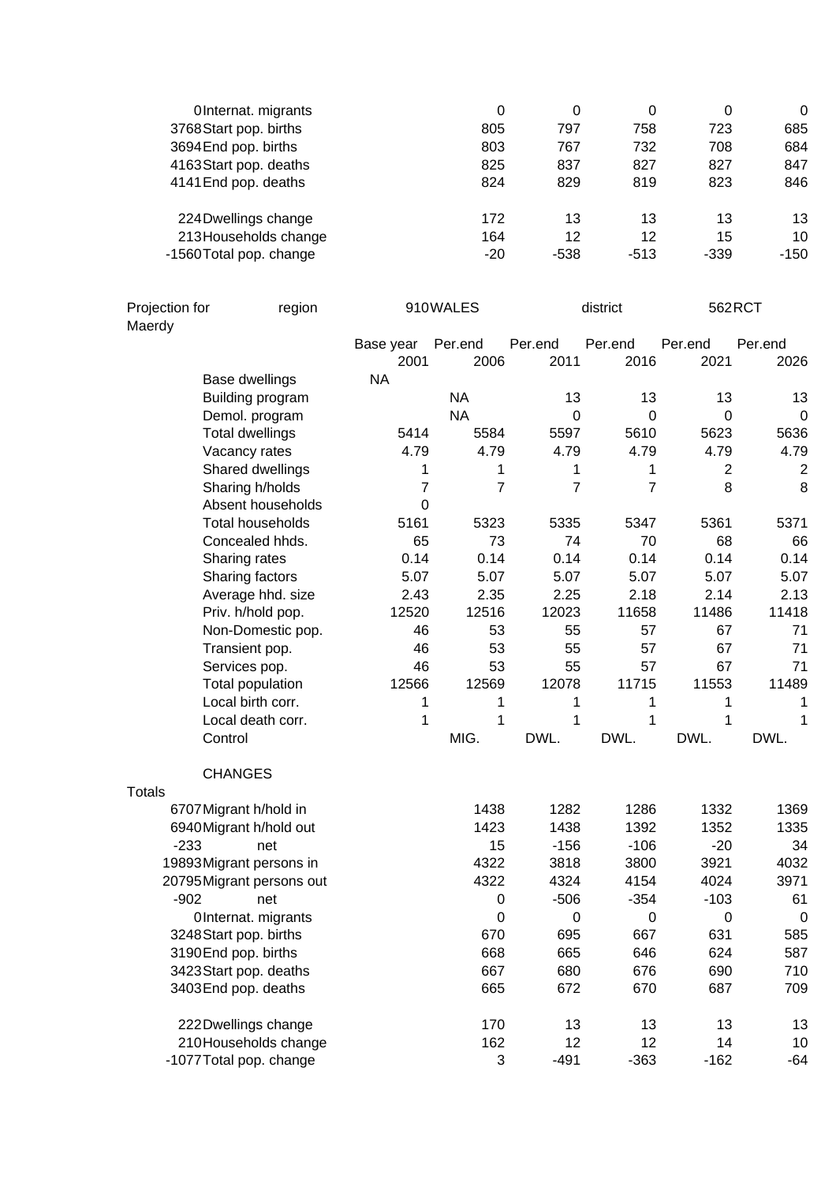| Totals | | | 2006 | 2011 | 2016 | 2021 | 2026 |
|---|---|---|---|---|---|---|---|
| 0 | Internat. migrants | | 0 | 0 | 0 | 0 | 0 |
| 3768 | Start pop. births | | 805 | 797 | 758 | 723 | 685 |
| 3694 | End pop. births | | 803 | 767 | 732 | 708 | 684 |
| 4163 | Start pop. deaths | | 825 | 837 | 827 | 827 | 847 |
| 4141 | End pop. deaths | | 824 | 829 | 819 | 823 | 846 |
| | | | | | | | |
| 224 | Dwellings change | | 172 | 13 | 13 | 13 | 13 |
| 213 | Households change | | 164 | 12 | 12 | 15 | 10 |
| -1560 | Total pop. change | | -20 | -538 | -513 | -339 | -150 |

Projection for Maerdy | region | 910 WALES | district | 562 RCT

| | Base year 2001 | Per.end 2006 | Per.end 2011 | Per.end 2016 | Per.end 2021 | Per.end 2026 |
|---|---|---|---|---|---|---|
| Base dwellings | NA | | | | | |
| Building program | | NA | 13 | 13 | 13 | 13 |
| Demol. program | | NA | 0 | 0 | 0 | 0 |
| Total dwellings | 5414 | 5584 | 5597 | 5610 | 5623 | 5636 |
| Vacancy rates | 4.79 | 4.79 | 4.79 | 4.79 | 4.79 | 4.79 |
| Shared dwellings | 1 | 1 | 1 | 1 | 2 | 2 |
| Sharing h/holds | 7 | 7 | 7 | 7 | 8 | 8 |
| Absent households | 0 | | | | | |
| Total households | 5161 | 5323 | 5335 | 5347 | 5361 | 5371 |
| Concealed hhds. | 65 | 73 | 74 | 70 | 68 | 66 |
| Sharing rates | 0.14 | 0.14 | 0.14 | 0.14 | 0.14 | 0.14 |
| Sharing factors | 5.07 | 5.07 | 5.07 | 5.07 | 5.07 | 5.07 |
| Average hhd. size | 2.43 | 2.35 | 2.25 | 2.18 | 2.14 | 2.13 |
| Priv. h/hold pop. | 12520 | 12516 | 12023 | 11658 | 11486 | 11418 |
| Non-Domestic pop. | 46 | 53 | 55 | 57 | 67 | 71 |
| Transient pop. | 46 | 53 | 55 | 57 | 67 | 71 |
| Services pop. | 46 | 53 | 55 | 57 | 67 | 71 |
| Total population | 12566 | 12569 | 12078 | 11715 | 11553 | 11489 |
| Local birth corr. | 1 | 1 | 1 | 1 | 1 | 1 |
| Local death corr. | 1 | 1 | 1 | 1 | 1 | 1 |
| Control | | MIG. | DWL. | DWL. | DWL. | DWL. |

CHANGES

| Totals | | 2006 | 2011 | 2016 | 2021 | 2026 |
|---|---|---|---|---|---|---|
| 6707 | Migrant h/hold in | 1438 | 1282 | 1286 | 1332 | 1369 |
| 6940 | Migrant h/hold out | 1423 | 1438 | 1392 | 1352 | 1335 |
| -233 | net | 15 | -156 | -106 | -20 | 34 |
| 19893 | Migrant persons in | 4322 | 3818 | 3800 | 3921 | 4032 |
| 20795 | Migrant persons out | 4322 | 4324 | 4154 | 4024 | 3971 |
| -902 | net | 0 | -506 | -354 | -103 | 61 |
| 0 | Internat. migrants | 0 | 0 | 0 | 0 | 0 |
| 3248 | Start pop. births | 670 | 695 | 667 | 631 | 585 |
| 3190 | End pop. births | 668 | 665 | 646 | 624 | 587 |
| 3423 | Start pop. deaths | 667 | 680 | 676 | 690 | 710 |
| 3403 | End pop. deaths | 665 | 672 | 670 | 687 | 709 |
| | | | | | | |
| 222 | Dwellings change | 170 | 13 | 13 | 13 | 13 |
| 210 | Households change | 162 | 12 | 12 | 14 | 10 |
| -1077 | Total pop. change | 3 | -491 | -363 | -162 | -64 |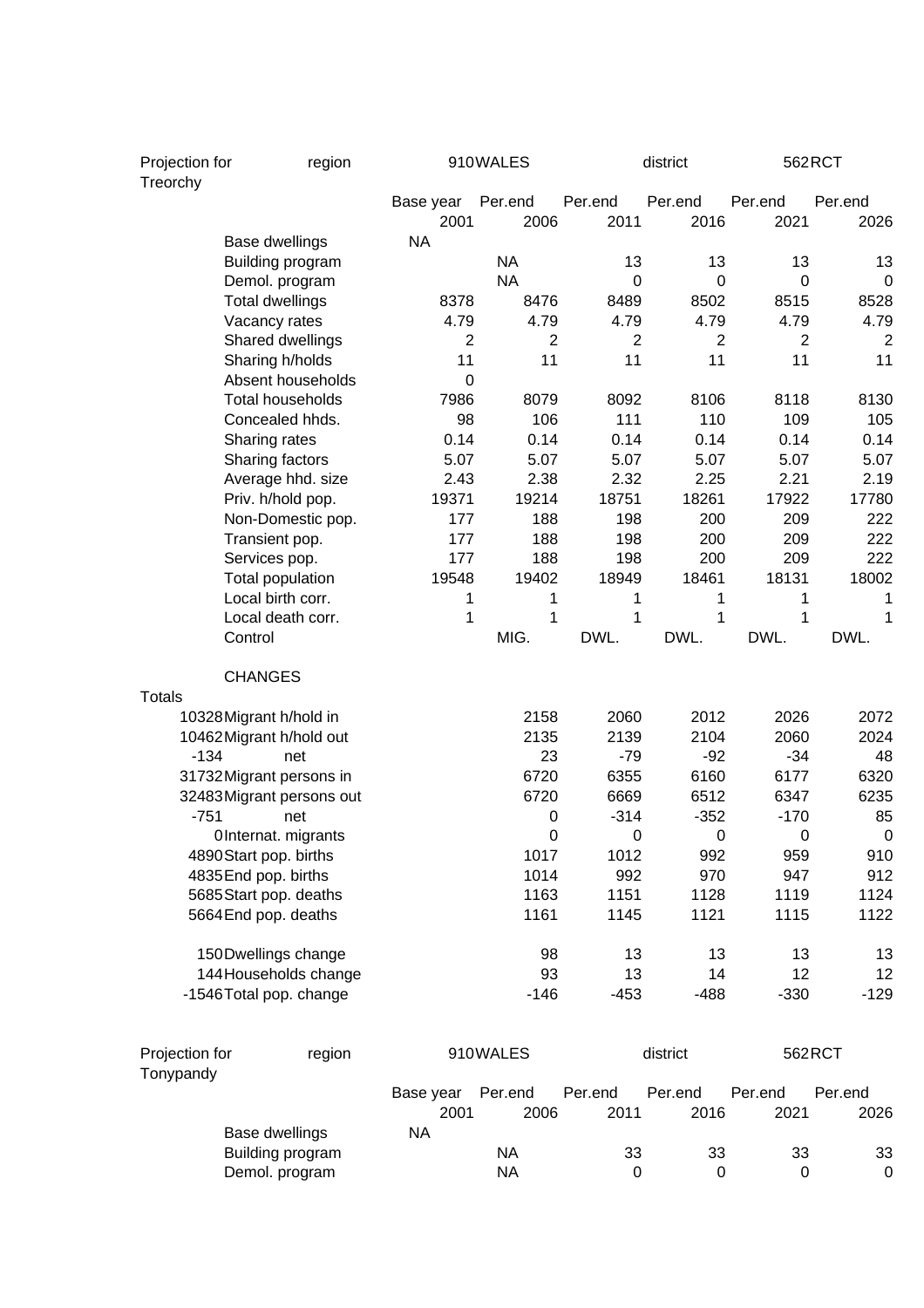| Projection for Treorchy | region | | 910 | WALES | | district | | 562 | RCT |
|---|---|---|---|---|---|---|---|---|---|

| | | Base year 2001 | Per.end 2006 | Per.end 2011 | Per.end 2016 | Per.end 2021 | Per.end 2026 |
|---|---|---|---|---|---|---|---|
| | Base dwellings | NA | | | | | |
| | Building program | | NA | 13 | 13 | 13 | 13 |
| | Demol. program | | NA | 0 | 0 | 0 | 0 |
| | Total dwellings | 8378 | 8476 | 8489 | 8502 | 8515 | 8528 |
| | Vacancy rates | 4.79 | 4.79 | 4.79 | 4.79 | 4.79 | 4.79 |
| | Shared dwellings | 2 | 2 | 2 | 2 | 2 | 2 |
| | Sharing h/holds | 11 | 11 | 11 | 11 | 11 | 11 |
| | Absent households | 0 | | | | | |
| | Total households | 7986 | 8079 | 8092 | 8106 | 8118 | 8130 |
| | Concealed hhds. | 98 | 106 | 111 | 110 | 109 | 105 |
| | Sharing rates | 0.14 | 0.14 | 0.14 | 0.14 | 0.14 | 0.14 |
| | Sharing factors | 5.07 | 5.07 | 5.07 | 5.07 | 5.07 | 5.07 |
| | Average hhd. size | 2.43 | 2.38 | 2.32 | 2.25 | 2.21 | 2.19 |
| | Priv. h/hold pop. | 19371 | 19214 | 18751 | 18261 | 17922 | 17780 |
| | Non-Domestic pop. | 177 | 188 | 198 | 200 | 209 | 222 |
| | Transient pop. | 177 | 188 | 198 | 200 | 209 | 222 |
| | Services pop. | 177 | 188 | 198 | 200 | 209 | 222 |
| | Total population | 19548 | 19402 | 18949 | 18461 | 18131 | 18002 |
| | Local birth corr. | 1 | 1 | 1 | 1 | 1 | 1 |
| | Local death corr. | 1 | 1 | 1 | 1 | 1 | 1 |
| | Control | | MIG. | DWL. | DWL. | DWL. | DWL. |
| | CHANGES | | | | | | |
| Totals | | | | | | | |
| 10328 | Migrant h/hold in | | 2158 | 2060 | 2012 | 2026 | 2072 |
| 10462 | Migrant h/hold out | | 2135 | 2139 | 2104 | 2060 | 2024 |
| -134 | net | | 23 | -79 | -92 | -34 | 48 |
| 31732 | Migrant persons in | | 6720 | 6355 | 6160 | 6177 | 6320 |
| 32483 | Migrant persons out | | 6720 | 6669 | 6512 | 6347 | 6235 |
| -751 | net | | 0 | -314 | -352 | -170 | 85 |
| 0 | Internat. migrants | | 0 | 0 | 0 | 0 | 0 |
| 4890 | Start pop. births | | 1017 | 1012 | 992 | 959 | 910 |
| 4835 | End pop. births | | 1014 | 992 | 970 | 947 | 912 |
| 5685 | Start pop. deaths | | 1163 | 1151 | 1128 | 1119 | 1124 |
| 5664 | End pop. deaths | | 1161 | 1145 | 1121 | 1115 | 1122 |
| 150 | Dwellings change | | 98 | 13 | 13 | 13 | 13 |
| 144 | Households change | | 93 | 13 | 14 | 12 | 12 |
| -1546 | Total pop. change | | -146 | -453 | -488 | -330 | -129 |

| Projection for Tonypandy | region | | 910 | WALES | | district | | 562 | RCT |
|---|---|---|---|---|---|---|---|---|---|

| | | Base year 2001 | Per.end 2006 | Per.end 2011 | Per.end 2016 | Per.end 2021 | Per.end 2026 |
|---|---|---|---|---|---|---|---|
| | Base dwellings | NA | | | | | |
| | Building program | | NA | 33 | 33 | 33 | 33 |
| | Demol. program | | NA | 0 | 0 | 0 | 0 |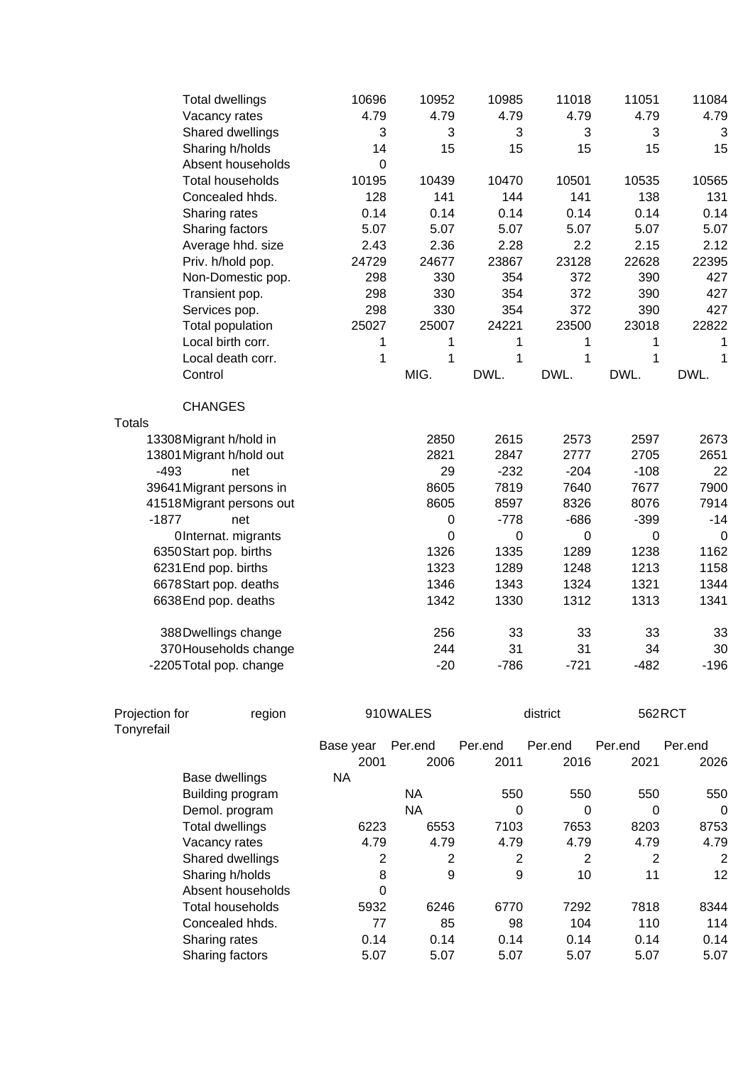| | | | | | | |
|---|---|---|---|---|---|---|
| Total dwellings | 10696 | 10952 | 10985 | 11018 | 11051 | 11084 |
| Vacancy rates | 4.79 | 4.79 | 4.79 | 4.79 | 4.79 | 4.79 |
| Shared dwellings | 3 | 3 | 3 | 3 | 3 | 3 |
| Sharing h/holds | 14 | 15 | 15 | 15 | 15 | 15 |
| Absent households | 0 | | | | | |
| Total households | 10195 | 10439 | 10470 | 10501 | 10535 | 10565 |
| Concealed hhds. | 128 | 141 | 144 | 141 | 138 | 131 |
| Sharing rates | 0.14 | 0.14 | 0.14 | 0.14 | 0.14 | 0.14 |
| Sharing factors | 5.07 | 5.07 | 5.07 | 5.07 | 5.07 | 5.07 |
| Average hhd. size | 2.43 | 2.36 | 2.28 | 2.2 | 2.15 | 2.12 |
| Priv. h/hold pop. | 24729 | 24677 | 23867 | 23128 | 22628 | 22395 |
| Non-Domestic pop. | 298 | 330 | 354 | 372 | 390 | 427 |
| Transient pop. | 298 | 330 | 354 | 372 | 390 | 427 |
| Services pop. | 298 | 330 | 354 | 372 | 390 | 427 |
| Total population | 25027 | 25007 | 24221 | 23500 | 23018 | 22822 |
| Local birth corr. | 1 | 1 | 1 | 1 | 1 | 1 |
| Local death corr. | 1 | 1 | 1 | 1 | 1 | 1 |
| Control | | MIG. | DWL. | DWL. | DWL. | DWL. |

CHANGES

| Totals | | | | | | |
|---|---|---|---|---|---|---|
| 13308 | Migrant h/hold in | 2850 | 2615 | 2573 | 2597 | 2673 |
| 13801 | Migrant h/hold out | 2821 | 2847 | 2777 | 2705 | 2651 |
| -493 | net | 29 | -232 | -204 | -108 | 22 |
| 39641 | Migrant persons in | 8605 | 7819 | 7640 | 7677 | 7900 |
| 41518 | Migrant persons out | 8605 | 8597 | 8326 | 8076 | 7914 |
| -1877 | net | 0 | -778 | -686 | -399 | -14 |
| 0 | Internat. migrants | 0 | 0 | 0 | 0 | 0 |
| 6350 | Start pop. births | 1326 | 1335 | 1289 | 1238 | 1162 |
| 6231 | End pop. births | 1323 | 1289 | 1248 | 1213 | 1158 |
| 6678 | Start pop. deaths | 1346 | 1343 | 1324 | 1321 | 1344 |
| 6638 | End pop. deaths | 1342 | 1330 | 1312 | 1313 | 1341 |
| 388 | Dwellings change | 256 | 33 | 33 | 33 | 33 |
| 370 | Households change | 244 | 31 | 31 | 34 | 30 |
| -2205 | Total pop. change | -20 | -786 | -721 | -482 | -196 |

Projection for Tonyrefail — region 910 WALES — district 562 RCT

| | Base year 2001 | Per.end 2006 | Per.end 2011 | Per.end 2016 | Per.end 2021 | Per.end 2026 |
|---|---|---|---|---|---|---|
| Base dwellings | NA | | | | | |
| Building program | | NA | 550 | 550 | 550 | 550 |
| Demol. program | | NA | 0 | 0 | 0 | 0 |
| Total dwellings | 6223 | 6553 | 7103 | 7653 | 8203 | 8753 |
| Vacancy rates | 4.79 | 4.79 | 4.79 | 4.79 | 4.79 | 4.79 |
| Shared dwellings | 2 | 2 | 2 | 2 | 2 | 2 |
| Sharing h/holds | 8 | 9 | 9 | 10 | 11 | 12 |
| Absent households | 0 | | | | | |
| Total households | 5932 | 6246 | 6770 | 7292 | 7818 | 8344 |
| Concealed hhds. | 77 | 85 | 98 | 104 | 110 | 114 |
| Sharing rates | 0.14 | 0.14 | 0.14 | 0.14 | 0.14 | 0.14 |
| Sharing factors | 5.07 | 5.07 | 5.07 | 5.07 | 5.07 | 5.07 |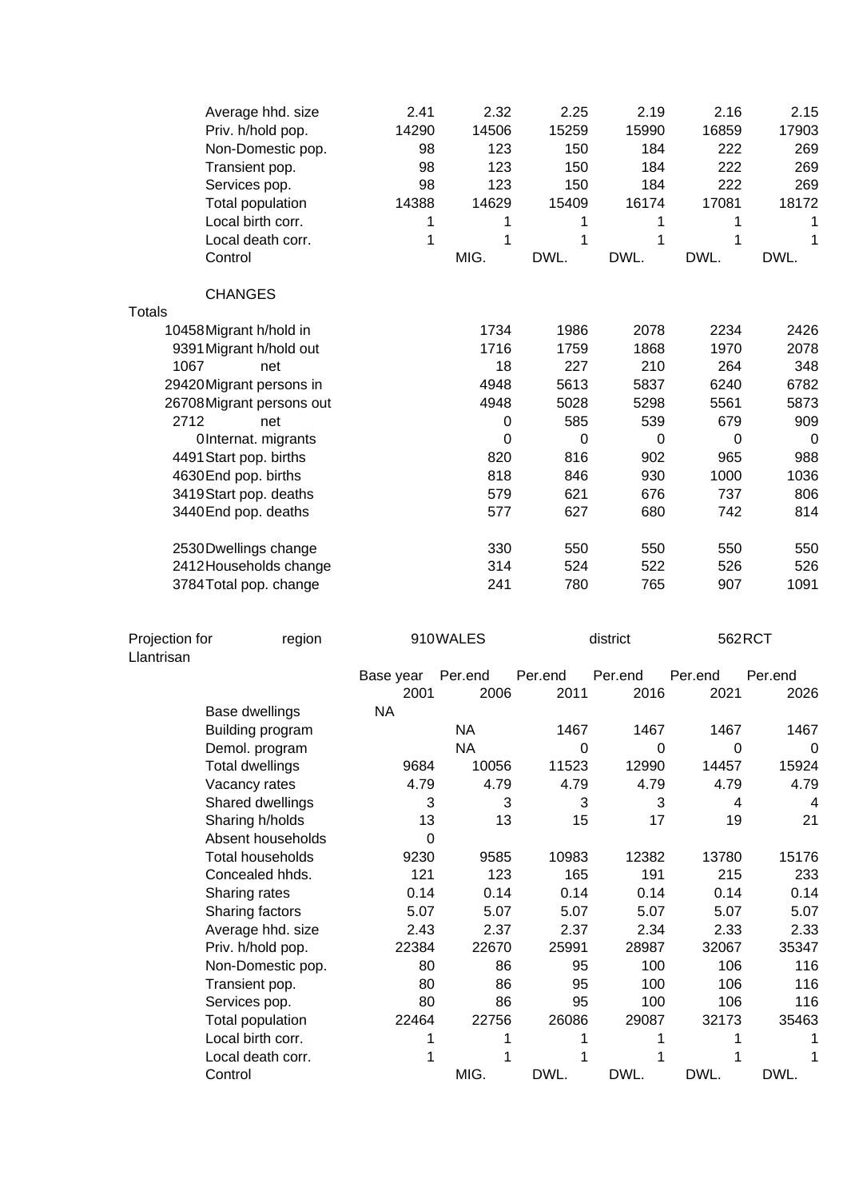| | | | | | | |
|---|---|---|---|---|---|---|
| Average hhd. size | 2.41 | 2.32 | 2.25 | 2.19 | 2.16 | 2.15 |
| Priv. h/hold pop. | 14290 | 14506 | 15259 | 15990 | 16859 | 17903 |
| Non-Domestic pop. | 98 | 123 | 150 | 184 | 222 | 269 |
| Transient pop. | 98 | 123 | 150 | 184 | 222 | 269 |
| Services pop. | 98 | 123 | 150 | 184 | 222 | 269 |
| Total population | 14388 | 14629 | 15409 | 16174 | 17081 | 18172 |
| Local birth corr. | 1 | 1 | 1 | 1 | 1 | 1 |
| Local death corr. | 1 | 1 | 1 | 1 | 1 | 1 |
| Control | | MIG. | DWL. | DWL. | DWL. | DWL. |

CHANGES

| Totals | | | | | | |
|---|---|---|---|---|---|---|
| 10458 | Migrant h/hold in | 1734 | 1986 | 2078 | 2234 | 2426 |
| 9391 | Migrant h/hold out | 1716 | 1759 | 1868 | 1970 | 2078 |
| 1067 | net | 18 | 227 | 210 | 264 | 348 |
| 29420 | Migrant persons in | 4948 | 5613 | 5837 | 6240 | 6782 |
| 26708 | Migrant persons out | 4948 | 5028 | 5298 | 5561 | 5873 |
| 2712 | net | 0 | 585 | 539 | 679 | 909 |
| 0 | Internat. migrants | 0 | 0 | 0 | 0 | 0 |
| 4491 | Start pop. births | 820 | 816 | 902 | 965 | 988 |
| 4630 | End pop. births | 818 | 846 | 930 | 1000 | 1036 |
| 3419 | Start pop. deaths | 579 | 621 | 676 | 737 | 806 |
| 3440 | End pop. deaths | 577 | 627 | 680 | 742 | 814 |
| 2530 | Dwellings change | 330 | 550 | 550 | 550 | 550 |
| 2412 | Households change | 314 | 524 | 522 | 526 | 526 |
| 3784 | Total pop. change | 241 | 780 | 765 | 907 | 1091 |

Projection for Llantrisan — region 910 WALES — district 562 RCT

| | Base year 2001 | Per.end 2006 | Per.end 2011 | Per.end 2016 | Per.end 2021 | Per.end 2026 |
|---|---|---|---|---|---|---|
| Base dwellings | NA | | | | | |
| Building program | | NA | 1467 | 1467 | 1467 | 1467 |
| Demol. program | | NA | 0 | 0 | 0 | 0 |
| Total dwellings | 9684 | 10056 | 11523 | 12990 | 14457 | 15924 |
| Vacancy rates | 4.79 | 4.79 | 4.79 | 4.79 | 4.79 | 4.79 |
| Shared dwellings | 3 | 3 | 3 | 3 | 4 | 4 |
| Sharing h/holds | 13 | 13 | 15 | 17 | 19 | 21 |
| Absent households | 0 | | | | | |
| Total households | 9230 | 9585 | 10983 | 12382 | 13780 | 15176 |
| Concealed hhds. | 121 | 123 | 165 | 191 | 215 | 233 |
| Sharing rates | 0.14 | 0.14 | 0.14 | 0.14 | 0.14 | 0.14 |
| Sharing factors | 5.07 | 5.07 | 5.07 | 5.07 | 5.07 | 5.07 |
| Average hhd. size | 2.43 | 2.37 | 2.37 | 2.34 | 2.33 | 2.33 |
| Priv. h/hold pop. | 22384 | 22670 | 25991 | 28987 | 32067 | 35347 |
| Non-Domestic pop. | 80 | 86 | 95 | 100 | 106 | 116 |
| Transient pop. | 80 | 86 | 95 | 100 | 106 | 116 |
| Services pop. | 80 | 86 | 95 | 100 | 106 | 116 |
| Total population | 22464 | 22756 | 26086 | 29087 | 32173 | 35463 |
| Local birth corr. | 1 | 1 | 1 | 1 | 1 | 1 |
| Local death corr. | 1 | 1 | 1 | 1 | 1 | 1 |
| Control | | MIG. | DWL. | DWL. | DWL. | DWL. |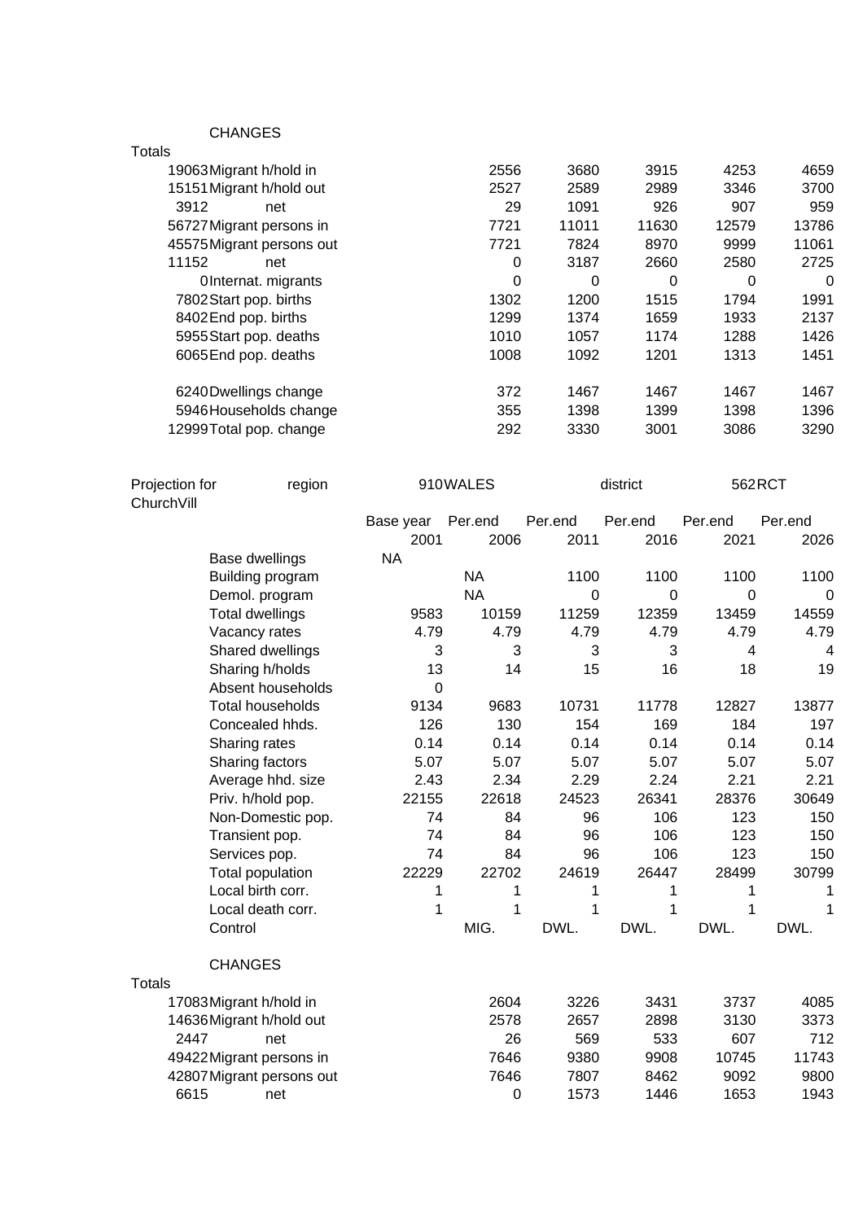CHANGES

| Totals | | | | | | |
|---|---|---|---|---|---|---|
| 19063 | Migrant h/hold in | 2556 | 3680 | 3915 | 4253 | 4659 |
| 15151 | Migrant h/hold out | 2527 | 2589 | 2989 | 3346 | 3700 |
| 3912 | net | 29 | 1091 | 926 | 907 | 959 |
| 56727 | Migrant persons in | 7721 | 11011 | 11630 | 12579 | 13786 |
| 45575 | Migrant persons out | 7721 | 7824 | 8970 | 9999 | 11061 |
| 11152 | net | 0 | 3187 | 2660 | 2580 | 2725 |
| 0 | Internat. migrants | 0 | 0 | 0 | 0 | 0 |
| 7802 | Start pop. births | 1302 | 1200 | 1515 | 1794 | 1991 |
| 8402 | End pop. births | 1299 | 1374 | 1659 | 1933 | 2137 |
| 5955 | Start pop. deaths | 1010 | 1057 | 1174 | 1288 | 1426 |
| 6065 | End pop. deaths | 1008 | 1092 | 1201 | 1313 | 1451 |
| | | | | | | |
| 6240 | Dwellings change | 372 | 1467 | 1467 | 1467 | 1467 |
| 5946 | Households change | 355 | 1398 | 1399 | 1398 | 1396 |
| 12999 | Total pop. change | 292 | 3330 | 3001 | 3086 | 3290 |

Projection for ChurchVill region 910 WALES district 562 RCT

| | Base year | Per.end | Per.end | Per.end | Per.end | Per.end |
|---|---|---|---|---|---|---|
| | 2001 | 2006 | 2011 | 2016 | 2021 | 2026 |
| Base dwellings | NA | | | | | |
| Building program | | NA | 1100 | 1100 | 1100 | 1100 |
| Demol. program | | NA | 0 | 0 | 0 | 0 |
| Total dwellings | 9583 | 10159 | 11259 | 12359 | 13459 | 14559 |
| Vacancy rates | 4.79 | 4.79 | 4.79 | 4.79 | 4.79 | 4.79 |
| Shared dwellings | 3 | 3 | 3 | 3 | 4 | 4 |
| Sharing h/holds | 13 | 14 | 15 | 16 | 18 | 19 |
| Absent households | 0 | | | | | |
| Total households | 9134 | 9683 | 10731 | 11778 | 12827 | 13877 |
| Concealed hhds. | 126 | 130 | 154 | 169 | 184 | 197 |
| Sharing rates | 0.14 | 0.14 | 0.14 | 0.14 | 0.14 | 0.14 |
| Sharing factors | 5.07 | 5.07 | 5.07 | 5.07 | 5.07 | 5.07 |
| Average hhd. size | 2.43 | 2.34 | 2.29 | 2.24 | 2.21 | 2.21 |
| Priv. h/hold pop. | 22155 | 22618 | 24523 | 26341 | 28376 | 30649 |
| Non-Domestic pop. | 74 | 84 | 96 | 106 | 123 | 150 |
| Transient pop. | 74 | 84 | 96 | 106 | 123 | 150 |
| Services pop. | 74 | 84 | 96 | 106 | 123 | 150 |
| Total population | 22229 | 22702 | 24619 | 26447 | 28499 | 30799 |
| Local birth corr. | 1 | 1 | 1 | 1 | 1 | 1 |
| Local death corr. | 1 | 1 | 1 | 1 | 1 | 1 |
| Control | | MIG. | DWL. | DWL. | DWL. | DWL. |

CHANGES

| Totals | | | | | | |
|---|---|---|---|---|---|---|
| 17083 | Migrant h/hold in | 2604 | 3226 | 3431 | 3737 | 4085 |
| 14636 | Migrant h/hold out | 2578 | 2657 | 2898 | 3130 | 3373 |
| 2447 | net | 26 | 569 | 533 | 607 | 712 |
| 49422 | Migrant persons in | 7646 | 9380 | 9908 | 10745 | 11743 |
| 42807 | Migrant persons out | 7646 | 7807 | 8462 | 9092 | 9800 |
| 6615 | net | 0 | 1573 | 1446 | 1653 | 1943 |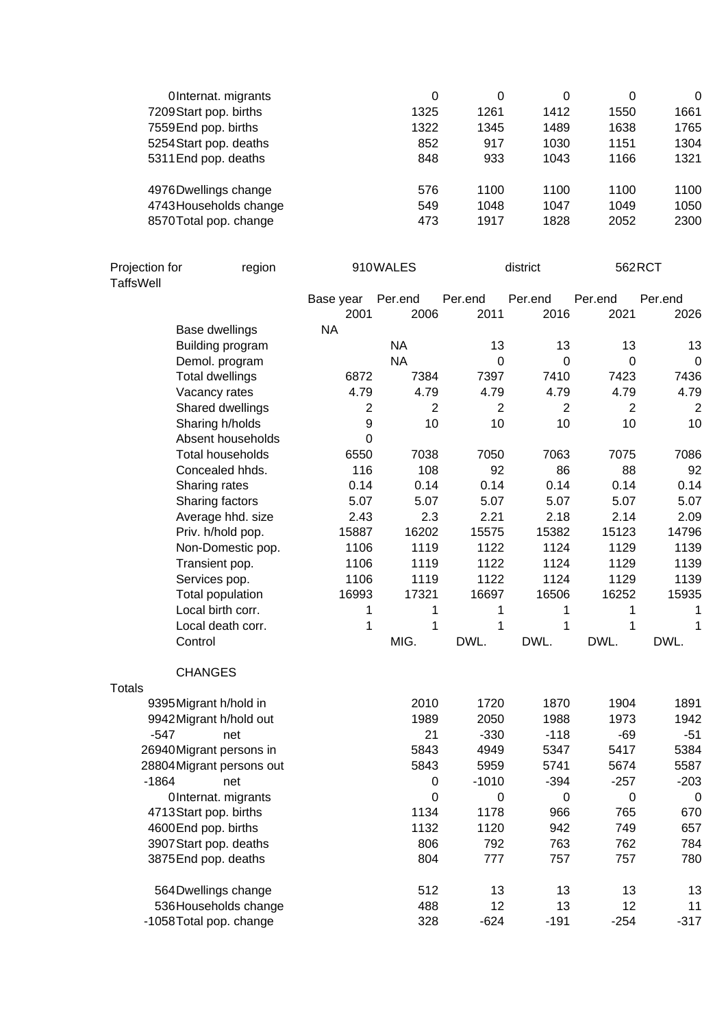| Totals | | | | | | |
|---|---|---|---|---|---|---|
| 0 | Internat. migrants | 0 | 0 | 0 | 0 | 0 |
| 7209 | Start pop. births | 1325 | 1261 | 1412 | 1550 | 1661 |
| 7559 | End pop. births | 1322 | 1345 | 1489 | 1638 | 1765 |
| 5254 | Start pop. deaths | 852 | 917 | 1030 | 1151 | 1304 |
| 5311 | End pop. deaths | 848 | 933 | 1043 | 1166 | 1321 |
| | | | | | | |
| 4976 | Dwellings change | 576 | 1100 | 1100 | 1100 | 1100 |
| 4743 | Households change | 549 | 1048 | 1047 | 1049 | 1050 |
| 8570 | Total pop. change | 473 | 1917 | 1828 | 2052 | 2300 |

Projection for TaffsWell — region 910 WALES — district 562 RCT

| | Base year 2001 | Per.end 2006 | Per.end 2011 | Per.end 2016 | Per.end 2021 | Per.end 2026 |
|---|---|---|---|---|---|---|
| Base dwellings | NA | | | | | |
| Building program | | NA | 13 | 13 | 13 | 13 |
| Demol. program | | NA | 0 | 0 | 0 | 0 |
| Total dwellings | 6872 | 7384 | 7397 | 7410 | 7423 | 7436 |
| Vacancy rates | 4.79 | 4.79 | 4.79 | 4.79 | 4.79 | 4.79 |
| Shared dwellings | 2 | 2 | 2 | 2 | 2 | 2 |
| Sharing h/holds | 9 | 10 | 10 | 10 | 10 | 10 |
| Absent households | 0 | | | | | |
| Total households | 6550 | 7038 | 7050 | 7063 | 7075 | 7086 |
| Concealed hhds. | 116 | 108 | 92 | 86 | 88 | 92 |
| Sharing rates | 0.14 | 0.14 | 0.14 | 0.14 | 0.14 | 0.14 |
| Sharing factors | 5.07 | 5.07 | 5.07 | 5.07 | 5.07 | 5.07 |
| Average hhd. size | 2.43 | 2.3 | 2.21 | 2.18 | 2.14 | 2.09 |
| Priv. h/hold pop. | 15887 | 16202 | 15575 | 15382 | 15123 | 14796 |
| Non-Domestic pop. | 1106 | 1119 | 1122 | 1124 | 1129 | 1139 |
| Transient pop. | 1106 | 1119 | 1122 | 1124 | 1129 | 1139 |
| Services pop. | 1106 | 1119 | 1122 | 1124 | 1129 | 1139 |
| Total population | 16993 | 17321 | 16697 | 16506 | 16252 | 15935 |
| Local birth corr. | 1 | 1 | 1 | 1 | 1 | 1 |
| Local death corr. | 1 | 1 | 1 | 1 | 1 | 1 |
| Control | | MIG. | DWL. | DWL. | DWL. | DWL. |

CHANGES

| Totals | | | | | | |
|---|---|---|---|---|---|---|
| 9395 | Migrant h/hold in | 2010 | 1720 | 1870 | 1904 | 1891 |
| 9942 | Migrant h/hold out | 1989 | 2050 | 1988 | 1973 | 1942 |
| -547 | net | 21 | -330 | -118 | -69 | -51 |
| 26940 | Migrant persons in | 5843 | 4949 | 5347 | 5417 | 5384 |
| 28804 | Migrant persons out | 5843 | 5959 | 5741 | 5674 | 5587 |
| -1864 | net | 0 | -1010 | -394 | -257 | -203 |
| 0 | Internat. migrants | 0 | 0 | 0 | 0 | 0 |
| 4713 | Start pop. births | 1134 | 1178 | 966 | 765 | 670 |
| 4600 | End pop. births | 1132 | 1120 | 942 | 749 | 657 |
| 3907 | Start pop. deaths | 806 | 792 | 763 | 762 | 784 |
| 3875 | End pop. deaths | 804 | 777 | 757 | 757 | 780 |
| | | | | | | |
| 564 | Dwellings change | 512 | 13 | 13 | 13 | 13 |
| 536 | Households change | 488 | 12 | 13 | 12 | 11 |
| -1058 | Total pop. change | 328 | -624 | -191 | -254 | -317 |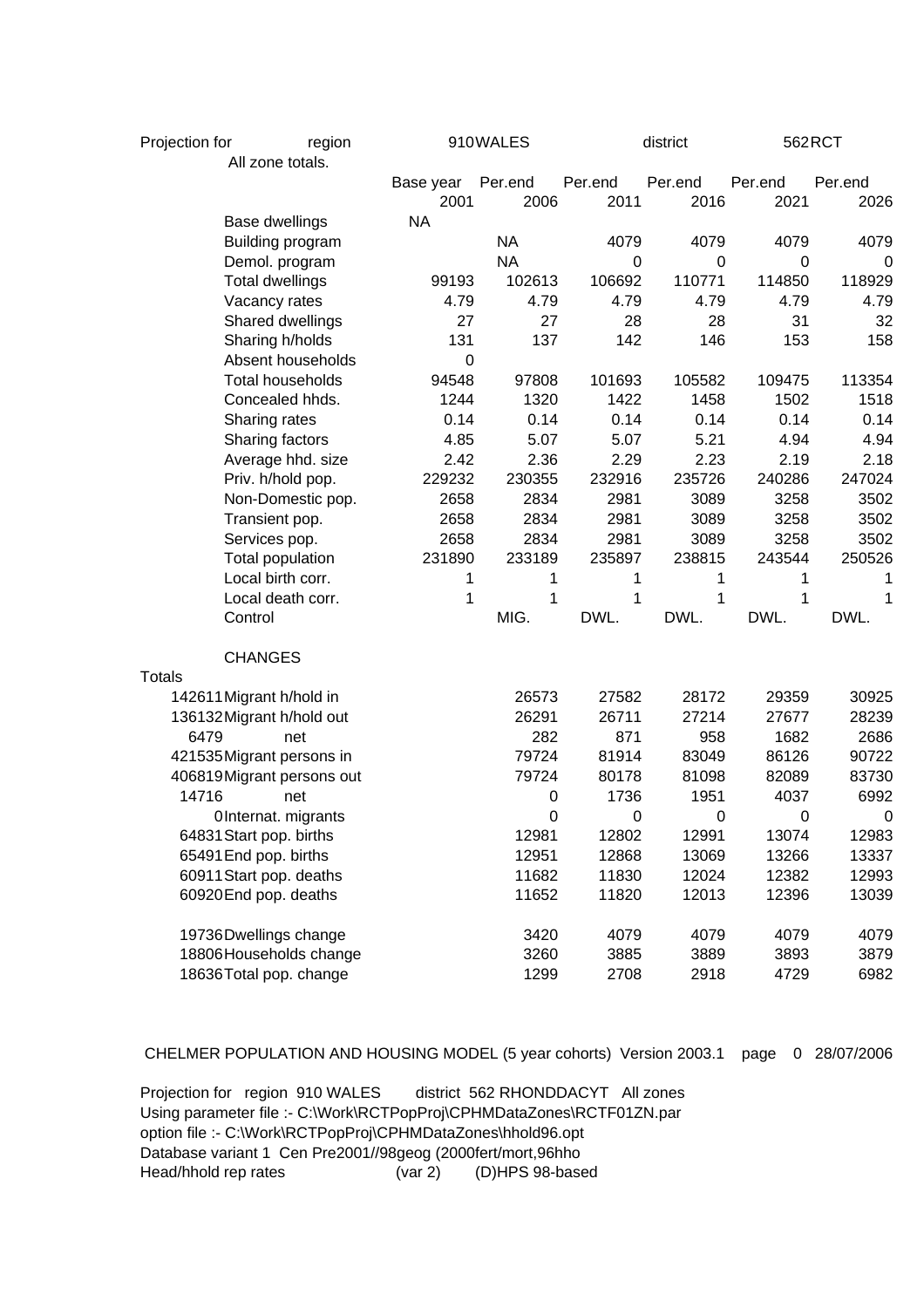Projection for region 910 WALES district 562 RCT

All zone totals.

| | Base year 2001 | Per.end 2006 | Per.end 2011 | Per.end 2016 | Per.end 2021 | Per.end 2026 |
|---|---|---|---|---|---|---|
| Base dwellings | NA | | | | | |
| Building program | | NA | 4079 | 4079 | 4079 | 4079 |
| Demol. program | | NA | 0 | 0 | 0 | 0 |
| Total dwellings | 99193 | 102613 | 106692 | 110771 | 114850 | 118929 |
| Vacancy rates | 4.79 | 4.79 | 4.79 | 4.79 | 4.79 | 4.79 |
| Shared dwellings | 27 | 27 | 28 | 28 | 31 | 32 |
| Sharing h/holds | 131 | 137 | 142 | 146 | 153 | 158 |
| Absent households | 0 | | | | | |
| Total households | 94548 | 97808 | 101693 | 105582 | 109475 | 113354 |
| Concealed hhds. | 1244 | 1320 | 1422 | 1458 | 1502 | 1518 |
| Sharing rates | 0.14 | 0.14 | 0.14 | 0.14 | 0.14 | 0.14 |
| Sharing factors | 4.85 | 5.07 | 5.07 | 5.21 | 4.94 | 4.94 |
| Average hhd. size | 2.42 | 2.36 | 2.29 | 2.23 | 2.19 | 2.18 |
| Priv. h/hold pop. | 229232 | 230355 | 232916 | 235726 | 240286 | 247024 |
| Non-Domestic pop. | 2658 | 2834 | 2981 | 3089 | 3258 | 3502 |
| Transient pop. | 2658 | 2834 | 2981 | 3089 | 3258 | 3502 |
| Services pop. | 2658 | 2834 | 2981 | 3089 | 3258 | 3502 |
| Total population | 231890 | 233189 | 235897 | 238815 | 243544 | 250526 |
| Local birth corr. | 1 | 1 | 1 | 1 | 1 | 1 |
| Local death corr. | 1 | 1 | 1 | 1 | 1 | 1 |
| Control | | MIG. | DWL. | DWL. | DWL. | DWL. |

CHANGES

| Totals | | 2006 | 2011 | 2016 | 2021 | 2026 |
|---|---|---|---|---|---|---|
| 142611 | Migrant h/hold in | 26573 | 27582 | 28172 | 29359 | 30925 |
| 136132 | Migrant h/hold out | 26291 | 26711 | 27214 | 27677 | 28239 |
| 6479 | net | 282 | 871 | 958 | 1682 | 2686 |
| 421535 | Migrant persons in | 79724 | 81914 | 83049 | 86126 | 90722 |
| 406819 | Migrant persons out | 79724 | 80178 | 81098 | 82089 | 83730 |
| 14716 | net | 0 | 1736 | 1951 | 4037 | 6992 |
| 0 | Internat. migrants | 0 | 0 | 0 | 0 | 0 |
| 64831 | Start pop. births | 12981 | 12802 | 12991 | 13074 | 12983 |
| 65491 | End pop. births | 12951 | 12868 | 13069 | 13266 | 13337 |
| 60911 | Start pop. deaths | 11682 | 11830 | 12024 | 12382 | 12993 |
| 60920 | End pop. deaths | 11652 | 11820 | 12013 | 12396 | 13039 |
| | | | | | | |
| 19736 | Dwellings change | 3420 | 4079 | 4079 | 4079 | 4079 |
| 18806 | Households change | 3260 | 3885 | 3889 | 3893 | 3879 |
| 18636 | Total pop. change | 1299 | 2708 | 2918 | 4729 | 6982 |

CHELMER POPULATION AND HOUSING MODEL (5 year cohorts) Version 2003.1 page 0 28/07/2006

Projection for region 910 WALES district 562 RHONDDACYT All zones
Using parameter file :- C:\Work\RCTPopProj\CPHMDataZones\RCTF01ZN.par
option file :- C:\Work\RCTPopProj\CPHMDataZones\hhold96.opt
Database variant 1 Cen Pre2001//98geog (2000fert/mort,96hho
Head/hhold rep rates (var 2) (D)HPS 98-based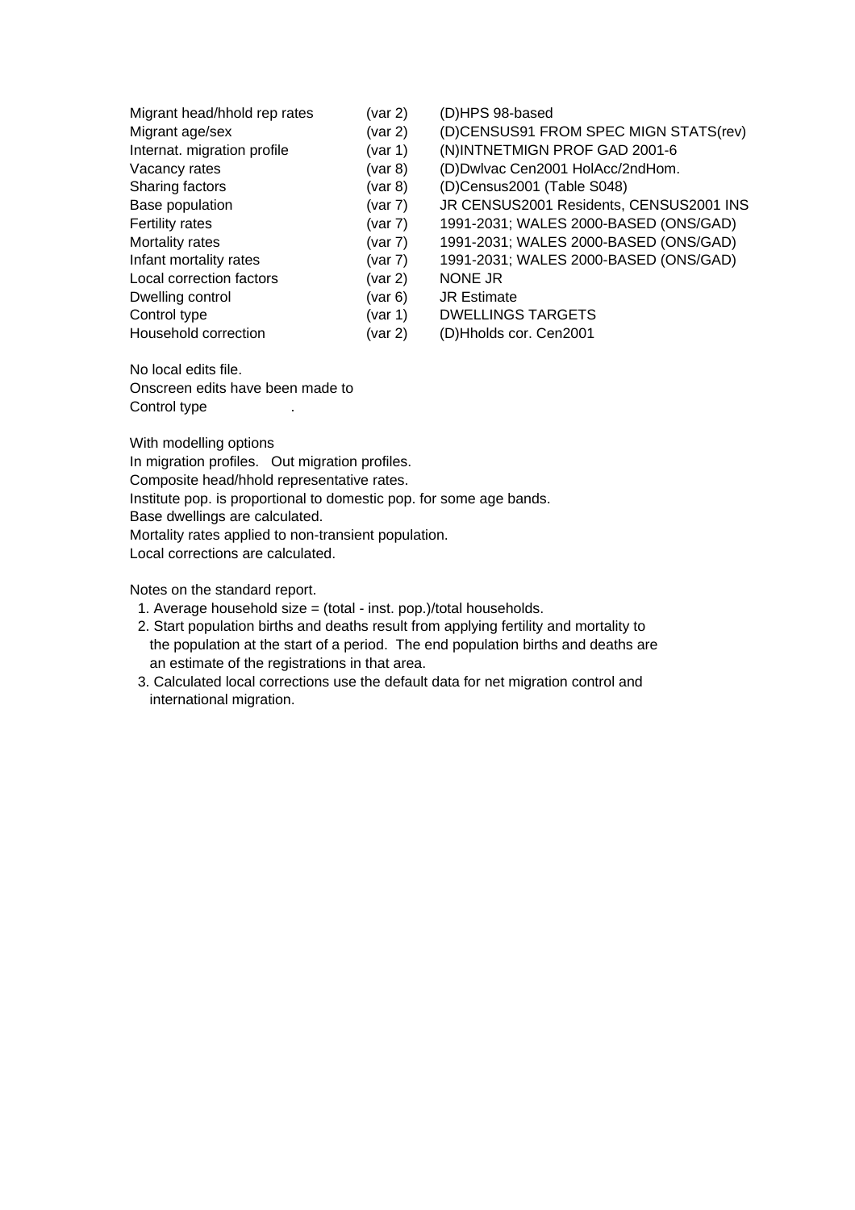| | | |
|---|---|---|
| Migrant head/hhold rep rates | (var 2) | (D)HPS 98-based |
| Migrant age/sex | (var 2) | (D)CENSUS91 FROM SPEC MIGN STATS(rev) |
| Internat. migration profile | (var 1) | (N)INTNETMIGN PROF GAD 2001-6 |
| Vacancy rates | (var 8) | (D)Dwlvac Cen2001 HolAcc/2ndHom. |
| Sharing factors | (var 8) | (D)Census2001 (Table S048) |
| Base population | (var 7) | JR CENSUS2001 Residents, CENSUS2001 INS |
| Fertility rates | (var 7) | 1991-2031; WALES 2000-BASED (ONS/GAD) |
| Mortality rates | (var 7) | 1991-2031; WALES 2000-BASED (ONS/GAD) |
| Infant mortality rates | (var 7) | 1991-2031; WALES 2000-BASED (ONS/GAD) |
| Local correction factors | (var 2) | NONE JR |
| Dwelling control | (var 6) | JR Estimate |
| Control type | (var 1) | DWELLINGS TARGETS |
| Household correction | (var 2) | (D)Hholds cor. Cen2001 |

No local edits file.
Onscreen edits have been made to
Control type .

With modelling options
In migration profiles. Out migration profiles.
Composite head/hhold representative rates.
Institute pop. is proportional to domestic pop. for some age bands.
Base dwellings are calculated.
Mortality rates applied to non-transient population.
Local corrections are calculated.

Notes on the standard report.

1. Average household size = (total - inst. pop.)/total households.
2. Start population births and deaths result from applying fertility and mortality to the population at the start of a period. The end population births and deaths are an estimate of the registrations in that area.
3. Calculated local corrections use the default data for net migration control and international migration.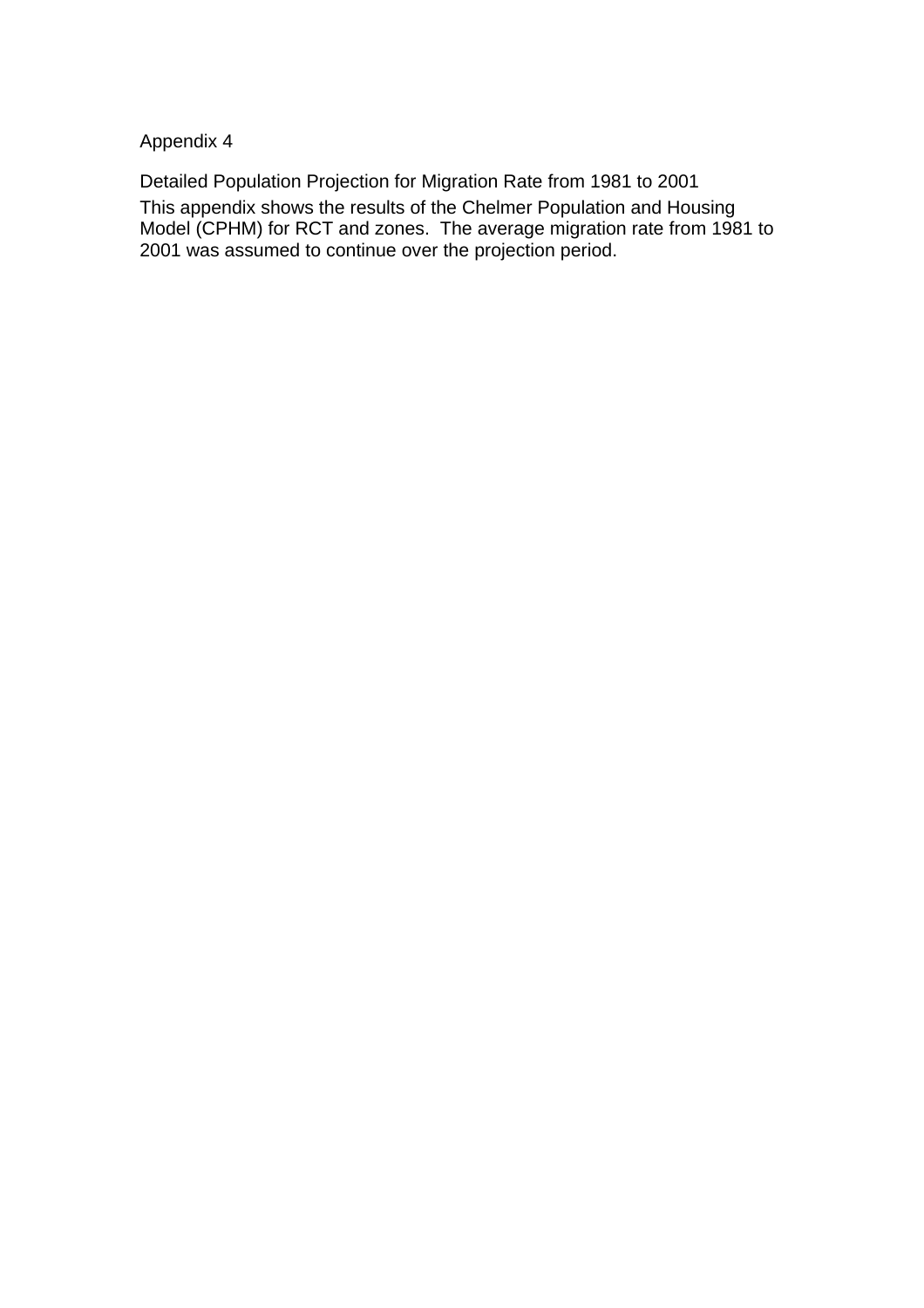# Appendix 4

## Detailed Population Projection for Migration Rate from 1981 to 2001

This appendix shows the results of the Chelmer Population and Housing Model (CPHM) for RCT and zones. The average migration rate from 1981 to 2001 was assumed to continue over the projection period.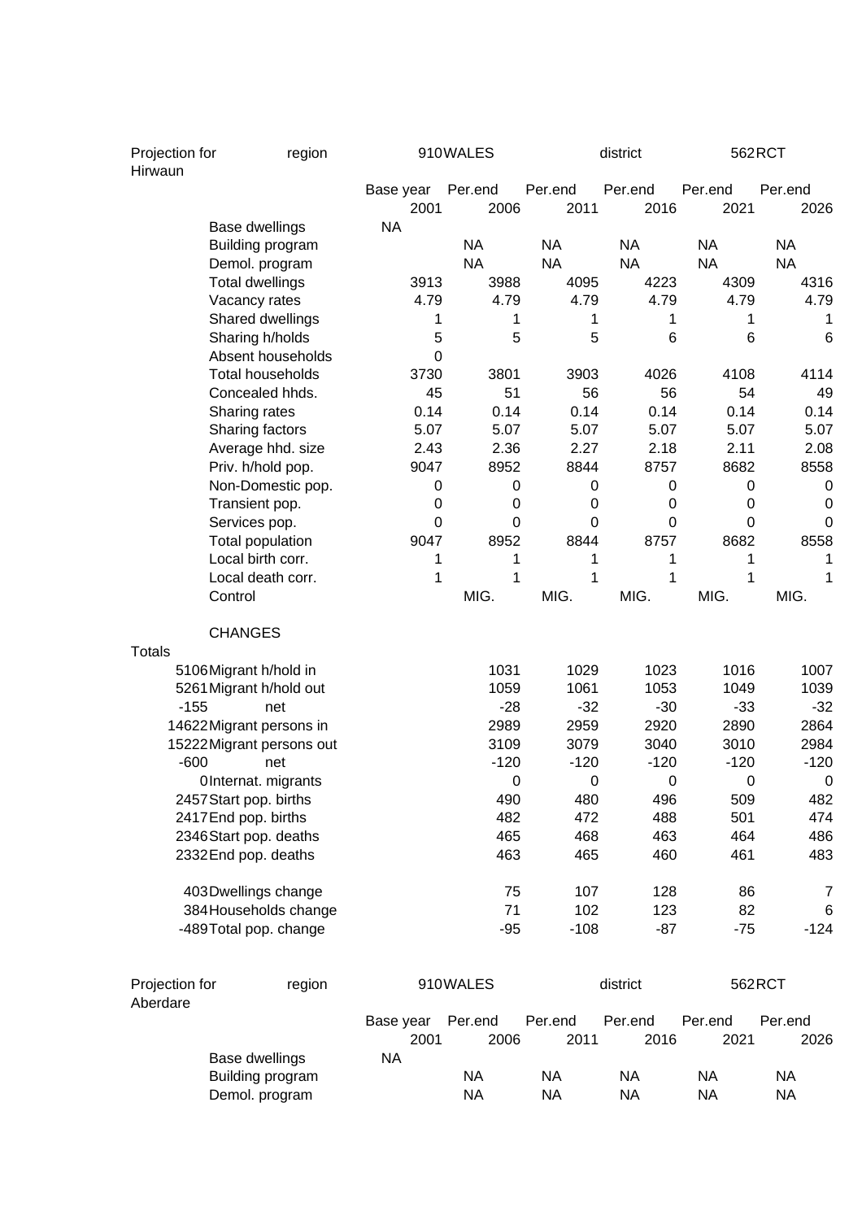| Projection for Hirwaun | region | 910 | WALES | | district | 562 | RCT |
|---|---|---|---|---|---|---|---|
| | | Base year | Per.end | Per.end | Per.end | Per.end | Per.end |
| | | 2001 | 2006 | 2011 | 2016 | 2021 | 2026 |
| | Base dwellings | NA | | | | | |
| | Building program | | NA | NA | NA | NA | NA |
| | Demol. program | | NA | NA | NA | NA | NA |
| | Total dwellings | 3913 | 3988 | 4095 | 4223 | 4309 | 4316 |
| | Vacancy rates | 4.79 | 4.79 | 4.79 | 4.79 | 4.79 | 4.79 |
| | Shared dwellings | 1 | 1 | 1 | 1 | 1 | 1 |
| | Sharing h/holds | 5 | 5 | 5 | 6 | 6 | 6 |
| | Absent households | 0 | | | | | |
| | Total households | 3730 | 3801 | 3903 | 4026 | 4108 | 4114 |
| | Concealed hhds. | 45 | 51 | 56 | 56 | 54 | 49 |
| | Sharing rates | 0.14 | 0.14 | 0.14 | 0.14 | 0.14 | 0.14 |
| | Sharing factors | 5.07 | 5.07 | 5.07 | 5.07 | 5.07 | 5.07 |
| | Average hhd. size | 2.43 | 2.36 | 2.27 | 2.18 | 2.11 | 2.08 |
| | Priv. h/hold pop. | 9047 | 8952 | 8844 | 8757 | 8682 | 8558 |
| | Non-Domestic pop. | 0 | 0 | 0 | 0 | 0 | 0 |
| | Transient pop. | 0 | 0 | 0 | 0 | 0 | 0 |
| | Services pop. | 0 | 0 | 0 | 0 | 0 | 0 |
| | Total population | 9047 | 8952 | 8844 | 8757 | 8682 | 8558 |
| | Local birth corr. | 1 | 1 | 1 | 1 | 1 | 1 |
| | Local death corr. | 1 | 1 | 1 | 1 | 1 | 1 |
| | Control | | MIG. | MIG. | MIG. | MIG. | MIG. |
| | CHANGES | | | | | | |
| Totals | | | | | | | |
| 5106 | Migrant h/hold in | | 1031 | 1029 | 1023 | 1016 | 1007 |
| 5261 | Migrant h/hold out | | 1059 | 1061 | 1053 | 1049 | 1039 |
| -155 | net | | -28 | -32 | -30 | -33 | -32 |
| 14622 | Migrant persons in | | 2989 | 2959 | 2920 | 2890 | 2864 |
| 15222 | Migrant persons out | | 3109 | 3079 | 3040 | 3010 | 2984 |
| -600 | net | | -120 | -120 | -120 | -120 | -120 |
| 0 | Internat. migrants | | 0 | 0 | 0 | 0 | 0 |
| 2457 | Start pop. births | | 490 | 480 | 496 | 509 | 482 |
| 2417 | End pop. births | | 482 | 472 | 488 | 501 | 474 |
| 2346 | Start pop. deaths | | 465 | 468 | 463 | 464 | 486 |
| 2332 | End pop. deaths | | 463 | 465 | 460 | 461 | 483 |
| 403 | Dwellings change | | 75 | 107 | 128 | 86 | 7 |
| 384 | Households change | | 71 | 102 | 123 | 82 | 6 |
| -489 | Total pop. change | | -95 | -108 | -87 | -75 | -124 |

| Projection for Aberdare | region | 910 | WALES | | district | 562 | RCT |
|---|---|---|---|---|---|---|---|
| | | Base year | Per.end | Per.end | Per.end | Per.end | Per.end |
| | | 2001 | 2006 | 2011 | 2016 | 2021 | 2026 |
| | Base dwellings | NA | | | | | |
| | Building program | | NA | NA | NA | NA | NA |
| | Demol. program | | NA | NA | NA | NA | NA |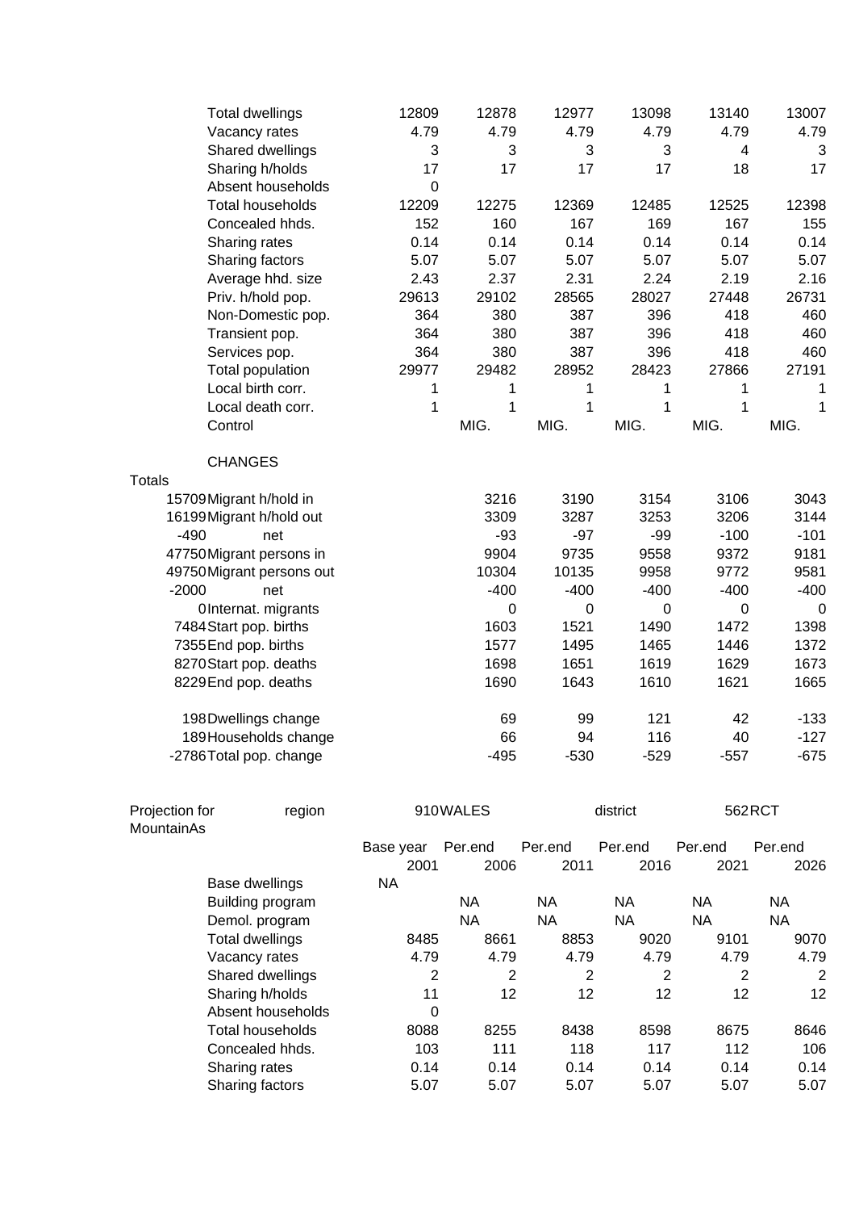| | | | | | | | |
|---|---|---|---|---|---|---|---|
| | Total dwellings | 12809 | 12878 | 12977 | 13098 | 13140 | 13007 |
| | Vacancy rates | 4.79 | 4.79 | 4.79 | 4.79 | 4.79 | 4.79 |
| | Shared dwellings | 3 | 3 | 3 | 3 | 4 | 3 |
| | Sharing h/holds | 17 | 17 | 17 | 17 | 18 | 17 |
| | Absent households | 0 | | | | | |
| | Total households | 12209 | 12275 | 12369 | 12485 | 12525 | 12398 |
| | Concealed hhds. | 152 | 160 | 167 | 169 | 167 | 155 |
| | Sharing rates | 0.14 | 0.14 | 0.14 | 0.14 | 0.14 | 0.14 |
| | Sharing factors | 5.07 | 5.07 | 5.07 | 5.07 | 5.07 | 5.07 |
| | Average hhd. size | 2.43 | 2.37 | 2.31 | 2.24 | 2.19 | 2.16 |
| | Priv. h/hold pop. | 29613 | 29102 | 28565 | 28027 | 27448 | 26731 |
| | Non-Domestic pop. | 364 | 380 | 387 | 396 | 418 | 460 |
| | Transient pop. | 364 | 380 | 387 | 396 | 418 | 460 |
| | Services pop. | 364 | 380 | 387 | 396 | 418 | 460 |
| | Total population | 29977 | 29482 | 28952 | 28423 | 27866 | 27191 |
| | Local birth corr. | 1 | 1 | 1 | 1 | 1 | 1 |
| | Local death corr. | 1 | 1 | 1 | 1 | 1 | 1 |
| | Control | | MIG. | MIG. | MIG. | MIG. | MIG. |
| | | | | | | | |
| | CHANGES | | | | | | |
| Totals | | | | | | | |
| 15709 | Migrant h/hold in | | 3216 | 3190 | 3154 | 3106 | 3043 |
| 16199 | Migrant h/hold out | | 3309 | 3287 | 3253 | 3206 | 3144 |
| -490 | net | | -93 | -97 | -99 | -100 | -101 |
| 47750 | Migrant persons in | | 9904 | 9735 | 9558 | 9372 | 9181 |
| 49750 | Migrant persons out | | 10304 | 10135 | 9958 | 9772 | 9581 |
| -2000 | net | | -400 | -400 | -400 | -400 | -400 |
| 0 | Internat. migrants | | 0 | 0 | 0 | 0 | 0 |
| 7484 | Start pop. births | | 1603 | 1521 | 1490 | 1472 | 1398 |
| 7355 | End pop. births | | 1577 | 1495 | 1465 | 1446 | 1372 |
| 8270 | Start pop. deaths | | 1698 | 1651 | 1619 | 1629 | 1673 |
| 8229 | End pop. deaths | | 1690 | 1643 | 1610 | 1621 | 1665 |
| | | | | | | | |
| 198 | Dwellings change | | 69 | 99 | 121 | 42 | -133 |
| 189 | Households change | | 66 | 94 | 116 | 40 | -127 |
| -2786 | Total pop. change | | -495 | -530 | -529 | -557 | -675 |

| Projection for MountainAs | region | 910 WALES | | district | 562 RCT | |
|---|---|---|---|---|---|---|
| | | Base year | Per.end | Per.end | Per.end | Per.end | Per.end |
| | | 2001 | 2006 | 2011 | 2016 | 2021 | 2026 |
| | Base dwellings | NA | | | | | |
| | Building program | | NA | NA | NA | NA | NA |
| | Demol. program | | NA | NA | NA | NA | NA |
| | Total dwellings | 8485 | 8661 | 8853 | 9020 | 9101 | 9070 |
| | Vacancy rates | 4.79 | 4.79 | 4.79 | 4.79 | 4.79 | 4.79 |
| | Shared dwellings | 2 | 2 | 2 | 2 | 2 | 2 |
| | Sharing h/holds | 11 | 12 | 12 | 12 | 12 | 12 |
| | Absent households | 0 | | | | | |
| | Total households | 8088 | 8255 | 8438 | 8598 | 8675 | 8646 |
| | Concealed hhds. | 103 | 111 | 118 | 117 | 112 | 106 |
| | Sharing rates | 0.14 | 0.14 | 0.14 | 0.14 | 0.14 | 0.14 |
| | Sharing factors | 5.07 | 5.07 | 5.07 | 5.07 | 5.07 | 5.07 |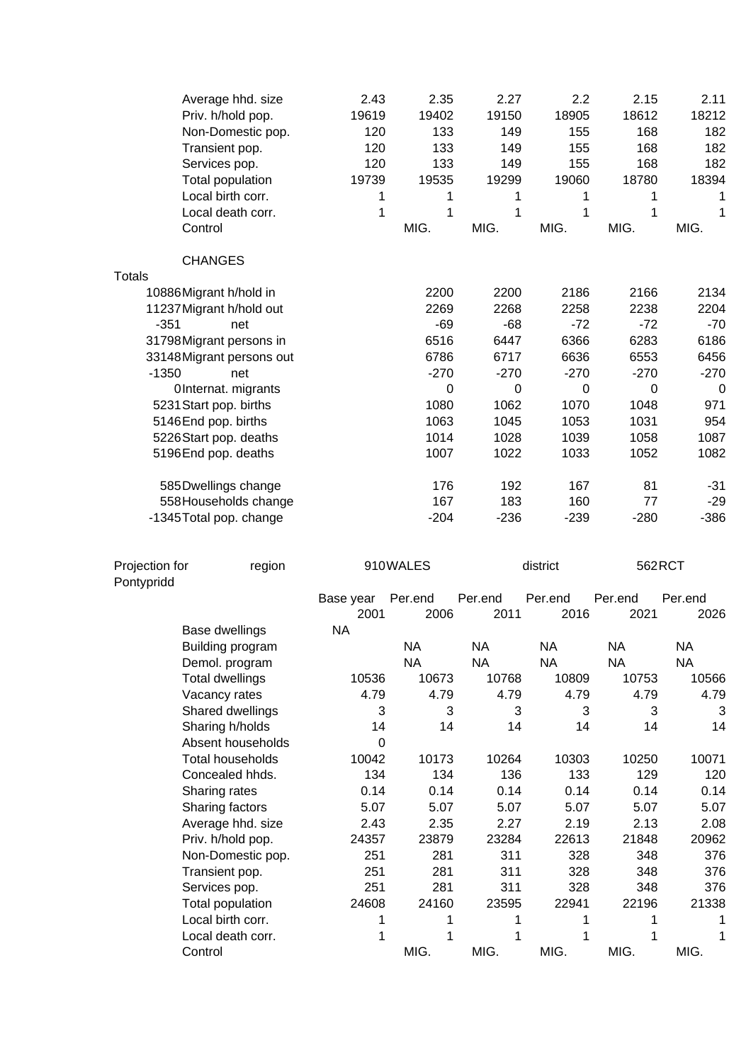| | Base year | Per.end | Per.end | Per.end | Per.end | Per.end |
|---|---|---|---|---|---|---|
| Average hhd. size | 2.43 | 2.35 | 2.27 | 2.2 | 2.15 | 2.11 |
| Priv. h/hold pop. | 19619 | 19402 | 19150 | 18905 | 18612 | 18212 |
| Non-Domestic pop. | 120 | 133 | 149 | 155 | 168 | 182 |
| Transient pop. | 120 | 133 | 149 | 155 | 168 | 182 |
| Services pop. | 120 | 133 | 149 | 155 | 168 | 182 |
| Total population | 19739 | 19535 | 19299 | 19060 | 18780 | 18394 |
| Local birth corr. | 1 | 1 | 1 | 1 | 1 | 1 |
| Local death corr. | 1 | 1 | 1 | 1 | 1 | 1 |
| Control | | MIG. | MIG. | MIG. | MIG. | MIG. |

CHANGES

| Totals | | | | | | |
|---|---|---|---|---|---|---|
| 10886 | Migrant h/hold in | 2200 | 2200 | 2186 | 2166 | 2134 |
| 11237 | Migrant h/hold out | 2269 | 2268 | 2258 | 2238 | 2204 |
| -351 | net | -69 | -68 | -72 | -72 | -70 |
| 31798 | Migrant persons in | 6516 | 6447 | 6366 | 6283 | 6186 |
| 33148 | Migrant persons out | 6786 | 6717 | 6636 | 6553 | 6456 |
| -1350 | net | -270 | -270 | -270 | -270 | -270 |
| 0 | Internat. migrants | 0 | 0 | 0 | 0 | 0 |
| 5231 | Start pop. births | 1080 | 1062 | 1070 | 1048 | 971 |
| 5146 | End pop. births | 1063 | 1045 | 1053 | 1031 | 954 |
| 5226 | Start pop. deaths | 1014 | 1028 | 1039 | 1058 | 1087 |
| 5196 | End pop. deaths | 1007 | 1022 | 1033 | 1052 | 1082 |
| 585 | Dwellings change | 176 | 192 | 167 | 81 | -31 |
| 558 | Households change | 167 | 183 | 160 | 77 | -29 |
| -1345 | Total pop. change | -204 | -236 | -239 | -280 | -386 |

Projection for Pontypridd &nbsp;&nbsp; region 910 WALES &nbsp;&nbsp; district 562 RCT

| | Base year 2001 | Per.end 2006 | Per.end 2011 | Per.end 2016 | Per.end 2021 | Per.end 2026 |
|---|---|---|---|---|---|---|
| Base dwellings | NA | | | | | |
| Building program | | NA | NA | NA | NA | NA |
| Demol. program | | NA | NA | NA | NA | NA |
| Total dwellings | 10536 | 10673 | 10768 | 10809 | 10753 | 10566 |
| Vacancy rates | 4.79 | 4.79 | 4.79 | 4.79 | 4.79 | 4.79 |
| Shared dwellings | 3 | 3 | 3 | 3 | 3 | 3 |
| Sharing h/holds | 14 | 14 | 14 | 14 | 14 | 14 |
| Absent households | 0 | | | | | |
| Total households | 10042 | 10173 | 10264 | 10303 | 10250 | 10071 |
| Concealed hhds. | 134 | 134 | 136 | 133 | 129 | 120 |
| Sharing rates | 0.14 | 0.14 | 0.14 | 0.14 | 0.14 | 0.14 |
| Sharing factors | 5.07 | 5.07 | 5.07 | 5.07 | 5.07 | 5.07 |
| Average hhd. size | 2.43 | 2.35 | 2.27 | 2.19 | 2.13 | 2.08 |
| Priv. h/hold pop. | 24357 | 23879 | 23284 | 22613 | 21848 | 20962 |
| Non-Domestic pop. | 251 | 281 | 311 | 328 | 348 | 376 |
| Transient pop. | 251 | 281 | 311 | 328 | 348 | 376 |
| Services pop. | 251 | 281 | 311 | 328 | 348 | 376 |
| Total population | 24608 | 24160 | 23595 | 22941 | 22196 | 21338 |
| Local birth corr. | 1 | 1 | 1 | 1 | 1 | 1 |
| Local death corr. | 1 | 1 | 1 | 1 | 1 | 1 |
| Control | | MIG. | MIG. | MIG. | MIG. | MIG. |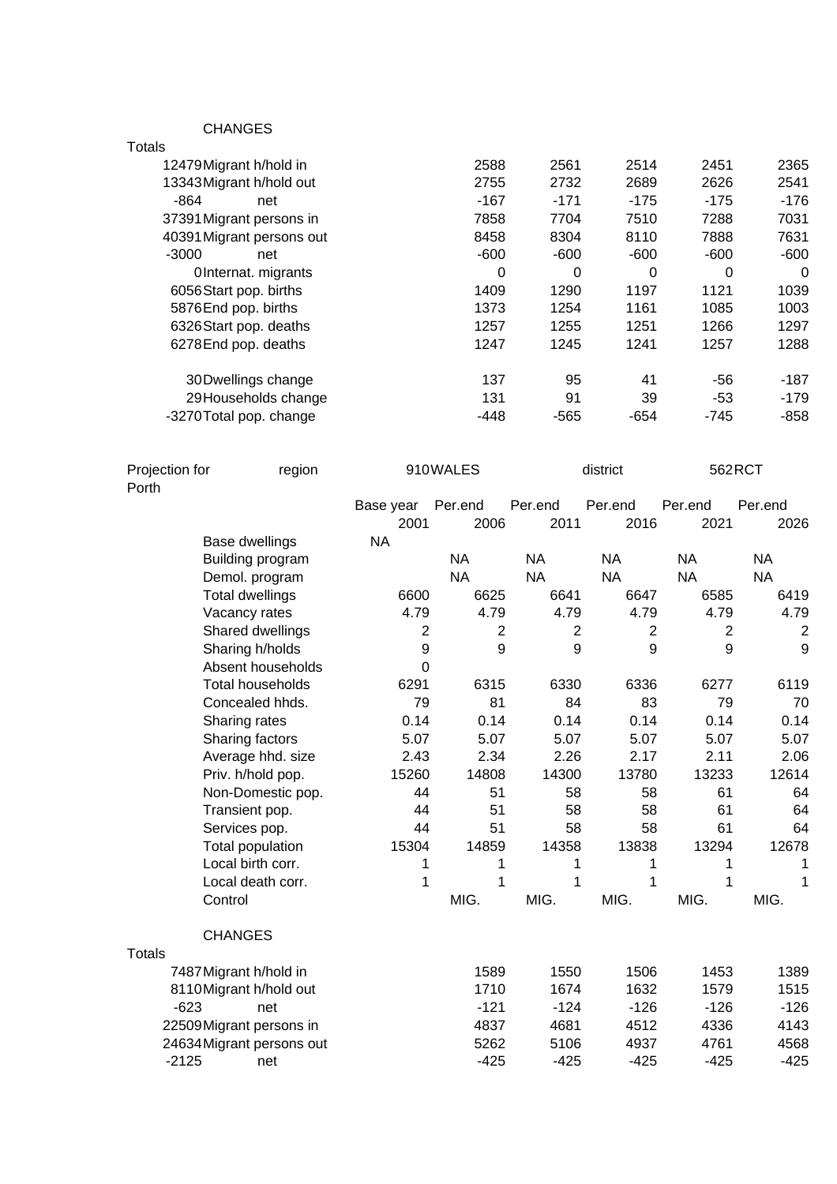CHANGES

| Totals | | 2006 | 2011 | 2016 | 2021 | 2026 |
|---|---|---|---|---|---|---|
| 12479 | Migrant h/hold in | 2588 | 2561 | 2514 | 2451 | 2365 |
| 13343 | Migrant h/hold out | 2755 | 2732 | 2689 | 2626 | 2541 |
| -864 | net | -167 | -171 | -175 | -175 | -176 |
| 37391 | Migrant persons in | 7858 | 7704 | 7510 | 7288 | 7031 |
| 40391 | Migrant persons out | 8458 | 8304 | 8110 | 7888 | 7631 |
| -3000 | net | -600 | -600 | -600 | -600 | -600 |
| 0 | Internat. migrants | 0 | 0 | 0 | 0 | 0 |
| 6056 | Start pop. births | 1409 | 1290 | 1197 | 1121 | 1039 |
| 5876 | End pop. births | 1373 | 1254 | 1161 | 1085 | 1003 |
| 6326 | Start pop. deaths | 1257 | 1255 | 1251 | 1266 | 1297 |
| 6278 | End pop. deaths | 1247 | 1245 | 1241 | 1257 | 1288 |
| | | | | | | |
| 30 | Dwellings change | 137 | 95 | 41 | -56 | -187 |
| 29 | Households change | 131 | 91 | 39 | -53 | -179 |
| -3270 | Total pop. change | -448 | -565 | -654 | -745 | -858 |

Projection for Porth — region 910 WALES — district 562 RCT

| | Base year 2001 | Per.end 2006 | Per.end 2011 | Per.end 2016 | Per.end 2021 | Per.end 2026 |
|---|---|---|---|---|---|---|
| Base dwellings | NA | | | | | |
| Building program | | NA | NA | NA | NA | NA |
| Demol. program | | NA | NA | NA | NA | NA |
| Total dwellings | 6600 | 6625 | 6641 | 6647 | 6585 | 6419 |
| Vacancy rates | 4.79 | 4.79 | 4.79 | 4.79 | 4.79 | 4.79 |
| Shared dwellings | 2 | 2 | 2 | 2 | 2 | 2 |
| Sharing h/holds | 9 | 9 | 9 | 9 | 9 | 9 |
| Absent households | 0 | | | | | |
| Total households | 6291 | 6315 | 6330 | 6336 | 6277 | 6119 |
| Concealed hhds. | 79 | 81 | 84 | 83 | 79 | 70 |
| Sharing rates | 0.14 | 0.14 | 0.14 | 0.14 | 0.14 | 0.14 |
| Sharing factors | 5.07 | 5.07 | 5.07 | 5.07 | 5.07 | 5.07 |
| Average hhd. size | 2.43 | 2.34 | 2.26 | 2.17 | 2.11 | 2.06 |
| Priv. h/hold pop. | 15260 | 14808 | 14300 | 13780 | 13233 | 12614 |
| Non-Domestic pop. | 44 | 51 | 58 | 58 | 61 | 64 |
| Transient pop. | 44 | 51 | 58 | 58 | 61 | 64 |
| Services pop. | 44 | 51 | 58 | 58 | 61 | 64 |
| Total population | 15304 | 14859 | 14358 | 13838 | 13294 | 12678 |
| Local birth corr. | 1 | 1 | 1 | 1 | 1 | 1 |
| Local death corr. | 1 | 1 | 1 | 1 | 1 | 1 |
| Control | | MIG. | MIG. | MIG. | MIG. | MIG. |

CHANGES

| Totals | | 2006 | 2011 | 2016 | 2021 | 2026 |
|---|---|---|---|---|---|---|
| 7487 | Migrant h/hold in | 1589 | 1550 | 1506 | 1453 | 1389 |
| 8110 | Migrant h/hold out | 1710 | 1674 | 1632 | 1579 | 1515 |
| -623 | net | -121 | -124 | -126 | -126 | -126 |
| 22509 | Migrant persons in | 4837 | 4681 | 4512 | 4336 | 4143 |
| 24634 | Migrant persons out | 5262 | 5106 | 4937 | 4761 | 4568 |
| -2125 | net | -425 | -425 | -425 | -425 | -425 |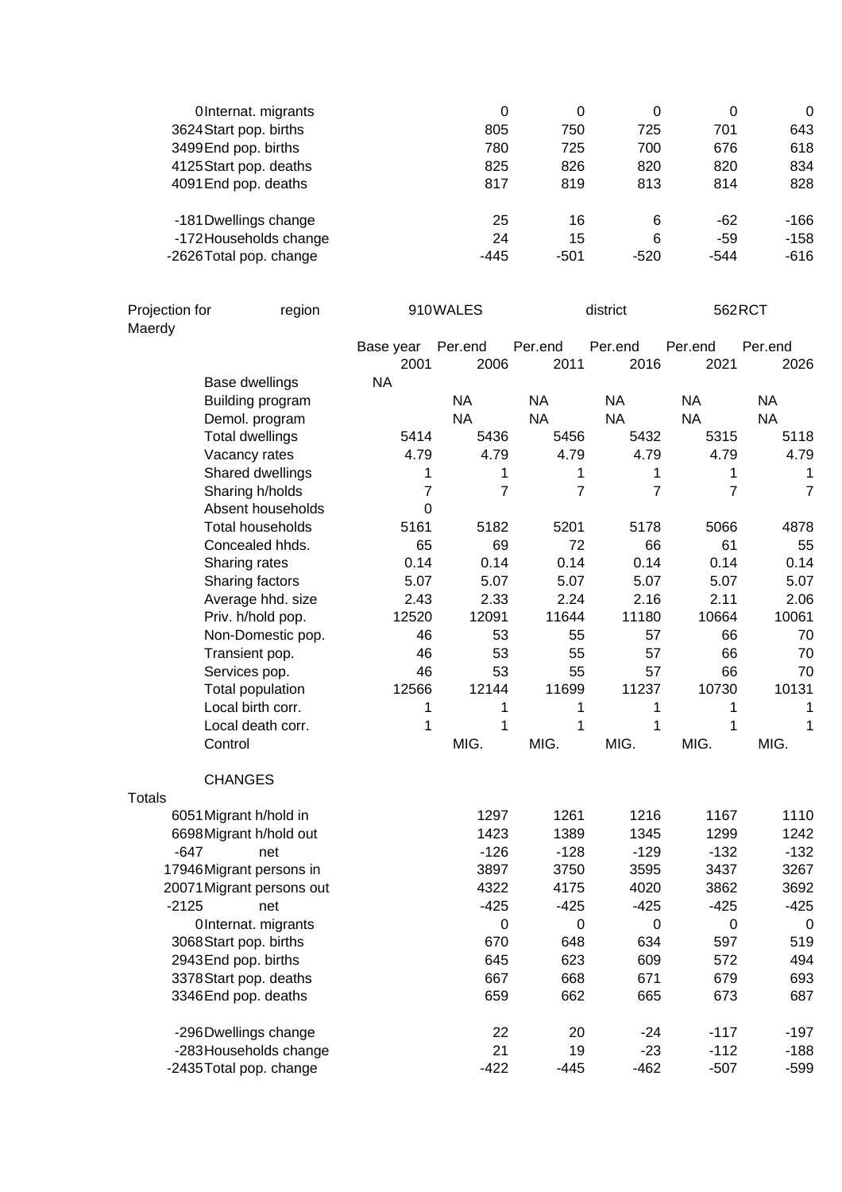| Total | Item | | | | | |
|---|---|---|---|---|---|---|
| 0 | Internat. migrants | 0 | 0 | 0 | 0 | 0 |
| 3624 | Start pop. births | 805 | 750 | 725 | 701 | 643 |
| 3499 | End pop. births | 780 | 725 | 700 | 676 | 618 |
| 4125 | Start pop. deaths | 825 | 826 | 820 | 820 | 834 |
| 4091 | End pop. deaths | 817 | 819 | 813 | 814 | 828 |
| | | | | | | |
| -181 | Dwellings change | 25 | 16 | 6 | -62 | -166 |
| -172 | Households change | 24 | 15 | 6 | -59 | -158 |
| -2626 | Total pop. change | -445 | -501 | -520 | -544 | -616 |

Projection for Maerdy region 910 WALES district 562 RCT

| | Base year 2001 | Per.end 2006 | Per.end 2011 | Per.end 2016 | Per.end 2021 | Per.end 2026 |
|---|---|---|---|---|---|---|
| Base dwellings | NA | | | | | |
| Building program | | NA | NA | NA | NA | NA |
| Demol. program | | NA | NA | NA | NA | NA |
| Total dwellings | 5414 | 5436 | 5456 | 5432 | 5315 | 5118 |
| Vacancy rates | 4.79 | 4.79 | 4.79 | 4.79 | 4.79 | 4.79 |
| Shared dwellings | 1 | 1 | 1 | 1 | 1 | 1 |
| Sharing h/holds | 7 | 7 | 7 | 7 | 7 | 7 |
| Absent households | 0 | | | | | |
| Total households | 5161 | 5182 | 5201 | 5178 | 5066 | 4878 |
| Concealed hhds. | 65 | 69 | 72 | 66 | 61 | 55 |
| Sharing rates | 0.14 | 0.14 | 0.14 | 0.14 | 0.14 | 0.14 |
| Sharing factors | 5.07 | 5.07 | 5.07 | 5.07 | 5.07 | 5.07 |
| Average hhd. size | 2.43 | 2.33 | 2.24 | 2.16 | 2.11 | 2.06 |
| Priv. h/hold pop. | 12520 | 12091 | 11644 | 11180 | 10664 | 10061 |
| Non-Domestic pop. | 46 | 53 | 55 | 57 | 66 | 70 |
| Transient pop. | 46 | 53 | 55 | 57 | 66 | 70 |
| Services pop. | 46 | 53 | 55 | 57 | 66 | 70 |
| Total population | 12566 | 12144 | 11699 | 11237 | 10730 | 10131 |
| Local birth corr. | 1 | 1 | 1 | 1 | 1 | 1 |
| Local death corr. | 1 | 1 | 1 | 1 | 1 | 1 |
| Control | | MIG. | MIG. | MIG. | MIG. | MIG. |

CHANGES

| Totals | | | | | | |
|---|---|---|---|---|---|---|
| 6051 | Migrant h/hold in | 1297 | 1261 | 1216 | 1167 | 1110 |
| 6698 | Migrant h/hold out | 1423 | 1389 | 1345 | 1299 | 1242 |
| -647 | net | -126 | -128 | -129 | -132 | -132 |
| 17946 | Migrant persons in | 3897 | 3750 | 3595 | 3437 | 3267 |
| 20071 | Migrant persons out | 4322 | 4175 | 4020 | 3862 | 3692 |
| -2125 | net | -425 | -425 | -425 | -425 | -425 |
| 0 | Internat. migrants | 0 | 0 | 0 | 0 | 0 |
| 3068 | Start pop. births | 670 | 648 | 634 | 597 | 519 |
| 2943 | End pop. births | 645 | 623 | 609 | 572 | 494 |
| 3378 | Start pop. deaths | 667 | 668 | 671 | 679 | 693 |
| 3346 | End pop. deaths | 659 | 662 | 665 | 673 | 687 |
| | | | | | | |
| -296 | Dwellings change | 22 | 20 | -24 | -117 | -197 |
| -283 | Households change | 21 | 19 | -23 | -112 | -188 |
| -2435 | Total pop. change | -422 | -445 | -462 | -507 | -599 |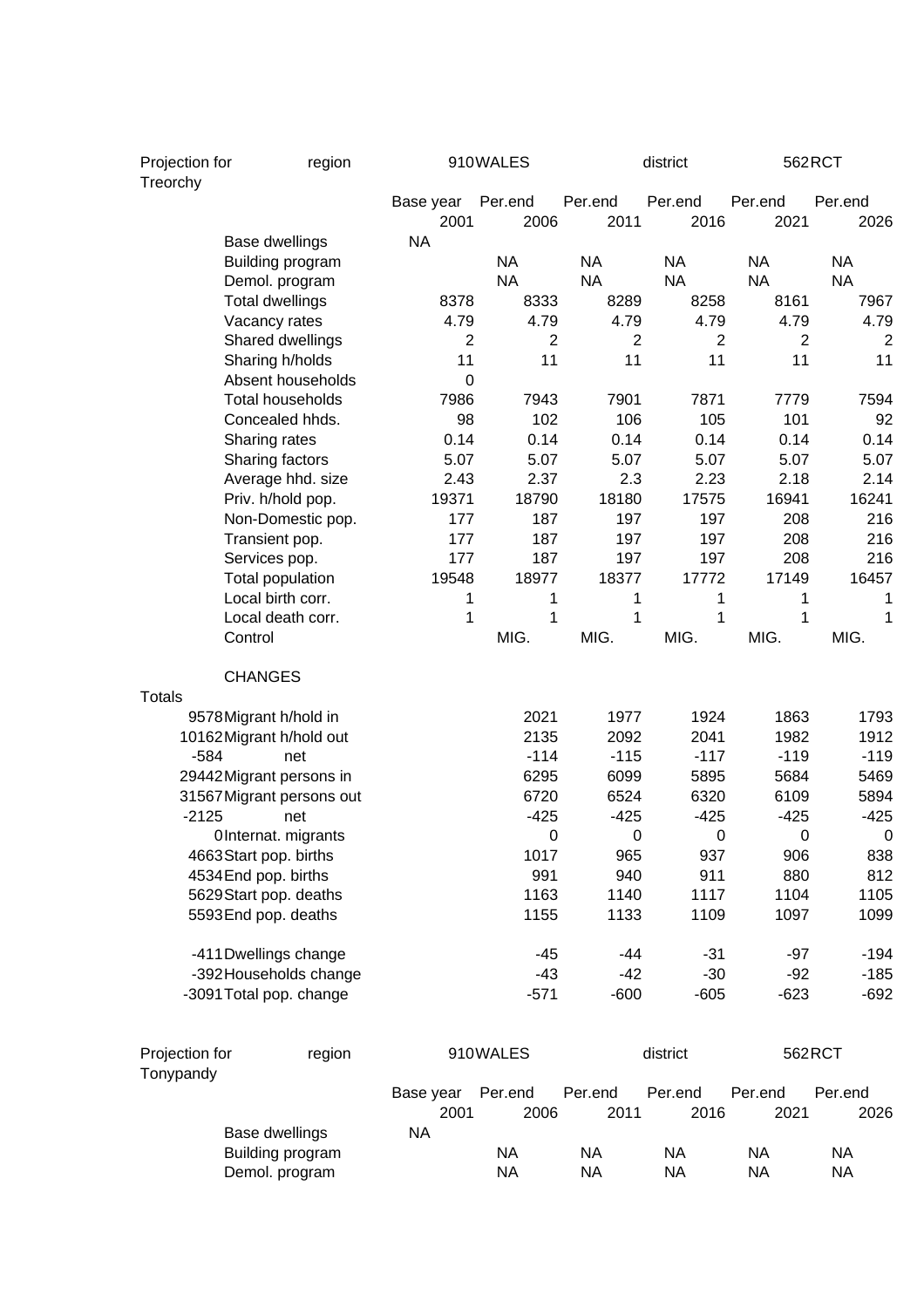| Projection for Treorchy | region | 910 WALES | | district | | 562 RCT |
|---|---|---|---|---|---|---|
| | | Base year 2001 | Per.end 2006 | Per.end 2011 | Per.end 2016 | Per.end 2021 | Per.end 2026 |
| | Base dwellings | NA | | | | | |
| | Building program | | NA | NA | NA | NA | NA |
| | Demol. program | | NA | NA | NA | NA | NA |
| | Total dwellings | 8378 | 8333 | 8289 | 8258 | 8161 | 7967 |
| | Vacancy rates | 4.79 | 4.79 | 4.79 | 4.79 | 4.79 | 4.79 |
| | Shared dwellings | 2 | 2 | 2 | 2 | 2 | 2 |
| | Sharing h/holds | 11 | 11 | 11 | 11 | 11 | 11 |
| | Absent households | 0 | | | | | |
| | Total households | 7986 | 7943 | 7901 | 7871 | 7779 | 7594 |
| | Concealed hhds. | 98 | 102 | 106 | 105 | 101 | 92 |
| | Sharing rates | 0.14 | 0.14 | 0.14 | 0.14 | 0.14 | 0.14 |
| | Sharing factors | 5.07 | 5.07 | 5.07 | 5.07 | 5.07 | 5.07 |
| | Average hhd. size | 2.43 | 2.37 | 2.3 | 2.23 | 2.18 | 2.14 |
| | Priv. h/hold pop. | 19371 | 18790 | 18180 | 17575 | 16941 | 16241 |
| | Non-Domestic pop. | 177 | 187 | 197 | 197 | 208 | 216 |
| | Transient pop. | 177 | 187 | 197 | 197 | 208 | 216 |
| | Services pop. | 177 | 187 | 197 | 197 | 208 | 216 |
| | Total population | 19548 | 18977 | 18377 | 17772 | 17149 | 16457 |
| | Local birth corr. | 1 | 1 | 1 | 1 | 1 | 1 |
| | Local death corr. | 1 | 1 | 1 | 1 | 1 | 1 |
| | Control | | MIG. | MIG. | MIG. | MIG. | MIG. |
| | **CHANGES** | | | | | | |
| Totals | | | | | | | |
| 9578 | Migrant h/hold in | | 2021 | 1977 | 1924 | 1863 | 1793 |
| 10162 | Migrant h/hold out | | 2135 | 2092 | 2041 | 1982 | 1912 |
| -584 | net | | -114 | -115 | -117 | -119 | -119 |
| 29442 | Migrant persons in | | 6295 | 6099 | 5895 | 5684 | 5469 |
| 31567 | Migrant persons out | | 6720 | 6524 | 6320 | 6109 | 5894 |
| -2125 | net | | -425 | -425 | -425 | -425 | -425 |
| 0 | Internat. migrants | | 0 | 0 | 0 | 0 | 0 |
| 4663 | Start pop. births | | 1017 | 965 | 937 | 906 | 838 |
| 4534 | End pop. births | | 991 | 940 | 911 | 880 | 812 |
| 5629 | Start pop. deaths | | 1163 | 1140 | 1117 | 1104 | 1105 |
| 5593 | End pop. deaths | | 1155 | 1133 | 1109 | 1097 | 1099 |
| -411 | Dwellings change | | -45 | -44 | -31 | -97 | -194 |
| -392 | Households change | | -43 | -42 | -30 | -92 | -185 |
| -3091 | Total pop. change | | -571 | -600 | -605 | -623 | -692 |

| Projection for Tonypandy | region | 910 WALES | | district | | 562 RCT |
|---|---|---|---|---|---|---|
| | | Base year 2001 | Per.end 2006 | Per.end 2011 | Per.end 2016 | Per.end 2021 | Per.end 2026 |
| | Base dwellings | NA | | | | | |
| | Building program | | NA | NA | NA | NA | NA |
| | Demol. program | | NA | NA | NA | NA | NA |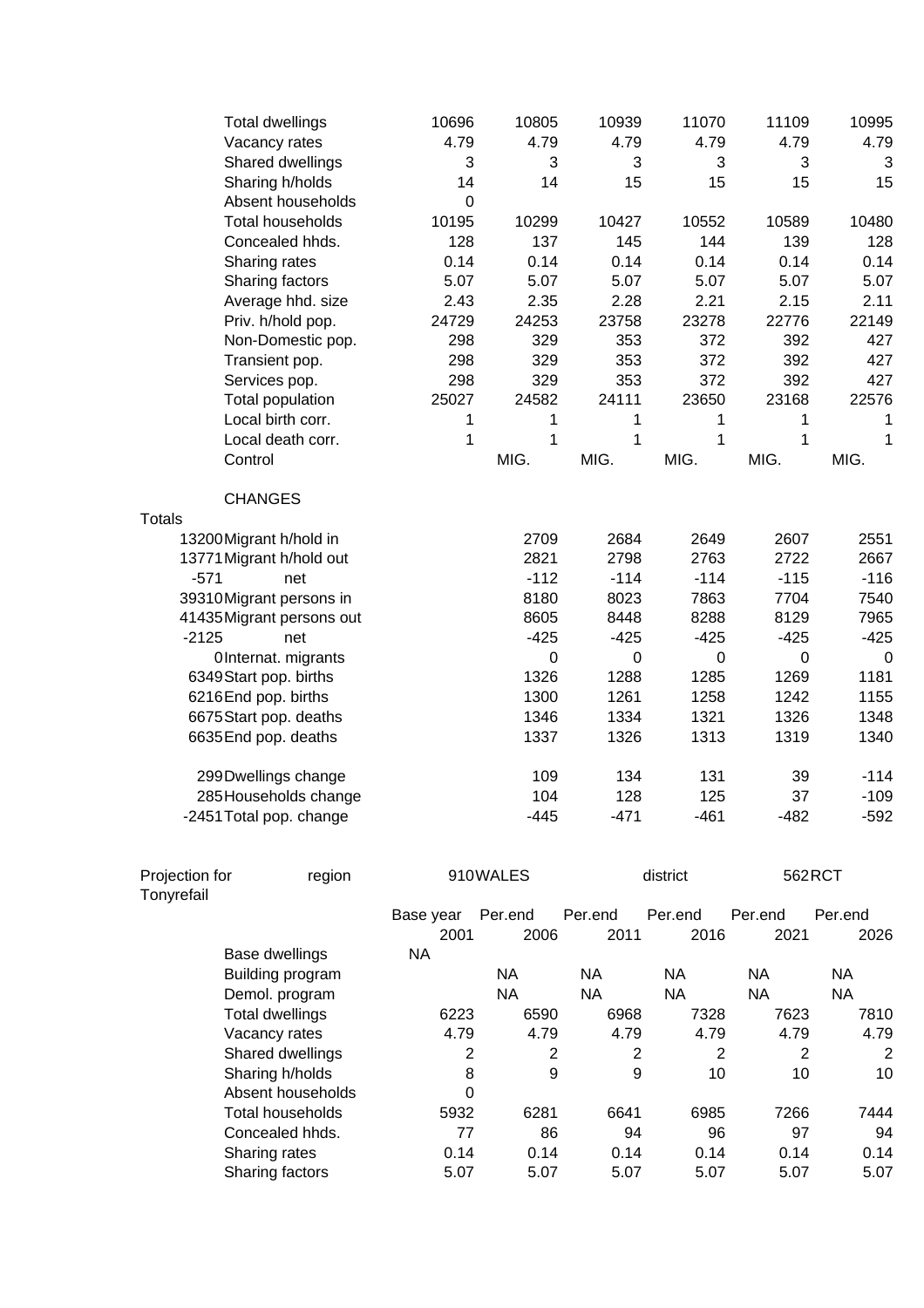| | | | | | | |
|---|---|---|---|---|---|---|
| Total dwellings | 10696 | 10805 | 10939 | 11070 | 11109 | 10995 |
| Vacancy rates | 4.79 | 4.79 | 4.79 | 4.79 | 4.79 | 4.79 |
| Shared dwellings | 3 | 3 | 3 | 3 | 3 | 3 |
| Sharing h/holds | 14 | 14 | 15 | 15 | 15 | 15 |
| Absent households | 0 | | | | | |
| Total households | 10195 | 10299 | 10427 | 10552 | 10589 | 10480 |
| Concealed hhds. | 128 | 137 | 145 | 144 | 139 | 128 |
| Sharing rates | 0.14 | 0.14 | 0.14 | 0.14 | 0.14 | 0.14 |
| Sharing factors | 5.07 | 5.07 | 5.07 | 5.07 | 5.07 | 5.07 |
| Average hhd. size | 2.43 | 2.35 | 2.28 | 2.21 | 2.15 | 2.11 |
| Priv. h/hold pop. | 24729 | 24253 | 23758 | 23278 | 22776 | 22149 |
| Non-Domestic pop. | 298 | 329 | 353 | 372 | 392 | 427 |
| Transient pop. | 298 | 329 | 353 | 372 | 392 | 427 |
| Services pop. | 298 | 329 | 353 | 372 | 392 | 427 |
| Total population | 25027 | 24582 | 24111 | 23650 | 23168 | 22576 |
| Local birth corr. | 1 | 1 | 1 | 1 | 1 | 1 |
| Local death corr. | 1 | 1 | 1 | 1 | 1 | 1 |
| Control | | MIG. | MIG. | MIG. | MIG. | MIG. |

CHANGES

| Totals | | | | | | |
|---|---|---|---|---|---|---|
| 13200 | Migrant h/hold in | 2709 | 2684 | 2649 | 2607 | 2551 |
| 13771 | Migrant h/hold out | 2821 | 2798 | 2763 | 2722 | 2667 |
| -571 | net | -112 | -114 | -114 | -115 | -116 |
| 39310 | Migrant persons in | 8180 | 8023 | 7863 | 7704 | 7540 |
| 41435 | Migrant persons out | 8605 | 8448 | 8288 | 8129 | 7965 |
| -2125 | net | -425 | -425 | -425 | -425 | -425 |
| 0 | Internat. migrants | 0 | 0 | 0 | 0 | 0 |
| 6349 | Start pop. births | 1326 | 1288 | 1285 | 1269 | 1181 |
| 6216 | End pop. births | 1300 | 1261 | 1258 | 1242 | 1155 |
| 6675 | Start pop. deaths | 1346 | 1334 | 1321 | 1326 | 1348 |
| 6635 | End pop. deaths | 1337 | 1326 | 1313 | 1319 | 1340 |
| 299 | Dwellings change | 109 | 134 | 131 | 39 | -114 |
| 285 | Households change | 104 | 128 | 125 | 37 | -109 |
| -2451 | Total pop. change | -445 | -471 | -461 | -482 | -592 |

Projection for Tonyrefail — region 910 WALES — district 562 RCT

| | Base year 2001 | Per.end 2006 | Per.end 2011 | Per.end 2016 | Per.end 2021 | Per.end 2026 |
|---|---|---|---|---|---|---|
| Base dwellings | NA | | | | | |
| Building program | | NA | NA | NA | NA | NA |
| Demol. program | | NA | NA | NA | NA | NA |
| Total dwellings | 6223 | 6590 | 6968 | 7328 | 7623 | 7810 |
| Vacancy rates | 4.79 | 4.79 | 4.79 | 4.79 | 4.79 | 4.79 |
| Shared dwellings | 2 | 2 | 2 | 2 | 2 | 2 |
| Sharing h/holds | 8 | 9 | 9 | 10 | 10 | 10 |
| Absent households | 0 | | | | | |
| Total households | 5932 | 6281 | 6641 | 6985 | 7266 | 7444 |
| Concealed hhds. | 77 | 86 | 94 | 96 | 97 | 94 |
| Sharing rates | 0.14 | 0.14 | 0.14 | 0.14 | 0.14 | 0.14 |
| Sharing factors | 5.07 | 5.07 | 5.07 | 5.07 | 5.07 | 5.07 |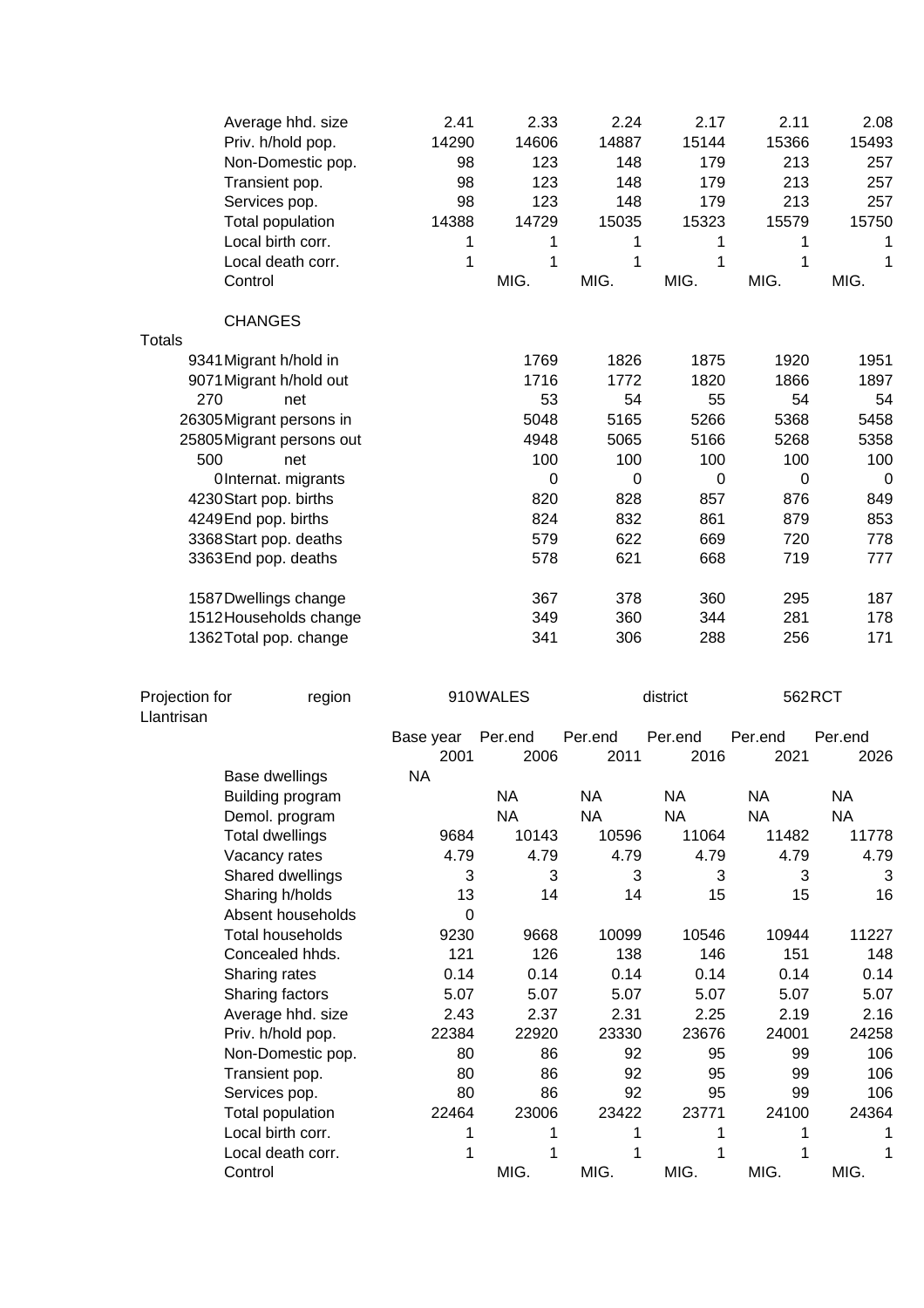| | | | | | | |
|---|---|---|---|---|---|---|
| Average hhd. size | 2.41 | 2.33 | 2.24 | 2.17 | 2.11 | 2.08 |
| Priv. h/hold pop. | 14290 | 14606 | 14887 | 15144 | 15366 | 15493 |
| Non-Domestic pop. | 98 | 123 | 148 | 179 | 213 | 257 |
| Transient pop. | 98 | 123 | 148 | 179 | 213 | 257 |
| Services pop. | 98 | 123 | 148 | 179 | 213 | 257 |
| Total population | 14388 | 14729 | 15035 | 15323 | 15579 | 15750 |
| Local birth corr. | 1 | 1 | 1 | 1 | 1 | 1 |
| Local death corr. | 1 | 1 | 1 | 1 | 1 | 1 |
| Control | | MIG. | MIG. | MIG. | MIG. | MIG. |

CHANGES

| Totals | | | | | | |
|---|---|---|---|---|---|---|
| 9341 | Migrant h/hold in | 1769 | 1826 | 1875 | 1920 | 1951 |
| 9071 | Migrant h/hold out | 1716 | 1772 | 1820 | 1866 | 1897 |
| 270 | net | 53 | 54 | 55 | 54 | 54 |
| 26305 | Migrant persons in | 5048 | 5165 | 5266 | 5368 | 5458 |
| 25805 | Migrant persons out | 4948 | 5065 | 5166 | 5268 | 5358 |
| 500 | net | 100 | 100 | 100 | 100 | 100 |
| 0 | Internat. migrants | 0 | 0 | 0 | 0 | 0 |
| 4230 | Start pop. births | 820 | 828 | 857 | 876 | 849 |
| 4249 | End pop. births | 824 | 832 | 861 | 879 | 853 |
| 3368 | Start pop. deaths | 579 | 622 | 669 | 720 | 778 |
| 3363 | End pop. deaths | 578 | 621 | 668 | 719 | 777 |
| 1587 | Dwellings change | 367 | 378 | 360 | 295 | 187 |
| 1512 | Households change | 349 | 360 | 344 | 281 | 178 |
| 1362 | Total pop. change | 341 | 306 | 288 | 256 | 171 |

Projection for Llantrisan region 910 WALES district 562 RCT

| | Base year 2001 | Per.end 2006 | Per.end 2011 | Per.end 2016 | Per.end 2021 | Per.end 2026 |
|---|---|---|---|---|---|---|
| Base dwellings | NA | | | | | |
| Building program | | NA | NA | NA | NA | NA |
| Demol. program | | NA | NA | NA | NA | NA |
| Total dwellings | 9684 | 10143 | 10596 | 11064 | 11482 | 11778 |
| Vacancy rates | 4.79 | 4.79 | 4.79 | 4.79 | 4.79 | 4.79 |
| Shared dwellings | 3 | 3 | 3 | 3 | 3 | 3 |
| Sharing h/holds | 13 | 14 | 14 | 15 | 15 | 16 |
| Absent households | 0 | | | | | |
| Total households | 9230 | 9668 | 10099 | 10546 | 10944 | 11227 |
| Concealed hhds. | 121 | 126 | 138 | 146 | 151 | 148 |
| Sharing rates | 0.14 | 0.14 | 0.14 | 0.14 | 0.14 | 0.14 |
| Sharing factors | 5.07 | 5.07 | 5.07 | 5.07 | 5.07 | 5.07 |
| Average hhd. size | 2.43 | 2.37 | 2.31 | 2.25 | 2.19 | 2.16 |
| Priv. h/hold pop. | 22384 | 22920 | 23330 | 23676 | 24001 | 24258 |
| Non-Domestic pop. | 80 | 86 | 92 | 95 | 99 | 106 |
| Transient pop. | 80 | 86 | 92 | 95 | 99 | 106 |
| Services pop. | 80 | 86 | 92 | 95 | 99 | 106 |
| Total population | 22464 | 23006 | 23422 | 23771 | 24100 | 24364 |
| Local birth corr. | 1 | 1 | 1 | 1 | 1 | 1 |
| Local death corr. | 1 | 1 | 1 | 1 | 1 | 1 |
| Control | | MIG. | MIG. | MIG. | MIG. | MIG. |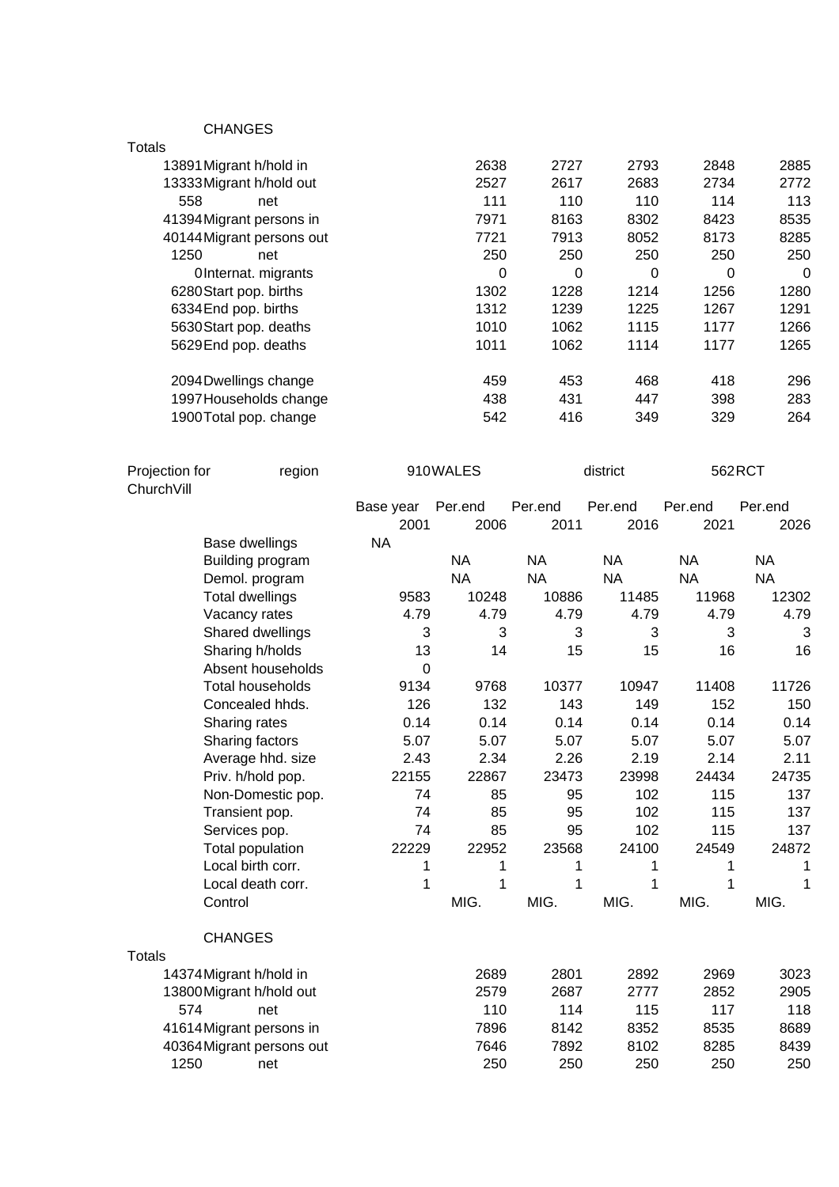CHANGES

| Totals | | | | | | |
|---|---|---|---|---|---|---|
| 13891 | Migrant h/hold in | 2638 | 2727 | 2793 | 2848 | 2885 |
| 13333 | Migrant h/hold out | 2527 | 2617 | 2683 | 2734 | 2772 |
| 558 | net | 111 | 110 | 110 | 114 | 113 |
| 41394 | Migrant persons in | 7971 | 8163 | 8302 | 8423 | 8535 |
| 40144 | Migrant persons out | 7721 | 7913 | 8052 | 8173 | 8285 |
| 1250 | net | 250 | 250 | 250 | 250 | 250 |
| 0 | Internat. migrants | 0 | 0 | 0 | 0 | 0 |
| 6280 | Start pop. births | 1302 | 1228 | 1214 | 1256 | 1280 |
| 6334 | End pop. births | 1312 | 1239 | 1225 | 1267 | 1291 |
| 5630 | Start pop. deaths | 1010 | 1062 | 1115 | 1177 | 1266 |
| 5629 | End pop. deaths | 1011 | 1062 | 1114 | 1177 | 1265 |
| | | | | | | |
| 2094 | Dwellings change | 459 | 453 | 468 | 418 | 296 |
| 1997 | Households change | 438 | 431 | 447 | 398 | 283 |
| 1900 | Total pop. change | 542 | 416 | 349 | 329 | 264 |

Projection for ChurchVill — region 910 WALES — district 562 RCT

| | Base year | Per.end | Per.end | Per.end | Per.end | Per.end |
|---|---|---|---|---|---|---|
| | 2001 | 2006 | 2011 | 2016 | 2021 | 2026 |
| Base dwellings | NA | | | | | |
| Building program | | NA | NA | NA | NA | NA |
| Demol. program | | NA | NA | NA | NA | NA |
| Total dwellings | 9583 | 10248 | 10886 | 11485 | 11968 | 12302 |
| Vacancy rates | 4.79 | 4.79 | 4.79 | 4.79 | 4.79 | 4.79 |
| Shared dwellings | 3 | 3 | 3 | 3 | 3 | 3 |
| Sharing h/holds | 13 | 14 | 15 | 15 | 16 | 16 |
| Absent households | 0 | | | | | |
| Total households | 9134 | 9768 | 10377 | 10947 | 11408 | 11726 |
| Concealed hhds. | 126 | 132 | 143 | 149 | 152 | 150 |
| Sharing rates | 0.14 | 0.14 | 0.14 | 0.14 | 0.14 | 0.14 |
| Sharing factors | 5.07 | 5.07 | 5.07 | 5.07 | 5.07 | 5.07 |
| Average hhd. size | 2.43 | 2.34 | 2.26 | 2.19 | 2.14 | 2.11 |
| Priv. h/hold pop. | 22155 | 22867 | 23473 | 23998 | 24434 | 24735 |
| Non-Domestic pop. | 74 | 85 | 95 | 102 | 115 | 137 |
| Transient pop. | 74 | 85 | 95 | 102 | 115 | 137 |
| Services pop. | 74 | 85 | 95 | 102 | 115 | 137 |
| Total population | 22229 | 22952 | 23568 | 24100 | 24549 | 24872 |
| Local birth corr. | 1 | 1 | 1 | 1 | 1 | 1 |
| Local death corr. | 1 | 1 | 1 | 1 | 1 | 1 |
| Control | | MIG. | MIG. | MIG. | MIG. | MIG. |

CHANGES

| Totals | | | | | | |
|---|---|---|---|---|---|---|
| 14374 | Migrant h/hold in | 2689 | 2801 | 2892 | 2969 | 3023 |
| 13800 | Migrant h/hold out | 2579 | 2687 | 2777 | 2852 | 2905 |
| 574 | net | 110 | 114 | 115 | 117 | 118 |
| 41614 | Migrant persons in | 7896 | 8142 | 8352 | 8535 | 8689 |
| 40364 | Migrant persons out | 7646 | 7892 | 8102 | 8285 | 8439 |
| 1250 | net | 250 | 250 | 250 | 250 | 250 |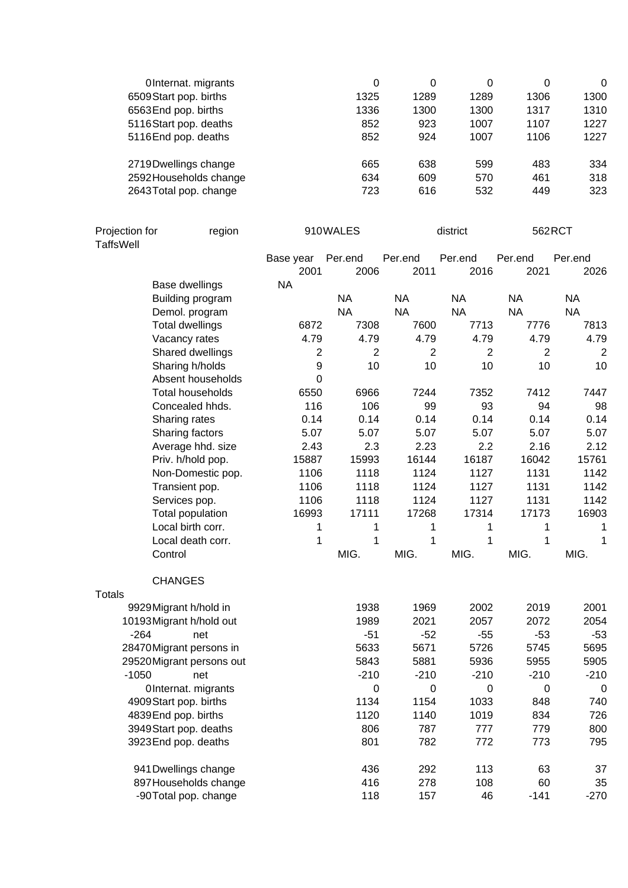| Totals | | 2006 | 2011 | 2016 | 2021 | 2026 |
|---|---|---|---|---|---|---|
| 0 | Internat. migrants | 0 | 0 | 0 | 0 | 0 |
| 6509 | Start pop. births | 1325 | 1289 | 1289 | 1306 | 1300 |
| 6563 | End pop. births | 1336 | 1300 | 1300 | 1317 | 1310 |
| 5116 | Start pop. deaths | 852 | 923 | 1007 | 1107 | 1227 |
| 5116 | End pop. deaths | 852 | 924 | 1007 | 1106 | 1227 |
| | | | | | | |
| 2719 | Dwellings change | 665 | 638 | 599 | 483 | 334 |
| 2592 | Households change | 634 | 609 | 570 | 461 | 318 |
| 2643 | Total pop. change | 723 | 616 | 532 | 449 | 323 |

Projection for TaffsWell region 910 WALES district 562 RCT

| | Base year 2001 | Per.end 2006 | Per.end 2011 | Per.end 2016 | Per.end 2021 | Per.end 2026 |
|---|---|---|---|---|---|---|
| Base dwellings | NA | | | | | |
| Building program | | NA | NA | NA | NA | NA |
| Demol. program | | NA | NA | NA | NA | NA |
| Total dwellings | 6872 | 7308 | 7600 | 7713 | 7776 | 7813 |
| Vacancy rates | 4.79 | 4.79 | 4.79 | 4.79 | 4.79 | 4.79 |
| Shared dwellings | 2 | 2 | 2 | 2 | 2 | 2 |
| Sharing h/holds | 9 | 10 | 10 | 10 | 10 | 10 |
| Absent households | 0 | | | | | |
| Total households | 6550 | 6966 | 7244 | 7352 | 7412 | 7447 |
| Concealed hhds. | 116 | 106 | 99 | 93 | 94 | 98 |
| Sharing rates | 0.14 | 0.14 | 0.14 | 0.14 | 0.14 | 0.14 |
| Sharing factors | 5.07 | 5.07 | 5.07 | 5.07 | 5.07 | 5.07 |
| Average hhd. size | 2.43 | 2.3 | 2.23 | 2.2 | 2.16 | 2.12 |
| Priv. h/hold pop. | 15887 | 15993 | 16144 | 16187 | 16042 | 15761 |
| Non-Domestic pop. | 1106 | 1118 | 1124 | 1127 | 1131 | 1142 |
| Transient pop. | 1106 | 1118 | 1124 | 1127 | 1131 | 1142 |
| Services pop. | 1106 | 1118 | 1124 | 1127 | 1131 | 1142 |
| Total population | 16993 | 17111 | 17268 | 17314 | 17173 | 16903 |
| Local birth corr. | 1 | 1 | 1 | 1 | 1 | 1 |
| Local death corr. | 1 | 1 | 1 | 1 | 1 | 1 |
| Control | | MIG. | MIG. | MIG. | MIG. | MIG. |

CHANGES

| Totals | | 2006 | 2011 | 2016 | 2021 | 2026 |
|---|---|---|---|---|---|---|
| 9929 | Migrant h/hold in | 1938 | 1969 | 2002 | 2019 | 2001 |
| 10193 | Migrant h/hold out | 1989 | 2021 | 2057 | 2072 | 2054 |
| -264 | net | -51 | -52 | -55 | -53 | -53 |
| 28470 | Migrant persons in | 5633 | 5671 | 5726 | 5745 | 5695 |
| 29520 | Migrant persons out | 5843 | 5881 | 5936 | 5955 | 5905 |
| -1050 | net | -210 | -210 | -210 | -210 | -210 |
| 0 | Internat. migrants | 0 | 0 | 0 | 0 | 0 |
| 4909 | Start pop. births | 1134 | 1154 | 1033 | 848 | 740 |
| 4839 | End pop. births | 1120 | 1140 | 1019 | 834 | 726 |
| 3949 | Start pop. deaths | 806 | 787 | 777 | 779 | 800 |
| 3923 | End pop. deaths | 801 | 782 | 772 | 773 | 795 |
| | | | | | | |
| 941 | Dwellings change | 436 | 292 | 113 | 63 | 37 |
| 897 | Households change | 416 | 278 | 108 | 60 | 35 |
| -90 | Total pop. change | 118 | 157 | 46 | -141 | -270 |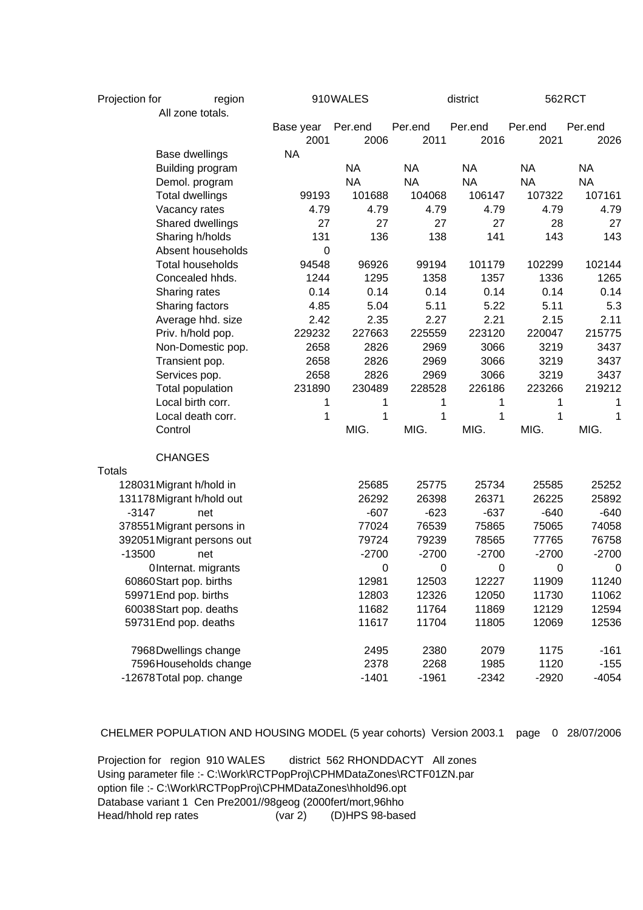Projection for region 910 WALES district 562 RCT

All zone totals.

| | | Base year 2001 | Per.end 2006 | Per.end 2011 | Per.end 2016 | Per.end 2021 | Per.end 2026 |
|---|---|---|---|---|---|---|---|
| | Base dwellings | NA | | | | | |
| | Building program | | NA | NA | NA | NA | NA |
| | Demol. program | | NA | NA | NA | NA | NA |
| | Total dwellings | 99193 | 101688 | 104068 | 106147 | 107322 | 107161 |
| | Vacancy rates | 4.79 | 4.79 | 4.79 | 4.79 | 4.79 | 4.79 |
| | Shared dwellings | 27 | 27 | 27 | 27 | 28 | 27 |
| | Sharing h/holds | 131 | 136 | 138 | 141 | 143 | 143 |
| | Absent households | 0 | | | | | |
| | Total households | 94548 | 96926 | 99194 | 101179 | 102299 | 102144 |
| | Concealed hhds. | 1244 | 1295 | 1358 | 1357 | 1336 | 1265 |
| | Sharing rates | 0.14 | 0.14 | 0.14 | 0.14 | 0.14 | 0.14 |
| | Sharing factors | 4.85 | 5.04 | 5.11 | 5.22 | 5.11 | 5.3 |
| | Average hhd. size | 2.42 | 2.35 | 2.27 | 2.21 | 2.15 | 2.11 |
| | Priv. h/hold pop. | 229232 | 227663 | 225559 | 223120 | 220047 | 215775 |
| | Non-Domestic pop. | 2658 | 2826 | 2969 | 3066 | 3219 | 3437 |
| | Transient pop. | 2658 | 2826 | 2969 | 3066 | 3219 | 3437 |
| | Services pop. | 2658 | 2826 | 2969 | 3066 | 3219 | 3437 |
| | Total population | 231890 | 230489 | 228528 | 226186 | 223266 | 219212 |
| | Local birth corr. | 1 | 1 | 1 | 1 | 1 | 1 |
| | Local death corr. | 1 | 1 | 1 | 1 | 1 | 1 |
| | Control | | MIG. | MIG. | MIG. | MIG. | MIG. |
| | **CHANGES** | | | | | | |
| Totals | | | | | | | |
| 128031 | Migrant h/hold in | | 25685 | 25775 | 25734 | 25585 | 25252 |
| 131178 | Migrant h/hold out | | 26292 | 26398 | 26371 | 26225 | 25892 |
| -3147 | net | | -607 | -623 | -637 | -640 | -640 |
| 378551 | Migrant persons in | | 77024 | 76539 | 75865 | 75065 | 74058 |
| 392051 | Migrant persons out | | 79724 | 79239 | 78565 | 77765 | 76758 |
| -13500 | net | | -2700 | -2700 | -2700 | -2700 | -2700 |
| 0 | Internat. migrants | | 0 | 0 | 0 | 0 | 0 |
| 60860 | Start pop. births | | 12981 | 12503 | 12227 | 11909 | 11240 |
| 59971 | End pop. births | | 12803 | 12326 | 12050 | 11730 | 11062 |
| 60038 | Start pop. deaths | | 11682 | 11764 | 11869 | 12129 | 12594 |
| 59731 | End pop. deaths | | 11617 | 11704 | 11805 | 12069 | 12536 |
| 7968 | Dwellings change | | 2495 | 2380 | 2079 | 1175 | -161 |
| 7596 | Households change | | 2378 | 2268 | 1985 | 1120 | -155 |
| -12678 | Total pop. change | | -1401 | -1961 | -2342 | -2920 | -4054 |

CHELMER POPULATION AND HOUSING MODEL (5 year cohorts) Version 2003.1 page 0 28/07/2006

Projection for region 910 WALES district 562 RHONDDACYT All zones
Using parameter file :- C:\Work\RCTPopProj\CPHMDataZones\RCTF01ZN.par
option file :- C:\Work\RCTPopProj\CPHMDataZones\hhold96.opt
Database variant 1 Cen Pre2001//98geog (2000fert/mort,96hho
Head/hhold rep rates (var 2) (D)HPS 98-based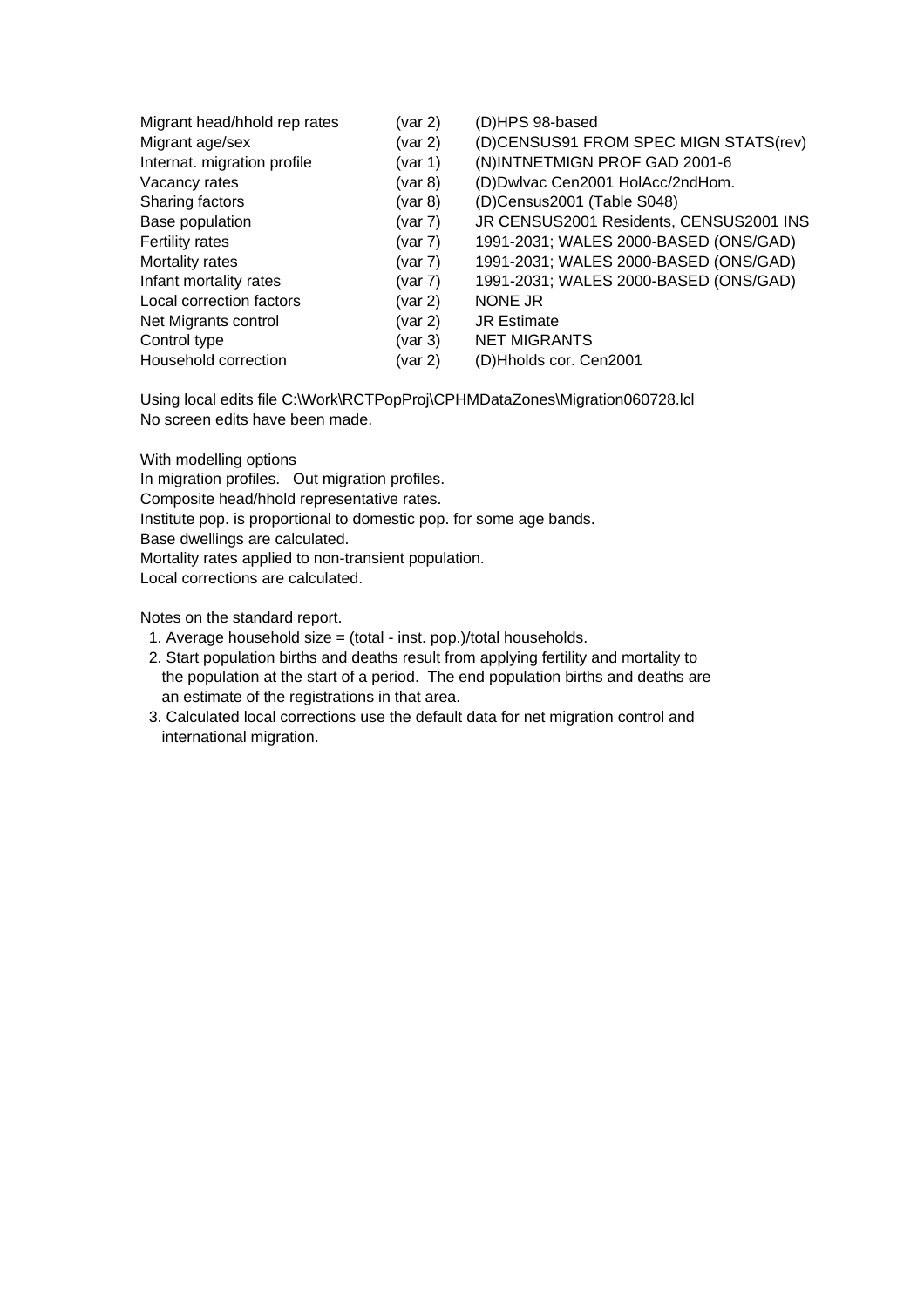| | | |
|---|---|---|
| Migrant head/hhold rep rates | (var 2) | (D)HPS 98-based |
| Migrant age/sex | (var 2) | (D)CENSUS91 FROM SPEC MIGN STATS(rev) |
| Internat. migration profile | (var 1) | (N)INTNETMIGN PROF GAD 2001-6 |
| Vacancy rates | (var 8) | (D)Dwlvac Cen2001 HolAcc/2ndHom. |
| Sharing factors | (var 8) | (D)Census2001 (Table S048) |
| Base population | (var 7) | JR CENSUS2001 Residents, CENSUS2001 INS |
| Fertility rates | (var 7) | 1991-2031; WALES 2000-BASED (ONS/GAD) |
| Mortality rates | (var 7) | 1991-2031; WALES 2000-BASED (ONS/GAD) |
| Infant mortality rates | (var 7) | 1991-2031; WALES 2000-BASED (ONS/GAD) |
| Local correction factors | (var 2) | NONE JR |
| Net Migrants control | (var 2) | JR Estimate |
| Control type | (var 3) | NET MIGRANTS |
| Household correction | (var 2) | (D)Hholds cor. Cen2001 |

Using local edits file C:\Work\RCTPopProj\CPHMDataZones\Migration060728.lcl
No screen edits have been made.

With modelling options
In migration profiles. Out migration profiles.
Composite head/hhold representative rates.
Institute pop. is proportional to domestic pop. for some age bands.
Base dwellings are calculated.
Mortality rates applied to non-transient population.
Local corrections are calculated.

Notes on the standard report.

1. Average household size = (total - inst. pop.)/total households.
2. Start population births and deaths result from applying fertility and mortality to the population at the start of a period. The end population births and deaths are an estimate of the registrations in that area.
3. Calculated local corrections use the default data for net migration control and international migration.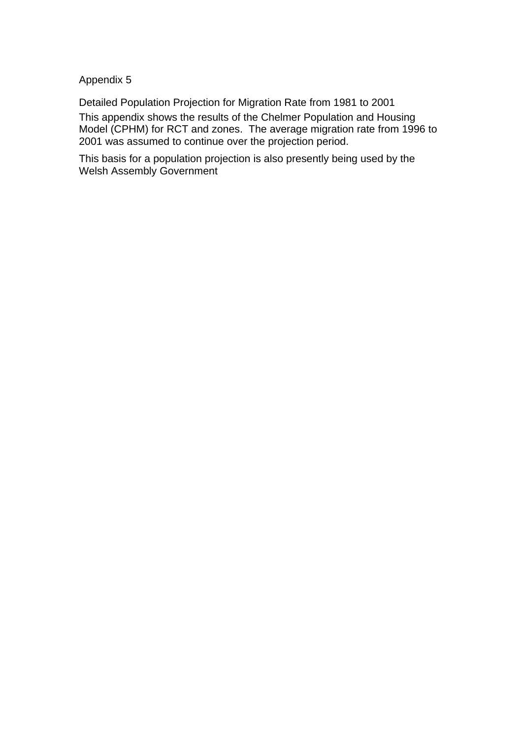# Appendix 5

## Detailed Population Projection for Migration Rate from 1981 to 2001

This appendix shows the results of the Chelmer Population and Housing Model (CPHM) for RCT and zones. The average migration rate from 1996 to 2001 was assumed to continue over the projection period.

This basis for a population projection is also presently being used by the Welsh Assembly Government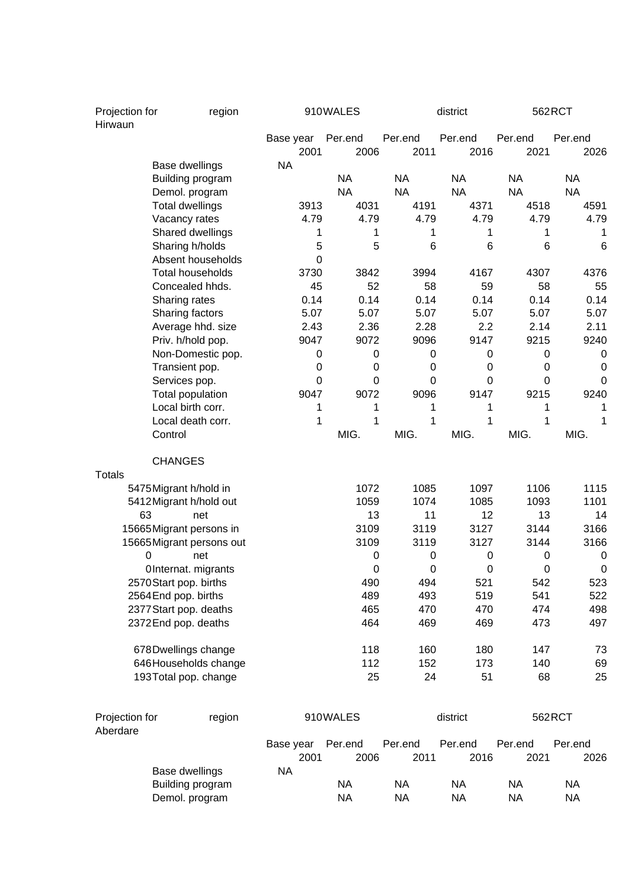Projection for Hirwaun | region | 910 WALES | district | 562 RCT

| | | Base year 2001 | Per.end 2006 | Per.end 2011 | Per.end 2016 | Per.end 2021 | Per.end 2026 |
|---|---|---|---|---|---|---|---|
| | Base dwellings | NA | | | | | |
| | Building program | | NA | NA | NA | NA | NA |
| | Demol. program | | NA | NA | NA | NA | NA |
| | Total dwellings | 3913 | 4031 | 4191 | 4371 | 4518 | 4591 |
| | Vacancy rates | 4.79 | 4.79 | 4.79 | 4.79 | 4.79 | 4.79 |
| | Shared dwellings | 1 | 1 | 1 | 1 | 1 | 1 |
| | Sharing h/holds | 5 | 5 | 6 | 6 | 6 | 6 |
| | Absent households | 0 | | | | | |
| | Total households | 3730 | 3842 | 3994 | 4167 | 4307 | 4376 |
| | Concealed hhds. | 45 | 52 | 58 | 59 | 58 | 55 |
| | Sharing rates | 0.14 | 0.14 | 0.14 | 0.14 | 0.14 | 0.14 |
| | Sharing factors | 5.07 | 5.07 | 5.07 | 5.07 | 5.07 | 5.07 |
| | Average hhd. size | 2.43 | 2.36 | 2.28 | 2.2 | 2.14 | 2.11 |
| | Priv. h/hold pop. | 9047 | 9072 | 9096 | 9147 | 9215 | 9240 |
| | Non-Domestic pop. | 0 | 0 | 0 | 0 | 0 | 0 |
| | Transient pop. | 0 | 0 | 0 | 0 | 0 | 0 |
| | Services pop. | 0 | 0 | 0 | 0 | 0 | 0 |
| | Total population | 9047 | 9072 | 9096 | 9147 | 9215 | 9240 |
| | Local birth corr. | 1 | 1 | 1 | 1 | 1 | 1 |
| | Local death corr. | 1 | 1 | 1 | 1 | 1 | 1 |
| | Control | | MIG. | MIG. | MIG. | MIG. | MIG. |
| | CHANGES | | | | | | |
| Totals | | | | | | | |
| 5475 | Migrant h/hold in | | 1072 | 1085 | 1097 | 1106 | 1115 |
| 5412 | Migrant h/hold out | | 1059 | 1074 | 1085 | 1093 | 1101 |
| 63 | net | | 13 | 11 | 12 | 13 | 14 |
| 15665 | Migrant persons in | | 3109 | 3119 | 3127 | 3144 | 3166 |
| 15665 | Migrant persons out | | 3109 | 3119 | 3127 | 3144 | 3166 |
| 0 | net | | 0 | 0 | 0 | 0 | 0 |
| 0 | Internat. migrants | | 0 | 0 | 0 | 0 | 0 |
| 2570 | Start pop. births | | 490 | 494 | 521 | 542 | 523 |
| 2564 | End pop. births | | 489 | 493 | 519 | 541 | 522 |
| 2377 | Start pop. deaths | | 465 | 470 | 470 | 474 | 498 |
| 2372 | End pop. deaths | | 464 | 469 | 469 | 473 | 497 |
| 678 | Dwellings change | | 118 | 160 | 180 | 147 | 73 |
| 646 | Households change | | 112 | 152 | 173 | 140 | 69 |
| 193 | Total pop. change | | 25 | 24 | 51 | 68 | 25 |

Projection for Aberdare | region | 910 WALES | district | 562 RCT

| | | Base year 2001 | Per.end 2006 | Per.end 2011 | Per.end 2016 | Per.end 2021 | Per.end 2026 |
|---|---|---|---|---|---|---|---|
| | Base dwellings | NA | | | | | |
| | Building program | | NA | NA | NA | NA | NA |
| | Demol. program | | NA | NA | NA | NA | NA |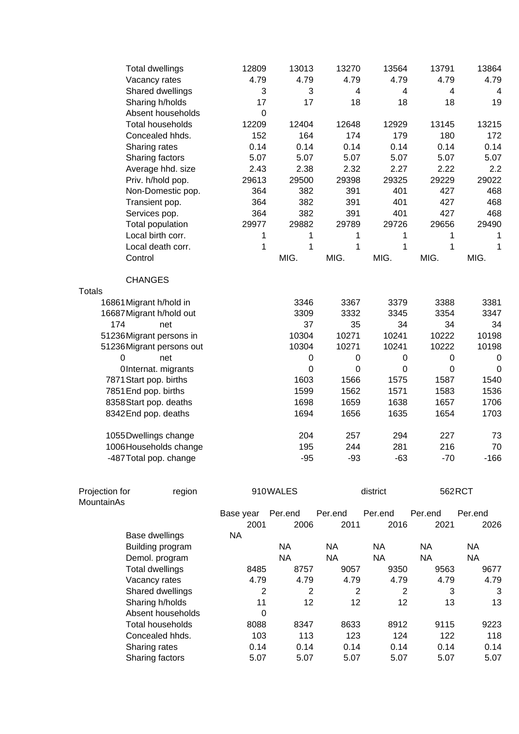| | | | | | | |
|---|---|---|---|---|---|---|
| Total dwellings | 12809 | 13013 | 13270 | 13564 | 13791 | 13864 |
| Vacancy rates | 4.79 | 4.79 | 4.79 | 4.79 | 4.79 | 4.79 |
| Shared dwellings | 3 | 3 | 4 | 4 | 4 | 4 |
| Sharing h/holds | 17 | 17 | 18 | 18 | 18 | 19 |
| Absent households | 0 | | | | | |
| Total households | 12209 | 12404 | 12648 | 12929 | 13145 | 13215 |
| Concealed hhds. | 152 | 164 | 174 | 179 | 180 | 172 |
| Sharing rates | 0.14 | 0.14 | 0.14 | 0.14 | 0.14 | 0.14 |
| Sharing factors | 5.07 | 5.07 | 5.07 | 5.07 | 5.07 | 5.07 |
| Average hhd. size | 2.43 | 2.38 | 2.32 | 2.27 | 2.22 | 2.2 |
| Priv. h/hold pop. | 29613 | 29500 | 29398 | 29325 | 29229 | 29022 |
| Non-Domestic pop. | 364 | 382 | 391 | 401 | 427 | 468 |
| Transient pop. | 364 | 382 | 391 | 401 | 427 | 468 |
| Services pop. | 364 | 382 | 391 | 401 | 427 | 468 |
| Total population | 29977 | 29882 | 29789 | 29726 | 29656 | 29490 |
| Local birth corr. | 1 | 1 | 1 | 1 | 1 | 1 |
| Local death corr. | 1 | 1 | 1 | 1 | 1 | 1 |
| Control | | MIG. | MIG. | MIG. | MIG. | MIG. |

CHANGES

| Totals | | | | | | |
|---|---|---|---|---|---|---|
| 16861 | Migrant h/hold in | 3346 | 3367 | 3379 | 3388 | 3381 |
| 16687 | Migrant h/hold out | 3309 | 3332 | 3345 | 3354 | 3347 |
| 174 | net | 37 | 35 | 34 | 34 | 34 |
| 51236 | Migrant persons in | 10304 | 10271 | 10241 | 10222 | 10198 |
| 51236 | Migrant persons out | 10304 | 10271 | 10241 | 10222 | 10198 |
| 0 | net | 0 | 0 | 0 | 0 | 0 |
| 0 | Internat. migrants | 0 | 0 | 0 | 0 | 0 |
| 7871 | Start pop. births | 1603 | 1566 | 1575 | 1587 | 1540 |
| 7851 | End pop. births | 1599 | 1562 | 1571 | 1583 | 1536 |
| 8358 | Start pop. deaths | 1698 | 1659 | 1638 | 1657 | 1706 |
| 8342 | End pop. deaths | 1694 | 1656 | 1635 | 1654 | 1703 |
| 1055 | Dwellings change | 204 | 257 | 294 | 227 | 73 |
| 1006 | Households change | 195 | 244 | 281 | 216 | 70 |
| -487 | Total pop. change | -95 | -93 | -63 | -70 | -166 |

Projection for MountainAs region 910 WALES district 562 RCT

| | Base year 2001 | Per.end 2006 | Per.end 2011 | Per.end 2016 | Per.end 2021 | Per.end 2026 |
|---|---|---|---|---|---|---|
| Base dwellings | NA | | | | | |
| Building program | | NA | NA | NA | NA | NA |
| Demol. program | | NA | NA | NA | NA | NA |
| Total dwellings | 8485 | 8757 | 9057 | 9350 | 9563 | 9677 |
| Vacancy rates | 4.79 | 4.79 | 4.79 | 4.79 | 4.79 | 4.79 |
| Shared dwellings | 2 | 2 | 2 | 2 | 3 | 3 |
| Sharing h/holds | 11 | 12 | 12 | 12 | 13 | 13 |
| Absent households | 0 | | | | | |
| Total households | 8088 | 8347 | 8633 | 8912 | 9115 | 9223 |
| Concealed hhds. | 103 | 113 | 123 | 124 | 122 | 118 |
| Sharing rates | 0.14 | 0.14 | 0.14 | 0.14 | 0.14 | 0.14 |
| Sharing factors | 5.07 | 5.07 | 5.07 | 5.07 | 5.07 | 5.07 |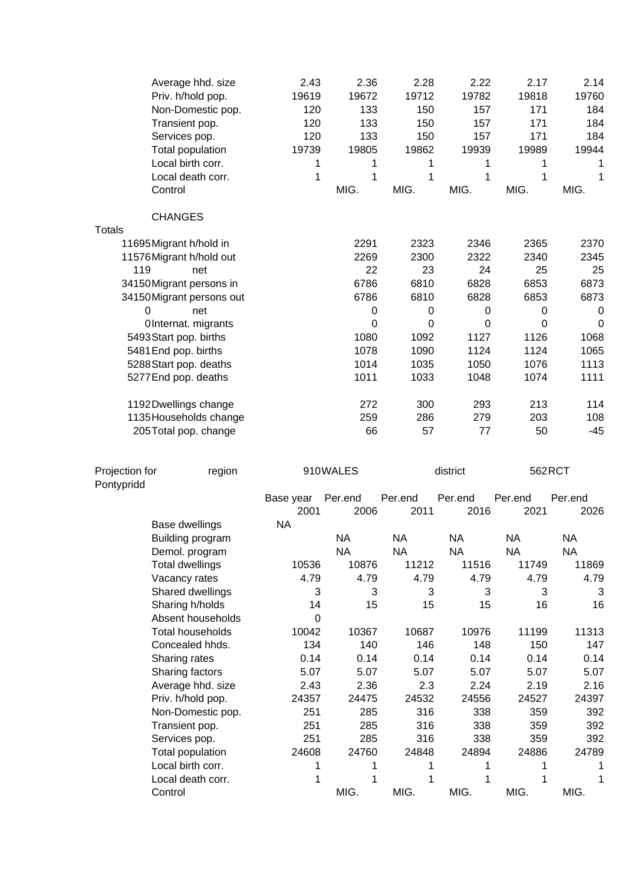| | | | | | | |
|---|---|---|---|---|---|---|
| Average hhd. size | 2.43 | 2.36 | 2.28 | 2.22 | 2.17 | 2.14 |
| Priv. h/hold pop. | 19619 | 19672 | 19712 | 19782 | 19818 | 19760 |
| Non-Domestic pop. | 120 | 133 | 150 | 157 | 171 | 184 |
| Transient pop. | 120 | 133 | 150 | 157 | 171 | 184 |
| Services pop. | 120 | 133 | 150 | 157 | 171 | 184 |
| Total population | 19739 | 19805 | 19862 | 19939 | 19989 | 19944 |
| Local birth corr. | 1 | 1 | 1 | 1 | 1 | 1 |
| Local death corr. | 1 | 1 | 1 | 1 | 1 | 1 |
| Control | | MIG. | MIG. | MIG. | MIG. | MIG. |

CHANGES

| Totals | | | | | | |
|---|---|---|---|---|---|---|
| 11695 | Migrant h/hold in | 2291 | 2323 | 2346 | 2365 | 2370 |
| 11576 | Migrant h/hold out | 2269 | 2300 | 2322 | 2340 | 2345 |
| 119 | net | 22 | 23 | 24 | 25 | 25 |
| 34150 | Migrant persons in | 6786 | 6810 | 6828 | 6853 | 6873 |
| 34150 | Migrant persons out | 6786 | 6810 | 6828 | 6853 | 6873 |
| 0 | net | 0 | 0 | 0 | 0 | 0 |
| 0 | Internat. migrants | 0 | 0 | 0 | 0 | 0 |
| 5493 | Start pop. births | 1080 | 1092 | 1127 | 1126 | 1068 |
| 5481 | End pop. births | 1078 | 1090 | 1124 | 1124 | 1065 |
| 5288 | Start pop. deaths | 1014 | 1035 | 1050 | 1076 | 1113 |
| 5277 | End pop. deaths | 1011 | 1033 | 1048 | 1074 | 1111 |
| 1192 | Dwellings change | 272 | 300 | 293 | 213 | 114 |
| 1135 | Households change | 259 | 286 | 279 | 203 | 108 |
| 205 | Total pop. change | 66 | 57 | 77 | 50 | -45 |

Projection for Pontypridd — region 910 WALES — district 562 RCT

| | Base year 2001 | Per.end 2006 | Per.end 2011 | Per.end 2016 | Per.end 2021 | Per.end 2026 |
|---|---|---|---|---|---|---|
| Base dwellings | NA | | | | | |
| Building program | | NA | NA | NA | NA | NA |
| Demol. program | | NA | NA | NA | NA | NA |
| Total dwellings | 10536 | 10876 | 11212 | 11516 | 11749 | 11869 |
| Vacancy rates | 4.79 | 4.79 | 4.79 | 4.79 | 4.79 | 4.79 |
| Shared dwellings | 3 | 3 | 3 | 3 | 3 | 3 |
| Sharing h/holds | 14 | 15 | 15 | 15 | 16 | 16 |
| Absent households | 0 | | | | | |
| Total households | 10042 | 10367 | 10687 | 10976 | 11199 | 11313 |
| Concealed hhds. | 134 | 140 | 146 | 148 | 150 | 147 |
| Sharing rates | 0.14 | 0.14 | 0.14 | 0.14 | 0.14 | 0.14 |
| Sharing factors | 5.07 | 5.07 | 5.07 | 5.07 | 5.07 | 5.07 |
| Average hhd. size | 2.43 | 2.36 | 2.3 | 2.24 | 2.19 | 2.16 |
| Priv. h/hold pop. | 24357 | 24475 | 24532 | 24556 | 24527 | 24397 |
| Non-Domestic pop. | 251 | 285 | 316 | 338 | 359 | 392 |
| Transient pop. | 251 | 285 | 316 | 338 | 359 | 392 |
| Services pop. | 251 | 285 | 316 | 338 | 359 | 392 |
| Total population | 24608 | 24760 | 24848 | 24894 | 24886 | 24789 |
| Local birth corr. | 1 | 1 | 1 | 1 | 1 | 1 |
| Local death corr. | 1 | 1 | 1 | 1 | 1 | 1 |
| Control | | MIG. | MIG. | MIG. | MIG. | MIG. |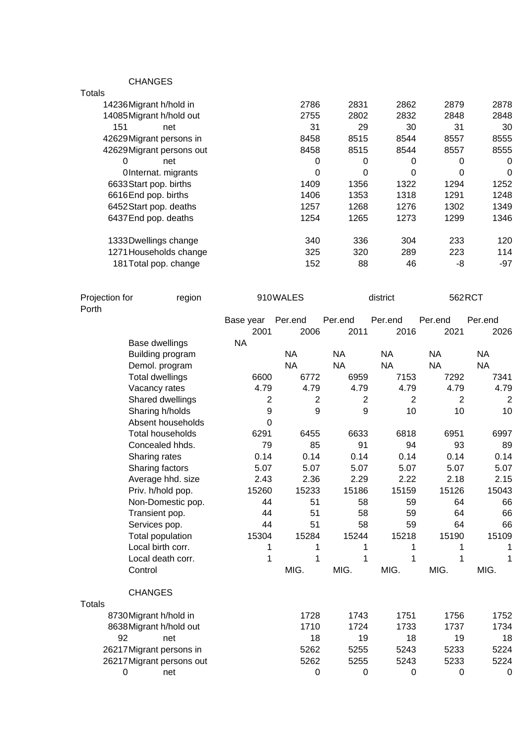CHANGES

| Totals | | | | | | |
|---|---|---|---|---|---|---|
| 14236 | Migrant h/hold in | 2786 | 2831 | 2862 | 2879 | 2878 |
| 14085 | Migrant h/hold out | 2755 | 2802 | 2832 | 2848 | 2848 |
| 151 | net | 31 | 29 | 30 | 31 | 30 |
| 42629 | Migrant persons in | 8458 | 8515 | 8544 | 8557 | 8555 |
| 42629 | Migrant persons out | 8458 | 8515 | 8544 | 8557 | 8555 |
| 0 | net | 0 | 0 | 0 | 0 | 0 |
| 0 | Internat. migrants | 0 | 0 | 0 | 0 | 0 |
| 6633 | Start pop. births | 1409 | 1356 | 1322 | 1294 | 1252 |
| 6616 | End pop. births | 1406 | 1353 | 1318 | 1291 | 1248 |
| 6452 | Start pop. deaths | 1257 | 1268 | 1276 | 1302 | 1349 |
| 6437 | End pop. deaths | 1254 | 1265 | 1273 | 1299 | 1346 |
| 1333 | Dwellings change | 340 | 336 | 304 | 233 | 120 |
| 1271 | Households change | 325 | 320 | 289 | 223 | 114 |
| 181 | Total pop. change | 152 | 88 | 46 | -8 | -97 |

Projection for Porth — region 910 WALES — district 562 RCT

| | Base year 2001 | Per.end 2006 | Per.end 2011 | Per.end 2016 | Per.end 2021 | Per.end 2026 |
|---|---|---|---|---|---|---|
| Base dwellings | NA | | | | | |
| Building program | | NA | NA | NA | NA | NA |
| Demol. program | | NA | NA | NA | NA | NA |
| Total dwellings | 6600 | 6772 | 6959 | 7153 | 7292 | 7341 |
| Vacancy rates | 4.79 | 4.79 | 4.79 | 4.79 | 4.79 | 4.79 |
| Shared dwellings | 2 | 2 | 2 | 2 | 2 | 2 |
| Sharing h/holds | 9 | 9 | 9 | 10 | 10 | 10 |
| Absent households | 0 | | | | | |
| Total households | 6291 | 6455 | 6633 | 6818 | 6951 | 6997 |
| Concealed hhds. | 79 | 85 | 91 | 94 | 93 | 89 |
| Sharing rates | 0.14 | 0.14 | 0.14 | 0.14 | 0.14 | 0.14 |
| Sharing factors | 5.07 | 5.07 | 5.07 | 5.07 | 5.07 | 5.07 |
| Average hhd. size | 2.43 | 2.36 | 2.29 | 2.22 | 2.18 | 2.15 |
| Priv. h/hold pop. | 15260 | 15233 | 15186 | 15159 | 15126 | 15043 |
| Non-Domestic pop. | 44 | 51 | 58 | 59 | 64 | 66 |
| Transient pop. | 44 | 51 | 58 | 59 | 64 | 66 |
| Services pop. | 44 | 51 | 58 | 59 | 64 | 66 |
| Total population | 15304 | 15284 | 15244 | 15218 | 15190 | 15109 |
| Local birth corr. | 1 | 1 | 1 | 1 | 1 | 1 |
| Local death corr. | 1 | 1 | 1 | 1 | 1 | 1 |
| Control | | MIG. | MIG. | MIG. | MIG. | MIG. |

CHANGES

| Totals | | | | | | |
|---|---|---|---|---|---|---|
| 8730 | Migrant h/hold in | 1728 | 1743 | 1751 | 1756 | 1752 |
| 8638 | Migrant h/hold out | 1710 | 1724 | 1733 | 1737 | 1734 |
| 92 | net | 18 | 19 | 18 | 19 | 18 |
| 26217 | Migrant persons in | 5262 | 5255 | 5243 | 5233 | 5224 |
| 26217 | Migrant persons out | 5262 | 5255 | 5243 | 5233 | 5224 |
| 0 | net | 0 | 0 | 0 | 0 | 0 |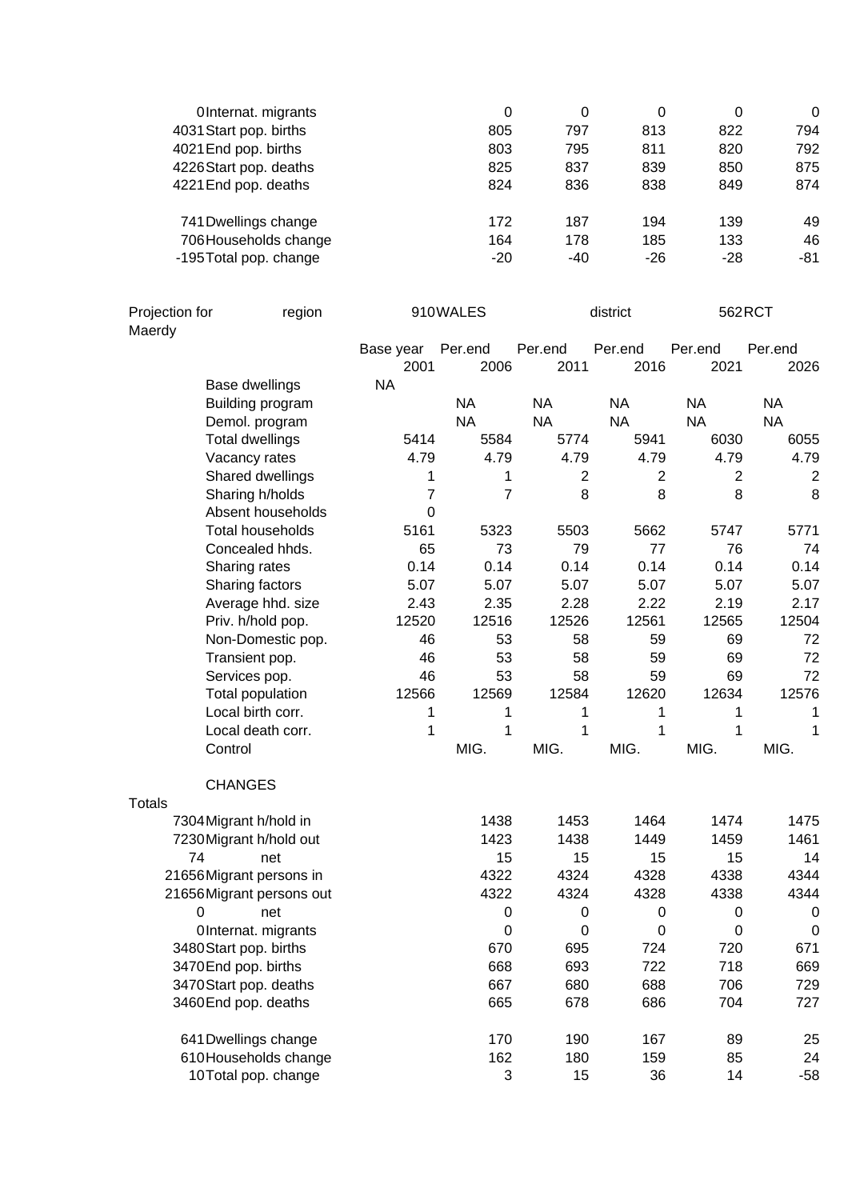| Total | Item | 2006 | 2011 | 2016 | 2021 | 2026 |
|---|---|---|---|---|---|---|
| 0 | Internat. migrants | 0 | 0 | 0 | 0 | 0 |
| 4031 | Start pop. births | 805 | 797 | 813 | 822 | 794 |
| 4021 | End pop. births | 803 | 795 | 811 | 820 | 792 |
| 4226 | Start pop. deaths | 825 | 837 | 839 | 850 | 875 |
| 4221 | End pop. deaths | 824 | 836 | 838 | 849 | 874 |
| | | | | | | |
| 741 | Dwellings change | 172 | 187 | 194 | 139 | 49 |
| 706 | Households change | 164 | 178 | 185 | 133 | 46 |
| -195 | Total pop. change | -20 | -40 | -26 | -28 | -81 |

Projection for Maerdy — region 910 WALES — district 562 RCT

| | Base year 2001 | Per.end 2006 | Per.end 2011 | Per.end 2016 | Per.end 2021 | Per.end 2026 |
|---|---|---|---|---|---|---|
| Base dwellings | NA | | | | | |
| Building program | | NA | NA | NA | NA | NA |
| Demol. program | | NA | NA | NA | NA | NA |
| Total dwellings | 5414 | 5584 | 5774 | 5941 | 6030 | 6055 |
| Vacancy rates | 4.79 | 4.79 | 4.79 | 4.79 | 4.79 | 4.79 |
| Shared dwellings | 1 | 1 | 2 | 2 | 2 | 2 |
| Sharing h/holds | 7 | 7 | 8 | 8 | 8 | 8 |
| Absent households | 0 | | | | | |
| Total households | 5161 | 5323 | 5503 | 5662 | 5747 | 5771 |
| Concealed hhds. | 65 | 73 | 79 | 77 | 76 | 74 |
| Sharing rates | 0.14 | 0.14 | 0.14 | 0.14 | 0.14 | 0.14 |
| Sharing factors | 5.07 | 5.07 | 5.07 | 5.07 | 5.07 | 5.07 |
| Average hhd. size | 2.43 | 2.35 | 2.28 | 2.22 | 2.19 | 2.17 |
| Priv. h/hold pop. | 12520 | 12516 | 12526 | 12561 | 12565 | 12504 |
| Non-Domestic pop. | 46 | 53 | 58 | 59 | 69 | 72 |
| Transient pop. | 46 | 53 | 58 | 59 | 69 | 72 |
| Services pop. | 46 | 53 | 58 | 59 | 69 | 72 |
| Total population | 12566 | 12569 | 12584 | 12620 | 12634 | 12576 |
| Local birth corr. | 1 | 1 | 1 | 1 | 1 | 1 |
| Local death corr. | 1 | 1 | 1 | 1 | 1 | 1 |
| Control | | MIG. | MIG. | MIG. | MIG. | MIG. |

CHANGES

| Totals | | 2006 | 2011 | 2016 | 2021 | 2026 |
|---|---|---|---|---|---|---|
| 7304 | Migrant h/hold in | 1438 | 1453 | 1464 | 1474 | 1475 |
| 7230 | Migrant h/hold out | 1423 | 1438 | 1449 | 1459 | 1461 |
| 74 | net | 15 | 15 | 15 | 15 | 14 |
| 21656 | Migrant persons in | 4322 | 4324 | 4328 | 4338 | 4344 |
| 21656 | Migrant persons out | 4322 | 4324 | 4328 | 4338 | 4344 |
| 0 | net | 0 | 0 | 0 | 0 | 0 |
| 0 | Internat. migrants | 0 | 0 | 0 | 0 | 0 |
| 3480 | Start pop. births | 670 | 695 | 724 | 720 | 671 |
| 3470 | End pop. births | 668 | 693 | 722 | 718 | 669 |
| 3470 | Start pop. deaths | 667 | 680 | 688 | 706 | 729 |
| 3460 | End pop. deaths | 665 | 678 | 686 | 704 | 727 |
| | | | | | | |
| 641 | Dwellings change | 170 | 190 | 167 | 89 | 25 |
| 610 | Households change | 162 | 180 | 159 | 85 | 24 |
| 10 | Total pop. change | 3 | 15 | 36 | 14 | -58 |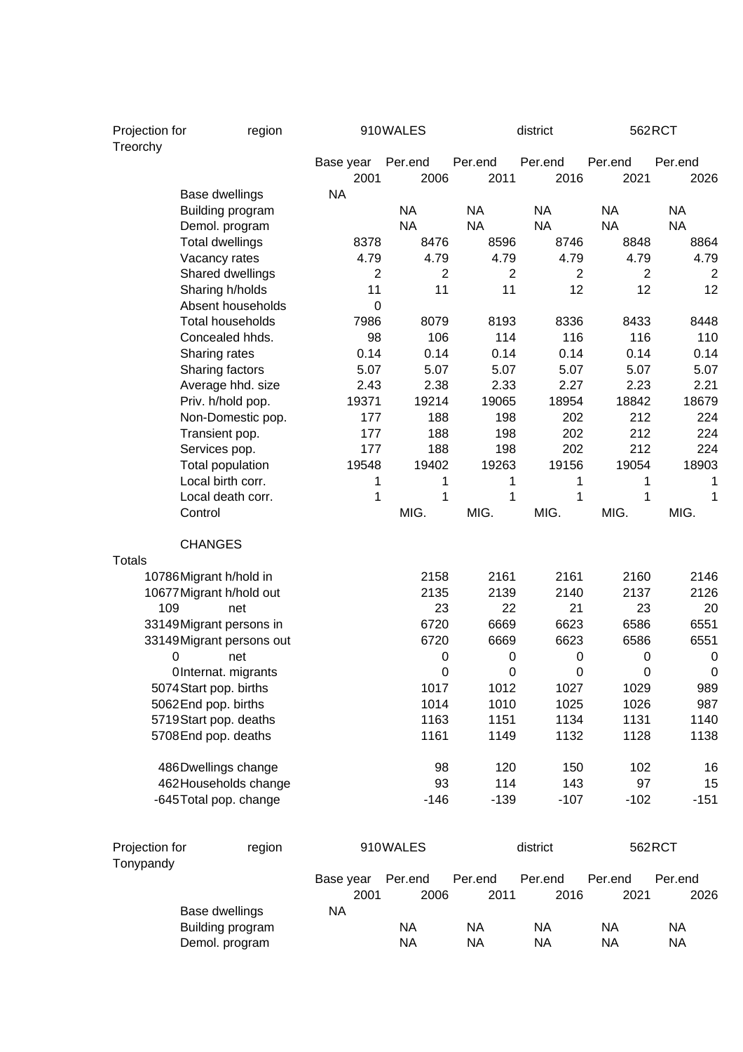| Projection for Treorchy | region | 910 | WALES | | district | 562 | RCT |
|---|---|---|---|---|---|---|---|

| Totals | | Base year 2001 | Per.end 2006 | Per.end 2011 | Per.end 2016 | Per.end 2021 | Per.end 2026 |
|---|---|---|---|---|---|---|---|
| | Base dwellings | NA | | | | | |
| | Building program | | NA | NA | NA | NA | NA |
| | Demol. program | | NA | NA | NA | NA | NA |
| | Total dwellings | 8378 | 8476 | 8596 | 8746 | 8848 | 8864 |
| | Vacancy rates | 4.79 | 4.79 | 4.79 | 4.79 | 4.79 | 4.79 |
| | Shared dwellings | 2 | 2 | 2 | 2 | 2 | 2 |
| | Sharing h/holds | 11 | 11 | 11 | 12 | 12 | 12 |
| | Absent households | 0 | | | | | |
| | Total households | 7986 | 8079 | 8193 | 8336 | 8433 | 8448 |
| | Concealed hhds. | 98 | 106 | 114 | 116 | 116 | 110 |
| | Sharing rates | 0.14 | 0.14 | 0.14 | 0.14 | 0.14 | 0.14 |
| | Sharing factors | 5.07 | 5.07 | 5.07 | 5.07 | 5.07 | 5.07 |
| | Average hhd. size | 2.43 | 2.38 | 2.33 | 2.27 | 2.23 | 2.21 |
| | Priv. h/hold pop. | 19371 | 19214 | 19065 | 18954 | 18842 | 18679 |
| | Non-Domestic pop. | 177 | 188 | 198 | 202 | 212 | 224 |
| | Transient pop. | 177 | 188 | 198 | 202 | 212 | 224 |
| | Services pop. | 177 | 188 | 198 | 202 | 212 | 224 |
| | Total population | 19548 | 19402 | 19263 | 19156 | 19054 | 18903 |
| | Local birth corr. | 1 | 1 | 1 | 1 | 1 | 1 |
| | Local death corr. | 1 | 1 | 1 | 1 | 1 | 1 |
| | Control | | MIG. | MIG. | MIG. | MIG. | MIG. |
| | CHANGES | | | | | | |
| 10786 | Migrant h/hold in | | 2158 | 2161 | 2161 | 2160 | 2146 |
| 10677 | Migrant h/hold out | | 2135 | 2139 | 2140 | 2137 | 2126 |
| 109 | net | | 23 | 22 | 21 | 23 | 20 |
| 33149 | Migrant persons in | | 6720 | 6669 | 6623 | 6586 | 6551 |
| 33149 | Migrant persons out | | 6720 | 6669 | 6623 | 6586 | 6551 |
| 0 | net | | 0 | 0 | 0 | 0 | 0 |
| 0 | Internat. migrants | | 0 | 0 | 0 | 0 | 0 |
| 5074 | Start pop. births | | 1017 | 1012 | 1027 | 1029 | 989 |
| 5062 | End pop. births | | 1014 | 1010 | 1025 | 1026 | 987 |
| 5719 | Start pop. deaths | | 1163 | 1151 | 1134 | 1131 | 1140 |
| 5708 | End pop. deaths | | 1161 | 1149 | 1132 | 1128 | 1138 |
| 486 | Dwellings change | | 98 | 120 | 150 | 102 | 16 |
| 462 | Households change | | 93 | 114 | 143 | 97 | 15 |
| -645 | Total pop. change | | -146 | -139 | -107 | -102 | -151 |

| Projection for Tonypandy | region | 910 | WALES | | district | 562 | RCT |
|---|---|---|---|---|---|---|---|

| | Base year 2001 | Per.end 2006 | Per.end 2011 | Per.end 2016 | Per.end 2021 | Per.end 2026 |
|---|---|---|---|---|---|---|
| Base dwellings | NA | | | | | |
| Building program | | NA | NA | NA | NA | NA |
| Demol. program | | NA | NA | NA | NA | NA |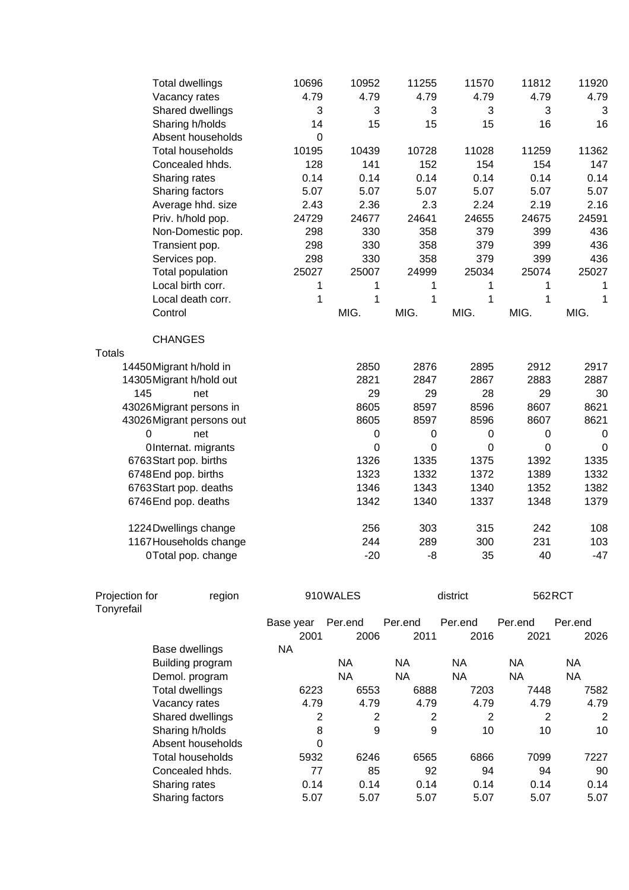| | | | | | | |
|---|---|---|---|---|---|---|
| Total dwellings | 10696 | 10952 | 11255 | 11570 | 11812 | 11920 |
| Vacancy rates | 4.79 | 4.79 | 4.79 | 4.79 | 4.79 | 4.79 |
| Shared dwellings | 3 | 3 | 3 | 3 | 3 | 3 |
| Sharing h/holds | 14 | 15 | 15 | 15 | 16 | 16 |
| Absent households | 0 | | | | | |
| Total households | 10195 | 10439 | 10728 | 11028 | 11259 | 11362 |
| Concealed hhds. | 128 | 141 | 152 | 154 | 154 | 147 |
| Sharing rates | 0.14 | 0.14 | 0.14 | 0.14 | 0.14 | 0.14 |
| Sharing factors | 5.07 | 5.07 | 5.07 | 5.07 | 5.07 | 5.07 |
| Average hhd. size | 2.43 | 2.36 | 2.3 | 2.24 | 2.19 | 2.16 |
| Priv. h/hold pop. | 24729 | 24677 | 24641 | 24655 | 24675 | 24591 |
| Non-Domestic pop. | 298 | 330 | 358 | 379 | 399 | 436 |
| Transient pop. | 298 | 330 | 358 | 379 | 399 | 436 |
| Services pop. | 298 | 330 | 358 | 379 | 399 | 436 |
| Total population | 25027 | 25007 | 24999 | 25034 | 25074 | 25027 |
| Local birth corr. | 1 | 1 | 1 | 1 | 1 | 1 |
| Local death corr. | 1 | 1 | 1 | 1 | 1 | 1 |
| Control | | MIG. | MIG. | MIG. | MIG. | MIG. |

CHANGES

| Totals | | | | | | |
|---|---|---|---|---|---|---|
| 14450 | Migrant h/hold in | 2850 | 2876 | 2895 | 2912 | 2917 |
| 14305 | Migrant h/hold out | 2821 | 2847 | 2867 | 2883 | 2887 |
| 145 | net | 29 | 29 | 28 | 29 | 30 |
| 43026 | Migrant persons in | 8605 | 8597 | 8596 | 8607 | 8621 |
| 43026 | Migrant persons out | 8605 | 8597 | 8596 | 8607 | 8621 |
| 0 | net | 0 | 0 | 0 | 0 | 0 |
| 0 | Internat. migrants | 0 | 0 | 0 | 0 | 0 |
| 6763 | Start pop. births | 1326 | 1335 | 1375 | 1392 | 1335 |
| 6748 | End pop. births | 1323 | 1332 | 1372 | 1389 | 1332 |
| 6763 | Start pop. deaths | 1346 | 1343 | 1340 | 1352 | 1382 |
| 6746 | End pop. deaths | 1342 | 1340 | 1337 | 1348 | 1379 |
| 1224 | Dwellings change | 256 | 303 | 315 | 242 | 108 |
| 1167 | Households change | 244 | 289 | 300 | 231 | 103 |
| 0 | Total pop. change | -20 | -8 | 35 | 40 | -47 |

Projection for Tonyrefail — region 910 WALES — district 562 RCT

| | Base year 2001 | Per.end 2006 | Per.end 2011 | Per.end 2016 | Per.end 2021 | Per.end 2026 |
|---|---|---|---|---|---|---|
| Base dwellings | NA | | | | | |
| Building program | | NA | NA | NA | NA | NA |
| Demol. program | | NA | NA | NA | NA | NA |
| Total dwellings | 6223 | 6553 | 6888 | 7203 | 7448 | 7582 |
| Vacancy rates | 4.79 | 4.79 | 4.79 | 4.79 | 4.79 | 4.79 |
| Shared dwellings | 2 | 2 | 2 | 2 | 2 | 2 |
| Sharing h/holds | 8 | 9 | 9 | 10 | 10 | 10 |
| Absent households | 0 | | | | | |
| Total households | 5932 | 6246 | 6565 | 6866 | 7099 | 7227 |
| Concealed hhds. | 77 | 85 | 92 | 94 | 94 | 90 |
| Sharing rates | 0.14 | 0.14 | 0.14 | 0.14 | 0.14 | 0.14 |
| Sharing factors | 5.07 | 5.07 | 5.07 | 5.07 | 5.07 | 5.07 |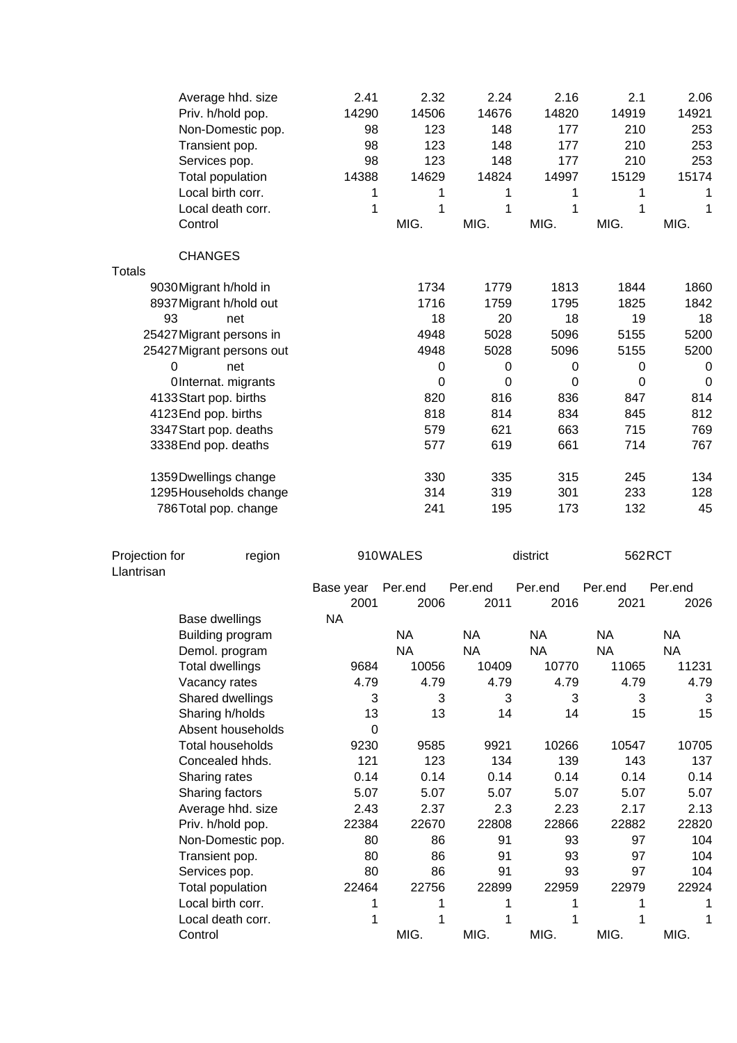| | | | | | | |
|---|---|---|---|---|---|---|
| Average hhd. size | 2.41 | 2.32 | 2.24 | 2.16 | 2.1 | 2.06 |
| Priv. h/hold pop. | 14290 | 14506 | 14676 | 14820 | 14919 | 14921 |
| Non-Domestic pop. | 98 | 123 | 148 | 177 | 210 | 253 |
| Transient pop. | 98 | 123 | 148 | 177 | 210 | 253 |
| Services pop. | 98 | 123 | 148 | 177 | 210 | 253 |
| Total population | 14388 | 14629 | 14824 | 14997 | 15129 | 15174 |
| Local birth corr. | 1 | 1 | 1 | 1 | 1 | 1 |
| Local death corr. | 1 | 1 | 1 | 1 | 1 | 1 |
| Control | | MIG. | MIG. | MIG. | MIG. | MIG. |

CHANGES

| Totals | | | | | | |
|---|---|---|---|---|---|---|
| 9030 | Migrant h/hold in | 1734 | 1779 | 1813 | 1844 | 1860 |
| 8937 | Migrant h/hold out | 1716 | 1759 | 1795 | 1825 | 1842 |
| 93 | net | 18 | 20 | 18 | 19 | 18 |
| 25427 | Migrant persons in | 4948 | 5028 | 5096 | 5155 | 5200 |
| 25427 | Migrant persons out | 4948 | 5028 | 5096 | 5155 | 5200 |
| 0 | net | 0 | 0 | 0 | 0 | 0 |
| 0 | Internat. migrants | 0 | 0 | 0 | 0 | 0 |
| 4133 | Start pop. births | 820 | 816 | 836 | 847 | 814 |
| 4123 | End pop. births | 818 | 814 | 834 | 845 | 812 |
| 3347 | Start pop. deaths | 579 | 621 | 663 | 715 | 769 |
| 3338 | End pop. deaths | 577 | 619 | 661 | 714 | 767 |
| 1359 | Dwellings change | 330 | 335 | 315 | 245 | 134 |
| 1295 | Households change | 314 | 319 | 301 | 233 | 128 |
| 786 | Total pop. change | 241 | 195 | 173 | 132 | 45 |

Projection for Llantrisan — region 910 WALES — district 562 RCT

| | Base year 2001 | Per.end 2006 | Per.end 2011 | Per.end 2016 | Per.end 2021 | Per.end 2026 |
|---|---|---|---|---|---|---|
| Base dwellings | NA | | | | | |
| Building program | | NA | NA | NA | NA | NA |
| Demol. program | | NA | NA | NA | NA | NA |
| Total dwellings | 9684 | 10056 | 10409 | 10770 | 11065 | 11231 |
| Vacancy rates | 4.79 | 4.79 | 4.79 | 4.79 | 4.79 | 4.79 |
| Shared dwellings | 3 | 3 | 3 | 3 | 3 | 3 |
| Sharing h/holds | 13 | 13 | 14 | 14 | 15 | 15 |
| Absent households | 0 | | | | | |
| Total households | 9230 | 9585 | 9921 | 10266 | 10547 | 10705 |
| Concealed hhds. | 121 | 123 | 134 | 139 | 143 | 137 |
| Sharing rates | 0.14 | 0.14 | 0.14 | 0.14 | 0.14 | 0.14 |
| Sharing factors | 5.07 | 5.07 | 5.07 | 5.07 | 5.07 | 5.07 |
| Average hhd. size | 2.43 | 2.37 | 2.3 | 2.23 | 2.17 | 2.13 |
| Priv. h/hold pop. | 22384 | 22670 | 22808 | 22866 | 22882 | 22820 |
| Non-Domestic pop. | 80 | 86 | 91 | 93 | 97 | 104 |
| Transient pop. | 80 | 86 | 91 | 93 | 97 | 104 |
| Services pop. | 80 | 86 | 91 | 93 | 97 | 104 |
| Total population | 22464 | 22756 | 22899 | 22959 | 22979 | 22924 |
| Local birth corr. | 1 | 1 | 1 | 1 | 1 | 1 |
| Local death corr. | 1 | 1 | 1 | 1 | 1 | 1 |
| Control | | MIG. | MIG. | MIG. | MIG. | MIG. |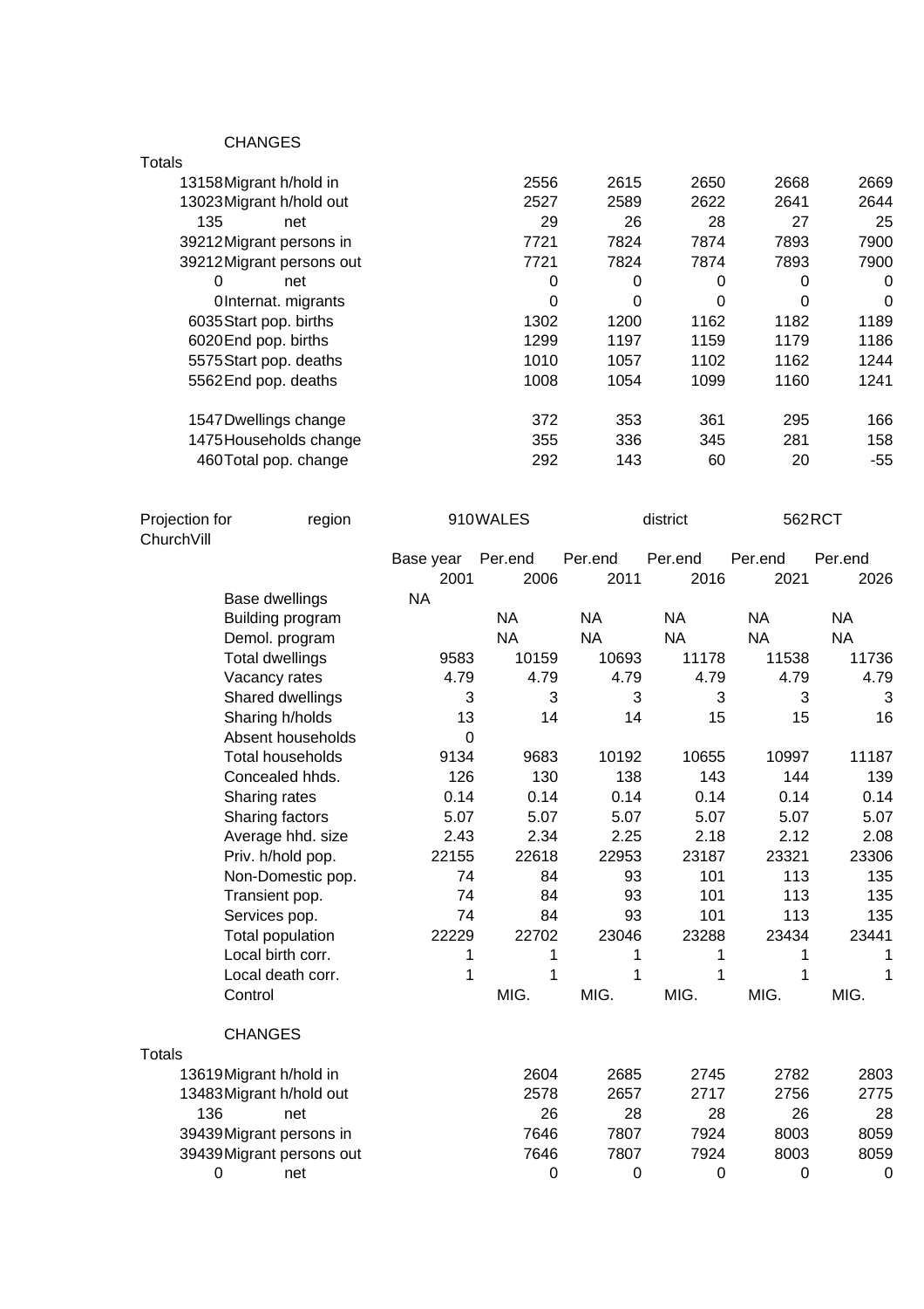CHANGES

| Totals | | | | | | |
|---|---|---|---|---|---|---|
| 13158 | Migrant h/hold in | 2556 | 2615 | 2650 | 2668 | 2669 |
| 13023 | Migrant h/hold out | 2527 | 2589 | 2622 | 2641 | 2644 |
| 135 | net | 29 | 26 | 28 | 27 | 25 |
| 39212 | Migrant persons in | 7721 | 7824 | 7874 | 7893 | 7900 |
| 39212 | Migrant persons out | 7721 | 7824 | 7874 | 7893 | 7900 |
| 0 | net | 0 | 0 | 0 | 0 | 0 |
| 0 | Internat. migrants | 0 | 0 | 0 | 0 | 0 |
| 6035 | Start pop. births | 1302 | 1200 | 1162 | 1182 | 1189 |
| 6020 | End pop. births | 1299 | 1197 | 1159 | 1179 | 1186 |
| 5575 | Start pop. deaths | 1010 | 1057 | 1102 | 1162 | 1244 |
| 5562 | End pop. deaths | 1008 | 1054 | 1099 | 1160 | 1241 |
| | | | | | | |
| 1547 | Dwellings change | 372 | 353 | 361 | 295 | 166 |
| 1475 | Households change | 355 | 336 | 345 | 281 | 158 |
| 460 | Total pop. change | 292 | 143 | 60 | 20 | -55 |

Projection for ChurchVill — region 910 WALES — district 562 RCT

| | Base year 2001 | Per.end 2006 | Per.end 2011 | Per.end 2016 | Per.end 2021 | Per.end 2026 |
|---|---|---|---|---|---|---|
| Base dwellings | NA | | | | | |
| Building program | | NA | NA | NA | NA | NA |
| Demol. program | | NA | NA | NA | NA | NA |
| Total dwellings | 9583 | 10159 | 10693 | 11178 | 11538 | 11736 |
| Vacancy rates | 4.79 | 4.79 | 4.79 | 4.79 | 4.79 | 4.79 |
| Shared dwellings | 3 | 3 | 3 | 3 | 3 | 3 |
| Sharing h/holds | 13 | 14 | 14 | 15 | 15 | 16 |
| Absent households | 0 | | | | | |
| Total households | 9134 | 9683 | 10192 | 10655 | 10997 | 11187 |
| Concealed hhds. | 126 | 130 | 138 | 143 | 144 | 139 |
| Sharing rates | 0.14 | 0.14 | 0.14 | 0.14 | 0.14 | 0.14 |
| Sharing factors | 5.07 | 5.07 | 5.07 | 5.07 | 5.07 | 5.07 |
| Average hhd. size | 2.43 | 2.34 | 2.25 | 2.18 | 2.12 | 2.08 |
| Priv. h/hold pop. | 22155 | 22618 | 22953 | 23187 | 23321 | 23306 |
| Non-Domestic pop. | 74 | 84 | 93 | 101 | 113 | 135 |
| Transient pop. | 74 | 84 | 93 | 101 | 113 | 135 |
| Services pop. | 74 | 84 | 93 | 101 | 113 | 135 |
| Total population | 22229 | 22702 | 23046 | 23288 | 23434 | 23441 |
| Local birth corr. | 1 | 1 | 1 | 1 | 1 | 1 |
| Local death corr. | 1 | 1 | 1 | 1 | 1 | 1 |
| Control | | MIG. | MIG. | MIG. | MIG. | MIG. |

CHANGES

| Totals | | | | | | |
|---|---|---|---|---|---|---|
| 13619 | Migrant h/hold in | 2604 | 2685 | 2745 | 2782 | 2803 |
| 13483 | Migrant h/hold out | 2578 | 2657 | 2717 | 2756 | 2775 |
| 136 | net | 26 | 28 | 28 | 26 | 28 |
| 39439 | Migrant persons in | 7646 | 7807 | 7924 | 8003 | 8059 |
| 39439 | Migrant persons out | 7646 | 7807 | 7924 | 8003 | 8059 |
| 0 | net | 0 | 0 | 0 | 0 | 0 |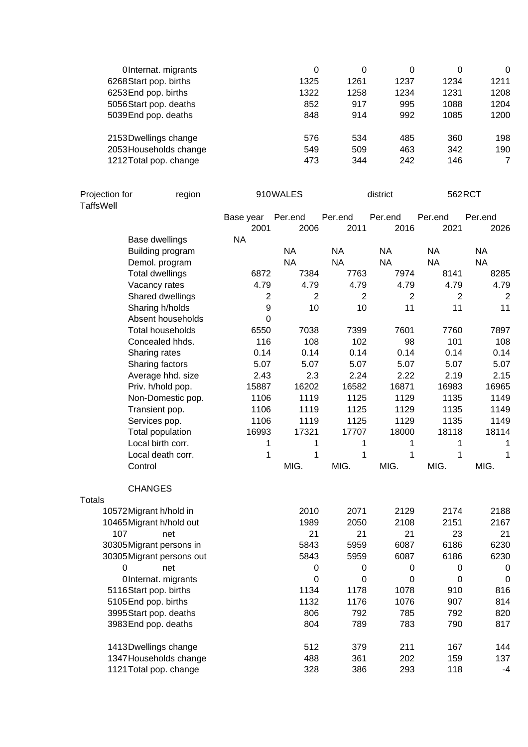| Totals | | Per.end | Per.end | Per.end | Per.end | Per.end |
|---|---|---|---|---|---|---|
| 0 | Internat. migrants | 0 | 0 | 0 | 0 | 0 |
| 6268 | Start pop. births | 1325 | 1261 | 1237 | 1234 | 1211 |
| 6253 | End pop. births | 1322 | 1258 | 1234 | 1231 | 1208 |
| 5056 | Start pop. deaths | 852 | 917 | 995 | 1088 | 1204 |
| 5039 | End pop. deaths | 848 | 914 | 992 | 1085 | 1200 |
| | | | | | | |
| 2153 | Dwellings change | 576 | 534 | 485 | 360 | 198 |
| 2053 | Households change | 549 | 509 | 463 | 342 | 190 |
| 1212 | Total pop. change | 473 | 344 | 242 | 146 | 7 |

Projection for TaffsWell | region 910 WALES | district 562 RCT

| | Base year 2001 | Per.end 2006 | Per.end 2011 | Per.end 2016 | Per.end 2021 | Per.end 2026 |
|---|---|---|---|---|---|---|
| Base dwellings | NA | | | | | |
| Building program | | NA | NA | NA | NA | NA |
| Demol. program | | NA | NA | NA | NA | NA |
| Total dwellings | 6872 | 7384 | 7763 | 7974 | 8141 | 8285 |
| Vacancy rates | 4.79 | 4.79 | 4.79 | 4.79 | 4.79 | 4.79 |
| Shared dwellings | 2 | 2 | 2 | 2 | 2 | 2 |
| Sharing h/holds | 9 | 10 | 10 | 11 | 11 | 11 |
| Absent households | 0 | | | | | |
| Total households | 6550 | 7038 | 7399 | 7601 | 7760 | 7897 |
| Concealed hhds. | 116 | 108 | 102 | 98 | 101 | 108 |
| Sharing rates | 0.14 | 0.14 | 0.14 | 0.14 | 0.14 | 0.14 |
| Sharing factors | 5.07 | 5.07 | 5.07 | 5.07 | 5.07 | 5.07 |
| Average hhd. size | 2.43 | 2.3 | 2.24 | 2.22 | 2.19 | 2.15 |
| Priv. h/hold pop. | 15887 | 16202 | 16582 | 16871 | 16983 | 16965 |
| Non-Domestic pop. | 1106 | 1119 | 1125 | 1129 | 1135 | 1149 |
| Transient pop. | 1106 | 1119 | 1125 | 1129 | 1135 | 1149 |
| Services pop. | 1106 | 1119 | 1125 | 1129 | 1135 | 1149 |
| Total population | 16993 | 17321 | 17707 | 18000 | 18118 | 18114 |
| Local birth corr. | 1 | 1 | 1 | 1 | 1 | 1 |
| Local death corr. | 1 | 1 | 1 | 1 | 1 | 1 |
| Control | | MIG. | MIG. | MIG. | MIG. | MIG. |

CHANGES

| Totals | | Per.end 2006 | Per.end 2011 | Per.end 2016 | Per.end 2021 | Per.end 2026 |
|---|---|---|---|---|---|---|
| 10572 | Migrant h/hold in | 2010 | 2071 | 2129 | 2174 | 2188 |
| 10465 | Migrant h/hold out | 1989 | 2050 | 2108 | 2151 | 2167 |
| 107 | net | 21 | 21 | 21 | 23 | 21 |
| 30305 | Migrant persons in | 5843 | 5959 | 6087 | 6186 | 6230 |
| 30305 | Migrant persons out | 5843 | 5959 | 6087 | 6186 | 6230 |
| 0 | net | 0 | 0 | 0 | 0 | 0 |
| 0 | Internat. migrants | 0 | 0 | 0 | 0 | 0 |
| 5116 | Start pop. births | 1134 | 1178 | 1078 | 910 | 816 |
| 5105 | End pop. births | 1132 | 1176 | 1076 | 907 | 814 |
| 3995 | Start pop. deaths | 806 | 792 | 785 | 792 | 820 |
| 3983 | End pop. deaths | 804 | 789 | 783 | 790 | 817 |
| | | | | | | |
| 1413 | Dwellings change | 512 | 379 | 211 | 167 | 144 |
| 1347 | Households change | 488 | 361 | 202 | 159 | 137 |
| 1121 | Total pop. change | 328 | 386 | 293 | 118 | -4 |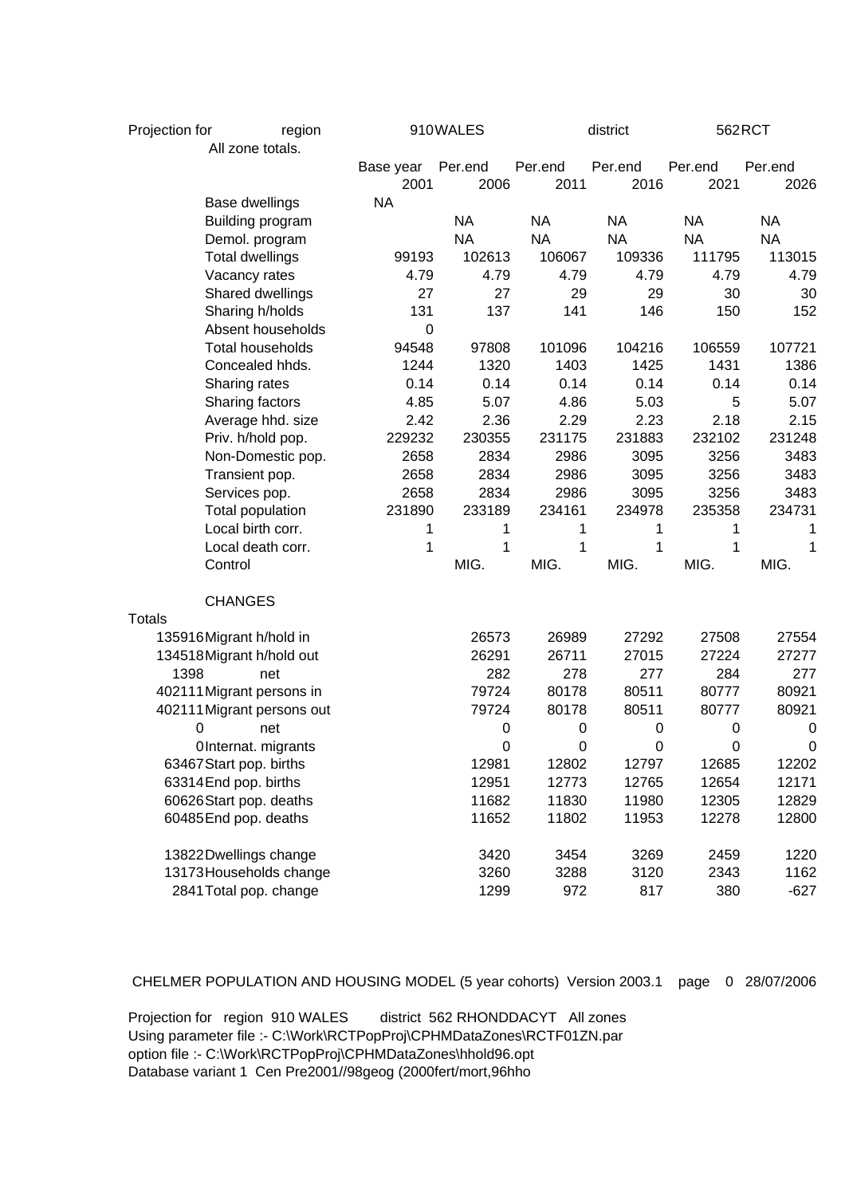Projection for region 910 WALES district 562 RCT

All zone totals.

| | | Base year 2001 | Per.end 2006 | Per.end 2011 | Per.end 2016 | Per.end 2021 | Per.end 2026 |
|---|---|---|---|---|---|---|---|
| | Base dwellings | NA | | | | | |
| | Building program | | NA | NA | NA | NA | NA |
| | Demol. program | | NA | NA | NA | NA | NA |
| | Total dwellings | 99193 | 102613 | 106067 | 109336 | 111795 | 113015 |
| | Vacancy rates | 4.79 | 4.79 | 4.79 | 4.79 | 4.79 | 4.79 |
| | Shared dwellings | 27 | 27 | 29 | 29 | 30 | 30 |
| | Sharing h/holds | 131 | 137 | 141 | 146 | 150 | 152 |
| | Absent households | 0 | | | | | |
| | Total households | 94548 | 97808 | 101096 | 104216 | 106559 | 107721 |
| | Concealed hhds. | 1244 | 1320 | 1403 | 1425 | 1431 | 1386 |
| | Sharing rates | 0.14 | 0.14 | 0.14 | 0.14 | 0.14 | 0.14 |
| | Sharing factors | 4.85 | 5.07 | 4.86 | 5.03 | 5 | 5.07 |
| | Average hhd. size | 2.42 | 2.36 | 2.29 | 2.23 | 2.18 | 2.15 |
| | Priv. h/hold pop. | 229232 | 230355 | 231175 | 231883 | 232102 | 231248 |
| | Non-Domestic pop. | 2658 | 2834 | 2986 | 3095 | 3256 | 3483 |
| | Transient pop. | 2658 | 2834 | 2986 | 3095 | 3256 | 3483 |
| | Services pop. | 2658 | 2834 | 2986 | 3095 | 3256 | 3483 |
| | Total population | 231890 | 233189 | 234161 | 234978 | 235358 | 234731 |
| | Local birth corr. | 1 | 1 | 1 | 1 | 1 | 1 |
| | Local death corr. | 1 | 1 | 1 | 1 | 1 | 1 |
| | Control | | MIG. | MIG. | MIG. | MIG. | MIG. |
| | CHANGES | | | | | | |
| Totals | | | | | | | |
| 135916 | Migrant h/hold in | | 26573 | 26989 | 27292 | 27508 | 27554 |
| 134518 | Migrant h/hold out | | 26291 | 26711 | 27015 | 27224 | 27277 |
| 1398 | net | | 282 | 278 | 277 | 284 | 277 |
| 402111 | Migrant persons in | | 79724 | 80178 | 80511 | 80777 | 80921 |
| 402111 | Migrant persons out | | 79724 | 80178 | 80511 | 80777 | 80921 |
| 0 | net | | 0 | 0 | 0 | 0 | 0 |
| 0 | Internat. migrants | | 0 | 0 | 0 | 0 | 0 |
| 63467 | Start pop. births | | 12981 | 12802 | 12797 | 12685 | 12202 |
| 63314 | End pop. births | | 12951 | 12773 | 12765 | 12654 | 12171 |
| 60626 | Start pop. deaths | | 11682 | 11830 | 11980 | 12305 | 12829 |
| 60485 | End pop. deaths | | 11652 | 11802 | 11953 | 12278 | 12800 |
| 13822 | Dwellings change | | 3420 | 3454 | 3269 | 2459 | 1220 |
| 13173 | Households change | | 3260 | 3288 | 3120 | 2343 | 1162 |
| 2841 | Total pop. change | | 1299 | 972 | 817 | 380 | -627 |

CHELMER POPULATION AND HOUSING MODEL (5 year cohorts) Version 2003.1 page 0 28/07/2006

Projection for region 910 WALES district 562 RHONDDACYT All zones
Using parameter file :- C:\Work\RCTPopProj\CPHMDataZones\RCTF01ZN.par
option file :- C:\Work\RCTPopProj\CPHMDataZones\hhold96.opt
Database variant 1 Cen Pre2001//98geog (2000fert/mort,96hho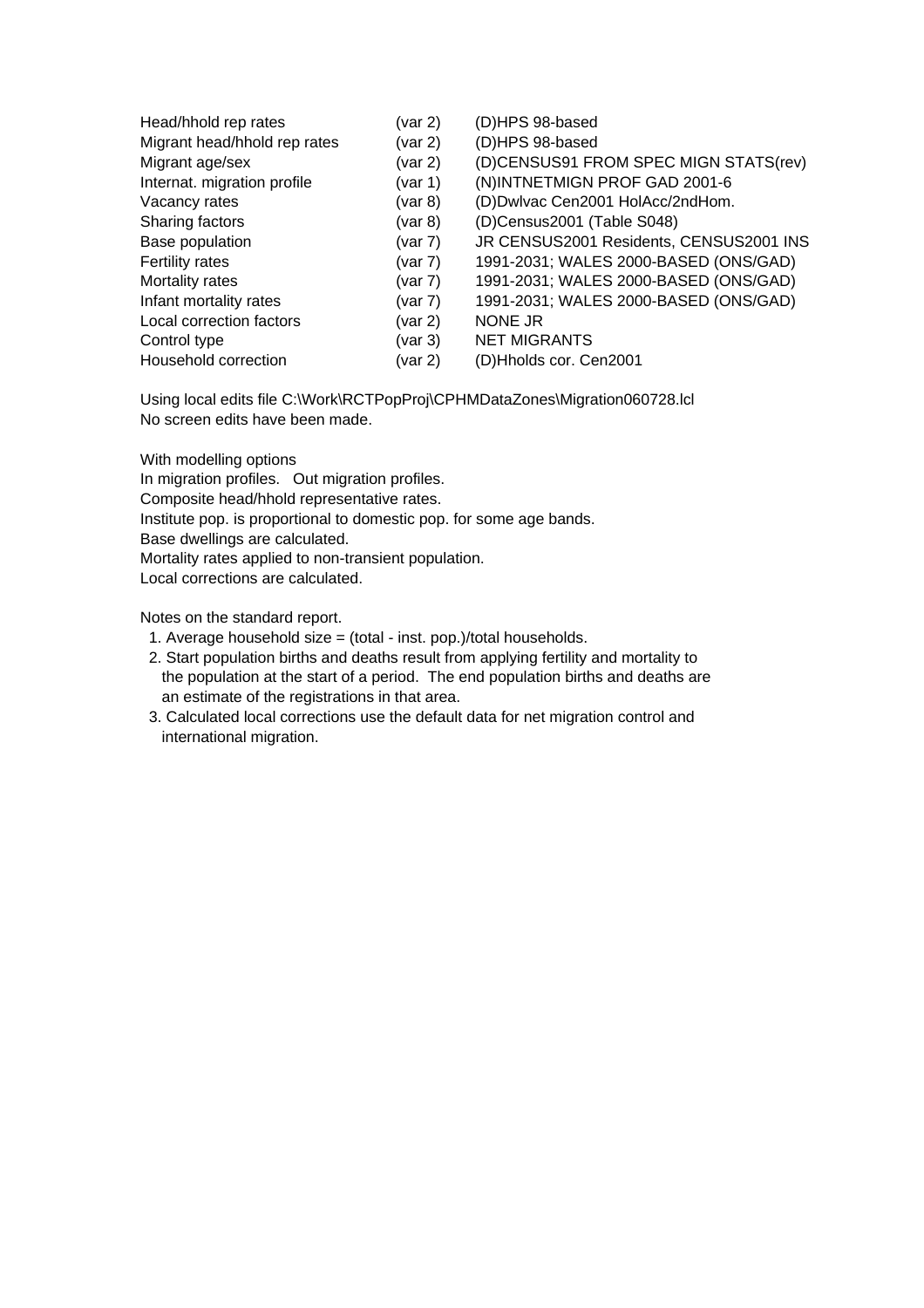| | | |
|---|---|---|
| Head/hhold rep rates | (var 2) | (D)HPS 98-based |
| Migrant head/hhold rep rates | (var 2) | (D)HPS 98-based |
| Migrant age/sex | (var 2) | (D)CENSUS91 FROM SPEC MIGN STATS(rev) |
| Internat. migration profile | (var 1) | (N)INTNETMIGN PROF GAD 2001-6 |
| Vacancy rates | (var 8) | (D)Dwlvac Cen2001 HolAcc/2ndHom. |
| Sharing factors | (var 8) | (D)Census2001 (Table S048) |
| Base population | (var 7) | JR CENSUS2001 Residents, CENSUS2001 INS |
| Fertility rates | (var 7) | 1991-2031; WALES 2000-BASED (ONS/GAD) |
| Mortality rates | (var 7) | 1991-2031; WALES 2000-BASED (ONS/GAD) |
| Infant mortality rates | (var 7) | 1991-2031; WALES 2000-BASED (ONS/GAD) |
| Local correction factors | (var 2) | NONE JR |
| Control type | (var 3) | NET MIGRANTS |
| Household correction | (var 2) | (D)Hholds cor. Cen2001 |

Using local edits file C:\Work\RCTPopProj\CPHMDataZones\Migration060728.lcl
No screen edits have been made.

With modelling options
In migration profiles.   Out migration profiles.
Composite head/hhold representative rates.
Institute pop. is proportional to domestic pop. for some age bands.
Base dwellings are calculated.
Mortality rates applied to non-transient population.
Local corrections are calculated.

Notes on the standard report.

1. Average household size = (total - inst. pop.)/total households.
2. Start population births and deaths result from applying fertility and mortality to the population at the start of a period.  The end population births and deaths are an estimate of the registrations in that area.
3. Calculated local corrections use the default data for net migration control and international migration.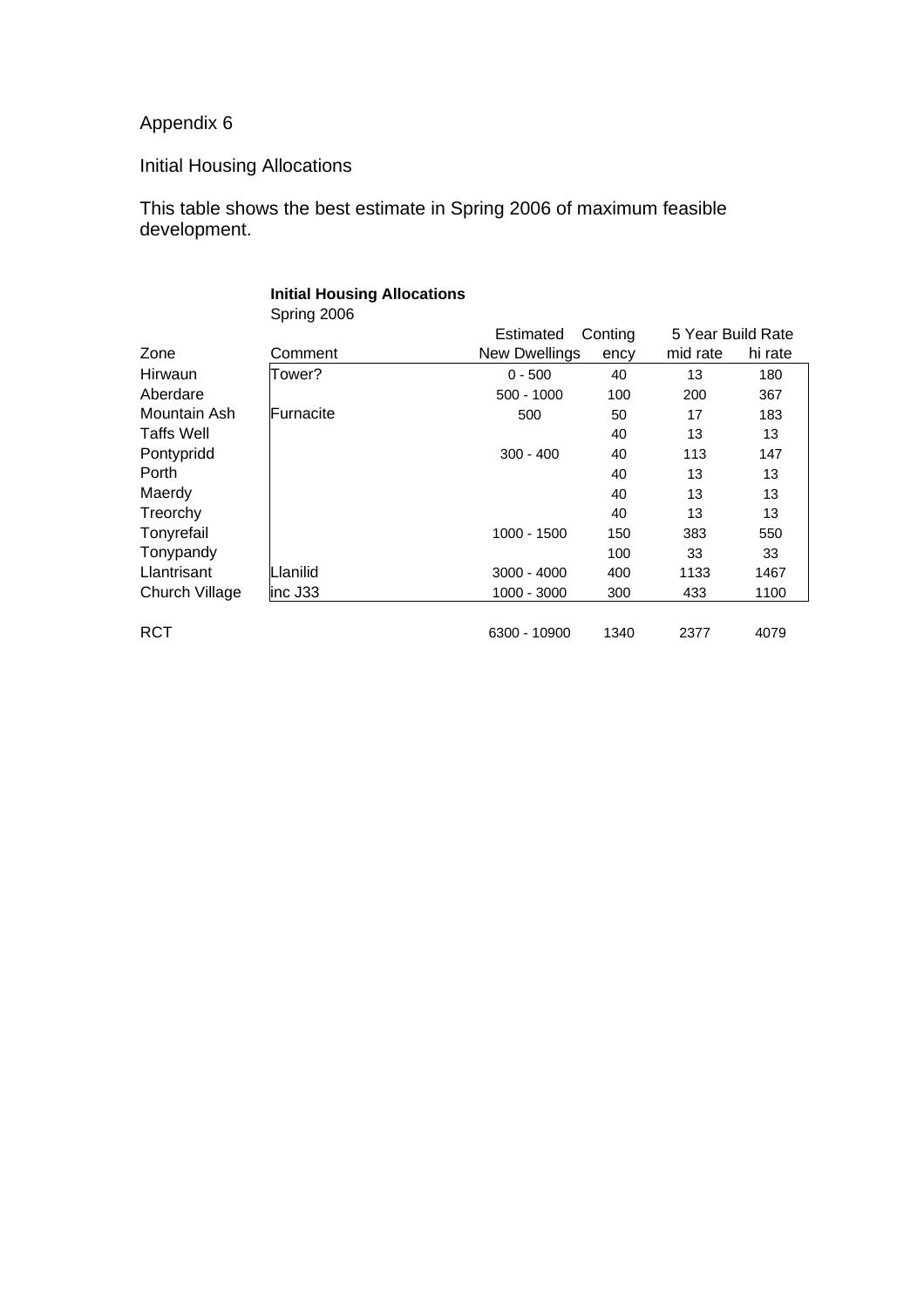Appendix 6

Initial Housing Allocations

This table shows the best estimate in Spring 2006 of maximum feasible development.

**Initial Housing Allocations**
Spring 2006

| Zone | Comment | Estimated New Dwellings | Contingency | 5 Year Build Rate mid rate | 5 Year Build Rate hi rate |
|---|---|---|---|---|---|
| Hirwaun | Tower? | 0 - 500 | 40 | 13 | 180 |
| Aberdare | | 500 - 1000 | 100 | 200 | 367 |
| Mountain Ash | Furnacite | 500 | 50 | 17 | 183 |
| Taffs Well | | | 40 | 13 | 13 |
| Pontypridd | | 300 - 400 | 40 | 113 | 147 |
| Porth | | | 40 | 13 | 13 |
| Maerdy | | | 40 | 13 | 13 |
| Treorchy | | | 40 | 13 | 13 |
| Tonyrefail | | 1000 - 1500 | 150 | 383 | 550 |
| Tonypandy | | | 100 | 33 | 33 |
| Llantrisant | Llanilid | 3000 - 4000 | 400 | 1133 | 1467 |
| Church Village | inc J33 | 1000 - 3000 | 300 | 433 | 1100 |
| RCT | | 6300 - 10900 | 1340 | 2377 | 4079 |